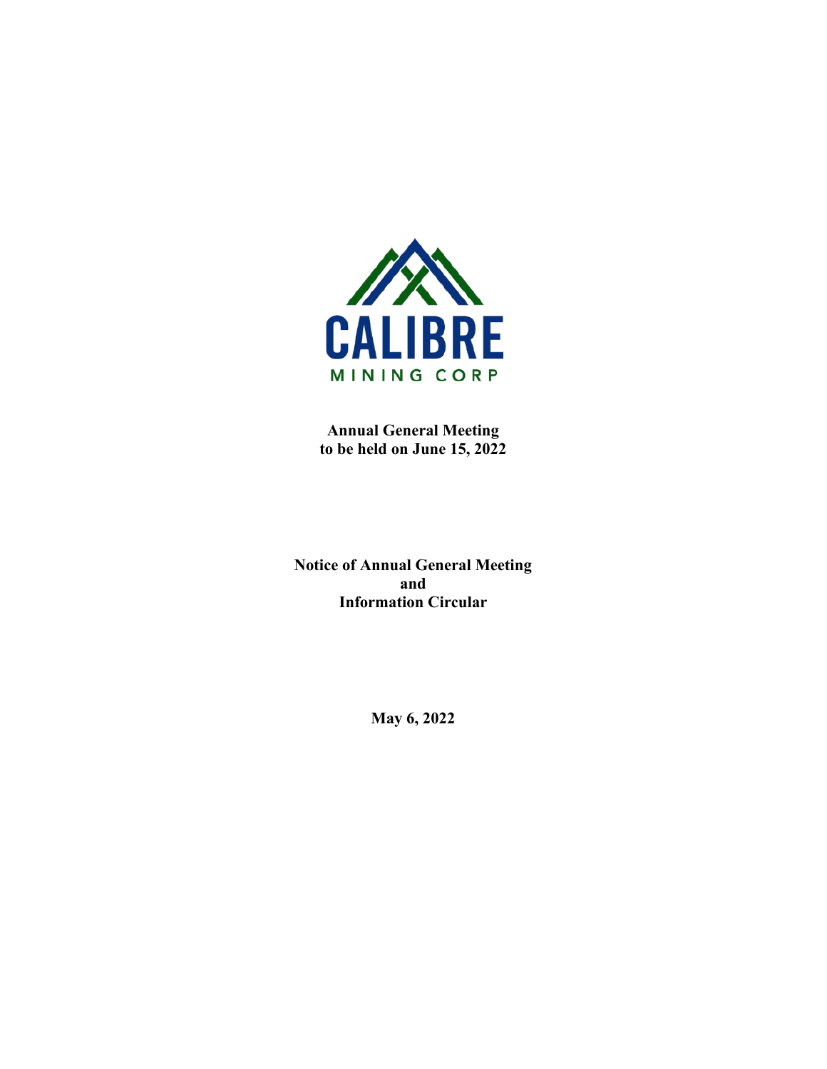CALIBRE

MINING CORP

**Annual General Meeting**
**to be held on June 15, 2022**

**Notice of Annual General Meeting**
**and**
**Information Circular**

**May 6, 2022**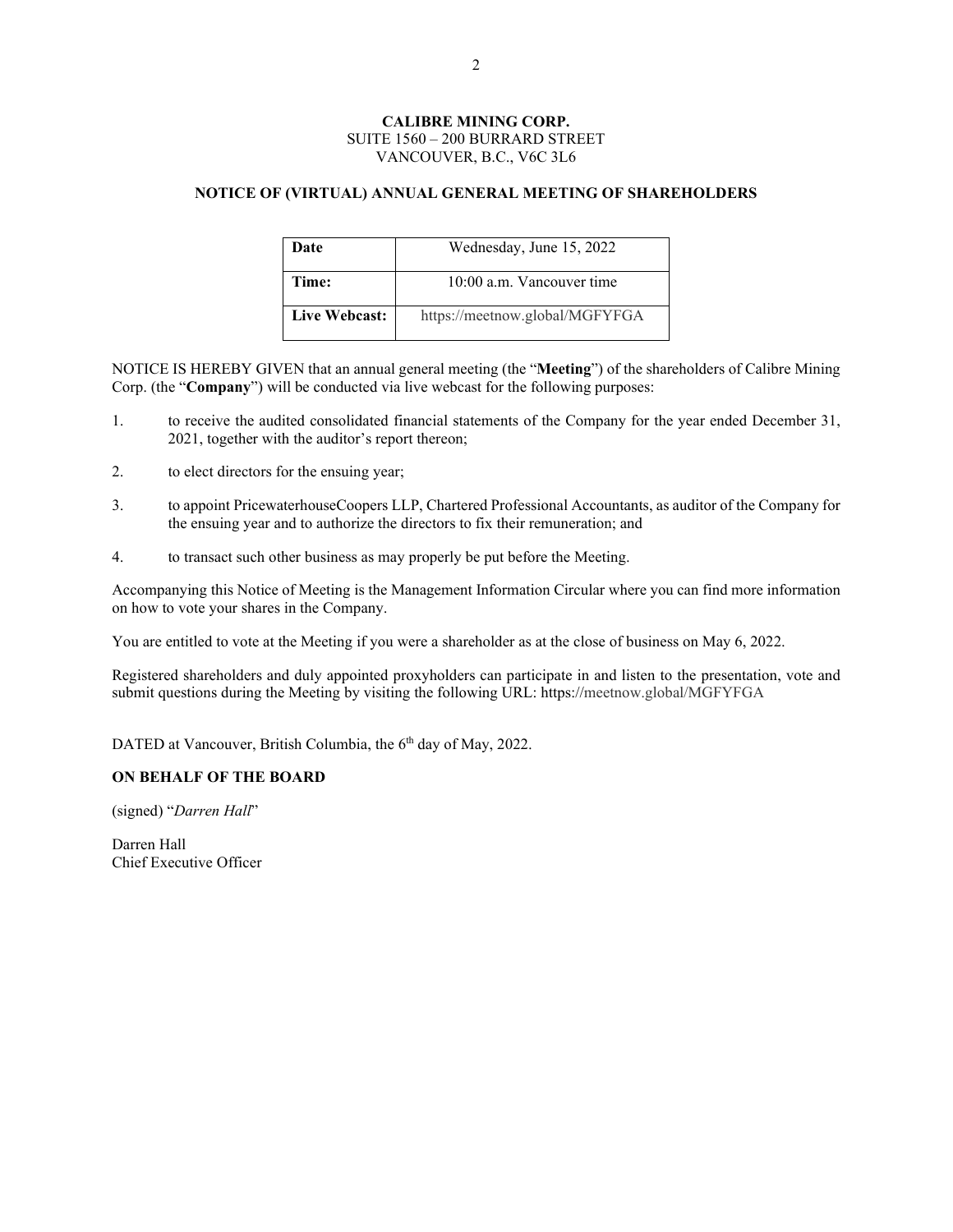**CALIBRE MINING CORP.**
SUITE 1560 – 200 BURRARD STREET
VANCOUVER, B.C., V6C 3L6

**NOTICE OF (VIRTUAL) ANNUAL GENERAL MEETING OF SHAREHOLDERS**

| **Date** | Wednesday, June 15, 2022 |
|---|---|
| **Time:** | 10:00 a.m. Vancouver time |
| **Live Webcast:** | https://meetnow.global/MGFYFGA |

NOTICE IS HEREBY GIVEN that an annual general meeting (the "**Meeting**") of the shareholders of Calibre Mining Corp. (the "**Company**") will be conducted via live webcast for the following purposes:

1. to receive the audited consolidated financial statements of the Company for the year ended December 31, 2021, together with the auditor's report thereon;
2. to elect directors for the ensuing year;
3. to appoint PricewaterhouseCoopers LLP, Chartered Professional Accountants, as auditor of the Company for the ensuing year and to authorize the directors to fix their remuneration; and
4. to transact such other business as may properly be put before the Meeting.

Accompanying this Notice of Meeting is the Management Information Circular where you can find more information on how to vote your shares in the Company.

You are entitled to vote at the Meeting if you were a shareholder as at the close of business on May 6, 2022.

Registered shareholders and duly appointed proxyholders can participate in and listen to the presentation, vote and submit questions during the Meeting by visiting the following URL: https://meetnow.global/MGFYFGA

DATED at Vancouver, British Columbia, the 6th day of May, 2022.

**ON BEHALF OF THE BOARD**

(signed) "*Darren Hall*"

Darren Hall
Chief Executive Officer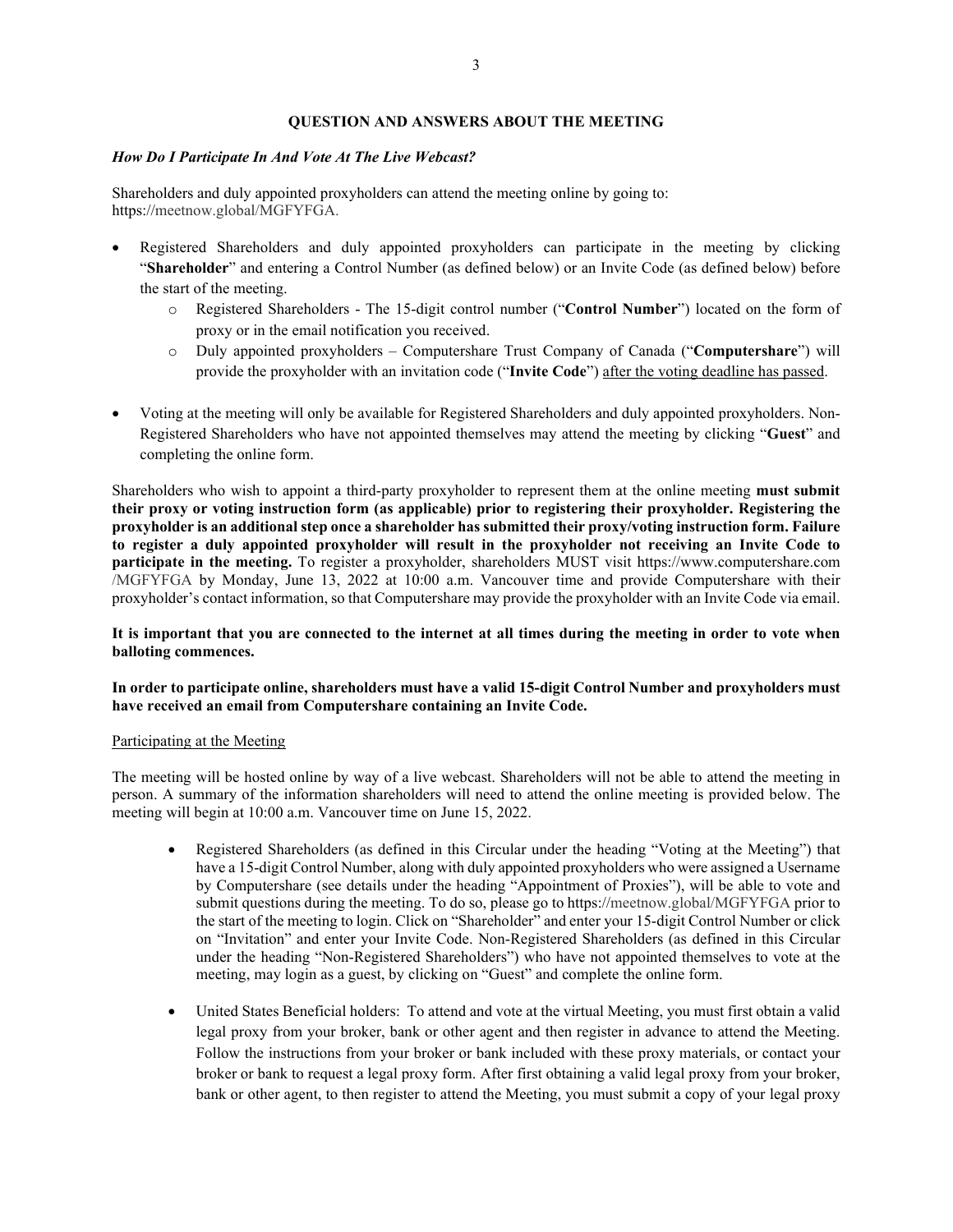## QUESTION AND ANSWERS ABOUT THE MEETING

### *How Do I Participate In And Vote At The Live Webcast?*

Shareholders and duly appointed proxyholders can attend the meeting online by going to: https://meetnow.global/MGFYFGA.

- Registered Shareholders and duly appointed proxyholders can participate in the meeting by clicking "**Shareholder**" and entering a Control Number (as defined below) or an Invite Code (as defined below) before the start of the meeting.
  - Registered Shareholders - The 15-digit control number ("**Control Number**") located on the form of proxy or in the email notification you received.
  - Duly appointed proxyholders – Computershare Trust Company of Canada ("**Computershare**") will provide the proxyholder with an invitation code ("**Invite Code**") <u>after the voting deadline has passed</u>.
- Voting at the meeting will only be available for Registered Shareholders and duly appointed proxyholders. Non-Registered Shareholders who have not appointed themselves may attend the meeting by clicking "**Guest**" and completing the online form.

Shareholders who wish to appoint a third-party proxyholder to represent them at the online meeting **must submit their proxy or voting instruction form (as applicable) prior to registering their proxyholder. Registering the proxyholder is an additional step once a shareholder has submitted their proxy/voting instruction form. Failure to register a duly appointed proxyholder will result in the proxyholder not receiving an Invite Code to participate in the meeting.** To register a proxyholder, shareholders MUST visit https://www.computershare.com/MGFYFGA by Monday, June 13, 2022 at 10:00 a.m. Vancouver time and provide Computershare with their proxyholder's contact information, so that Computershare may provide the proxyholder with an Invite Code via email.

**It is important that you are connected to the internet at all times during the meeting in order to vote when balloting commences.**

**In order to participate online, shareholders must have a valid 15-digit Control Number and proxyholders must have received an email from Computershare containing an Invite Code.**

<u>Participating at the Meeting</u>

The meeting will be hosted online by way of a live webcast. Shareholders will not be able to attend the meeting in person. A summary of the information shareholders will need to attend the online meeting is provided below. The meeting will begin at 10:00 a.m. Vancouver time on June 15, 2022.

- Registered Shareholders (as defined in this Circular under the heading "Voting at the Meeting") that have a 15-digit Control Number, along with duly appointed proxyholders who were assigned a Username by Computershare (see details under the heading "Appointment of Proxies"), will be able to vote and submit questions during the meeting. To do so, please go to https://meetnow.global/MGFYFGA prior to the start of the meeting to login. Click on "Shareholder" and enter your 15-digit Control Number or click on "Invitation" and enter your Invite Code. Non-Registered Shareholders (as defined in this Circular under the heading "Non-Registered Shareholders") who have not appointed themselves to vote at the meeting, may login as a guest, by clicking on "Guest" and complete the online form.
- United States Beneficial holders: To attend and vote at the virtual Meeting, you must first obtain a valid legal proxy from your broker, bank or other agent and then register in advance to attend the Meeting. Follow the instructions from your broker or bank included with these proxy materials, or contact your broker or bank to request a legal proxy form. After first obtaining a valid legal proxy from your broker, bank or other agent, to then register to attend the Meeting, you must submit a copy of your legal proxy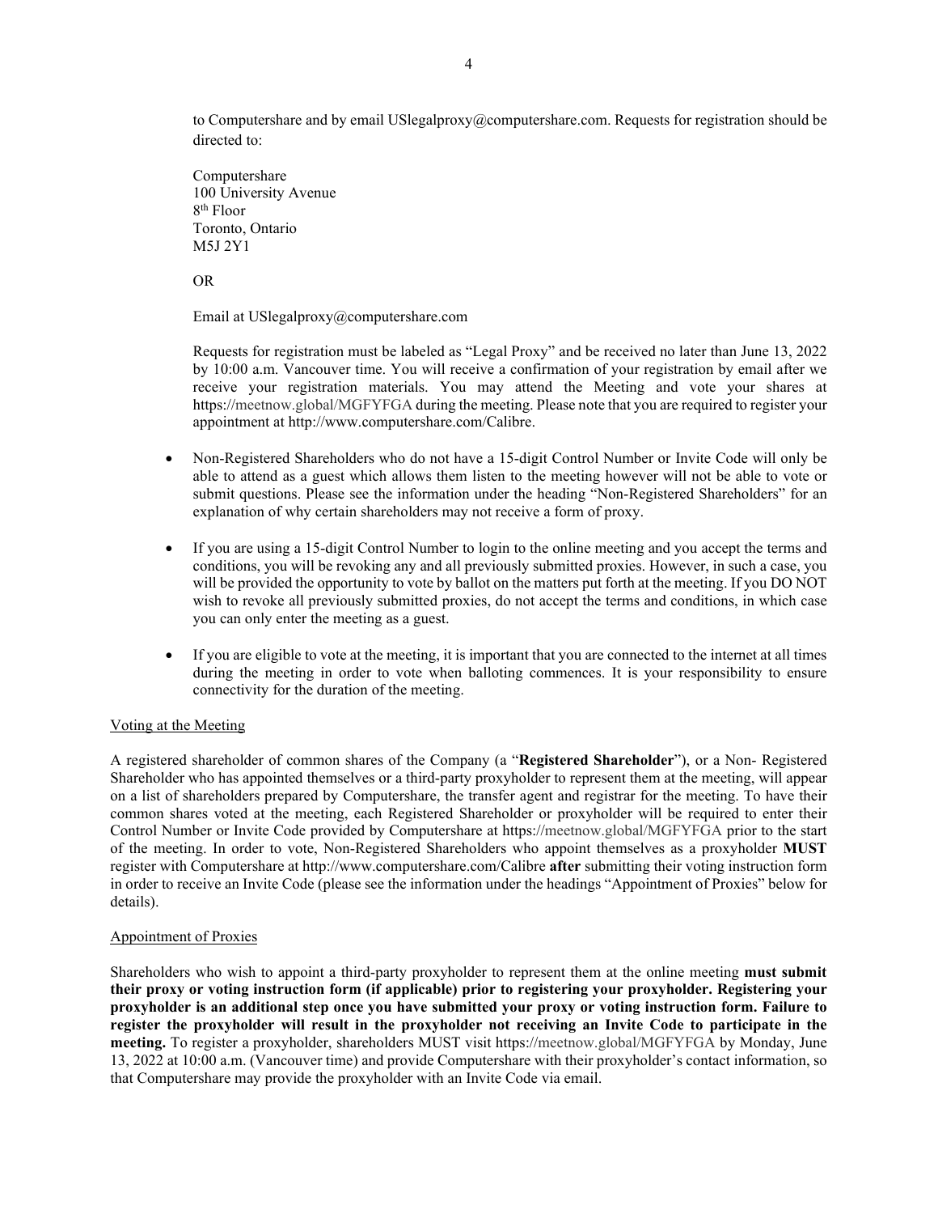to Computershare and by email USlegalproxy@computershare.com. Requests for registration should be directed to:

Computershare
100 University Avenue
8th Floor
Toronto, Ontario
M5J 2Y1

OR

Email at USlegalproxy@computershare.com

Requests for registration must be labeled as "Legal Proxy" and be received no later than June 13, 2022 by 10:00 a.m. Vancouver time. You will receive a confirmation of your registration by email after we receive your registration materials. You may attend the Meeting and vote your shares at https://meetnow.global/MGFYFGA during the meeting. Please note that you are required to register your appointment at http://www.computershare.com/Calibre.

- Non-Registered Shareholders who do not have a 15-digit Control Number or Invite Code will only be able to attend as a guest which allows them listen to the meeting however will not be able to vote or submit questions. Please see the information under the heading "Non-Registered Shareholders" for an explanation of why certain shareholders may not receive a form of proxy.
- If you are using a 15-digit Control Number to login to the online meeting and you accept the terms and conditions, you will be revoking any and all previously submitted proxies. However, in such a case, you will be provided the opportunity to vote by ballot on the matters put forth at the meeting. If you DO NOT wish to revoke all previously submitted proxies, do not accept the terms and conditions, in which case you can only enter the meeting as a guest.
- If you are eligible to vote at the meeting, it is important that you are connected to the internet at all times during the meeting in order to vote when balloting commences. It is your responsibility to ensure connectivity for the duration of the meeting.

Voting at the Meeting

A registered shareholder of common shares of the Company (a "**Registered Shareholder**"), or a Non- Registered Shareholder who has appointed themselves or a third-party proxyholder to represent them at the meeting, will appear on a list of shareholders prepared by Computershare, the transfer agent and registrar for the meeting. To have their common shares voted at the meeting, each Registered Shareholder or proxyholder will be required to enter their Control Number or Invite Code provided by Computershare at https://meetnow.global/MGFYFGA prior to the start of the meeting. In order to vote, Non-Registered Shareholders who appoint themselves as a proxyholder **MUST** register with Computershare at http://www.computershare.com/Calibre **after** submitting their voting instruction form in order to receive an Invite Code (please see the information under the headings "Appointment of Proxies" below for details).

Appointment of Proxies

Shareholders who wish to appoint a third-party proxyholder to represent them at the online meeting **must submit their proxy or voting instruction form (if applicable) prior to registering your proxyholder. Registering your proxyholder is an additional step once you have submitted your proxy or voting instruction form. Failure to register the proxyholder will result in the proxyholder not receiving an Invite Code to participate in the meeting.** To register a proxyholder, shareholders MUST visit https://meetnow.global/MGFYFGA by Monday, June 13, 2022 at 10:00 a.m. (Vancouver time) and provide Computershare with their proxyholder's contact information, so that Computershare may provide the proxyholder with an Invite Code via email.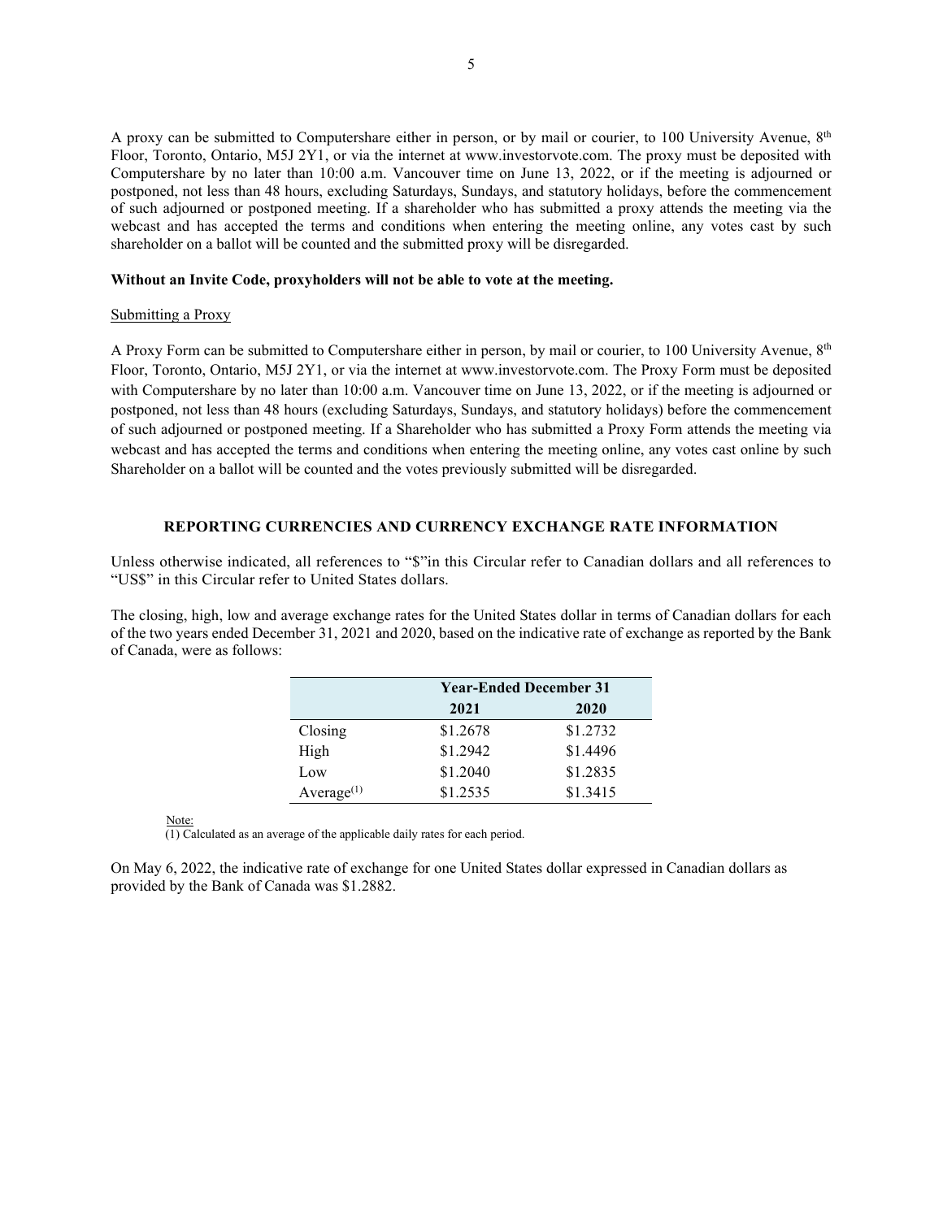A proxy can be submitted to Computershare either in person, or by mail or courier, to 100 University Avenue, 8th Floor, Toronto, Ontario, M5J 2Y1, or via the internet at www.investorvote.com. The proxy must be deposited with Computershare by no later than 10:00 a.m. Vancouver time on June 13, 2022, or if the meeting is adjourned or postponed, not less than 48 hours, excluding Saturdays, Sundays, and statutory holidays, before the commencement of such adjourned or postponed meeting. If a shareholder who has submitted a proxy attends the meeting via the webcast and has accepted the terms and conditions when entering the meeting online, any votes cast by such shareholder on a ballot will be counted and the submitted proxy will be disregarded.

**Without an Invite Code, proxyholders will not be able to vote at the meeting.**

Submitting a Proxy

A Proxy Form can be submitted to Computershare either in person, by mail or courier, to 100 University Avenue, 8th Floor, Toronto, Ontario, M5J 2Y1, or via the internet at www.investorvote.com. The Proxy Form must be deposited with Computershare by no later than 10:00 a.m. Vancouver time on June 13, 2022, or if the meeting is adjourned or postponed, not less than 48 hours (excluding Saturdays, Sundays, and statutory holidays) before the commencement of such adjourned or postponed meeting. If a Shareholder who has submitted a Proxy Form attends the meeting via webcast and has accepted the terms and conditions when entering the meeting online, any votes cast online by such Shareholder on a ballot will be counted and the votes previously submitted will be disregarded.

## REPORTING CURRENCIES AND CURRENCY EXCHANGE RATE INFORMATION

Unless otherwise indicated, all references to "$"in this Circular refer to Canadian dollars and all references to "US$" in this Circular refer to United States dollars.

The closing, high, low and average exchange rates for the United States dollar in terms of Canadian dollars for each of the two years ended December 31, 2021 and 2020, based on the indicative rate of exchange as reported by the Bank of Canada, were as follows:

| | Year-Ended December 31 | |
|---|---|---|
| | 2021 | 2020 |
| Closing | $1.2678 | $1.2732 |
| High | $1.2942 | $1.4496 |
| Low | $1.2040 | $1.2835 |
| Average(1) | $1.2535 | $1.3415 |

Note:
(1) Calculated as an average of the applicable daily rates for each period.

On May 6, 2022, the indicative rate of exchange for one United States dollar expressed in Canadian dollars as provided by the Bank of Canada was $1.2882.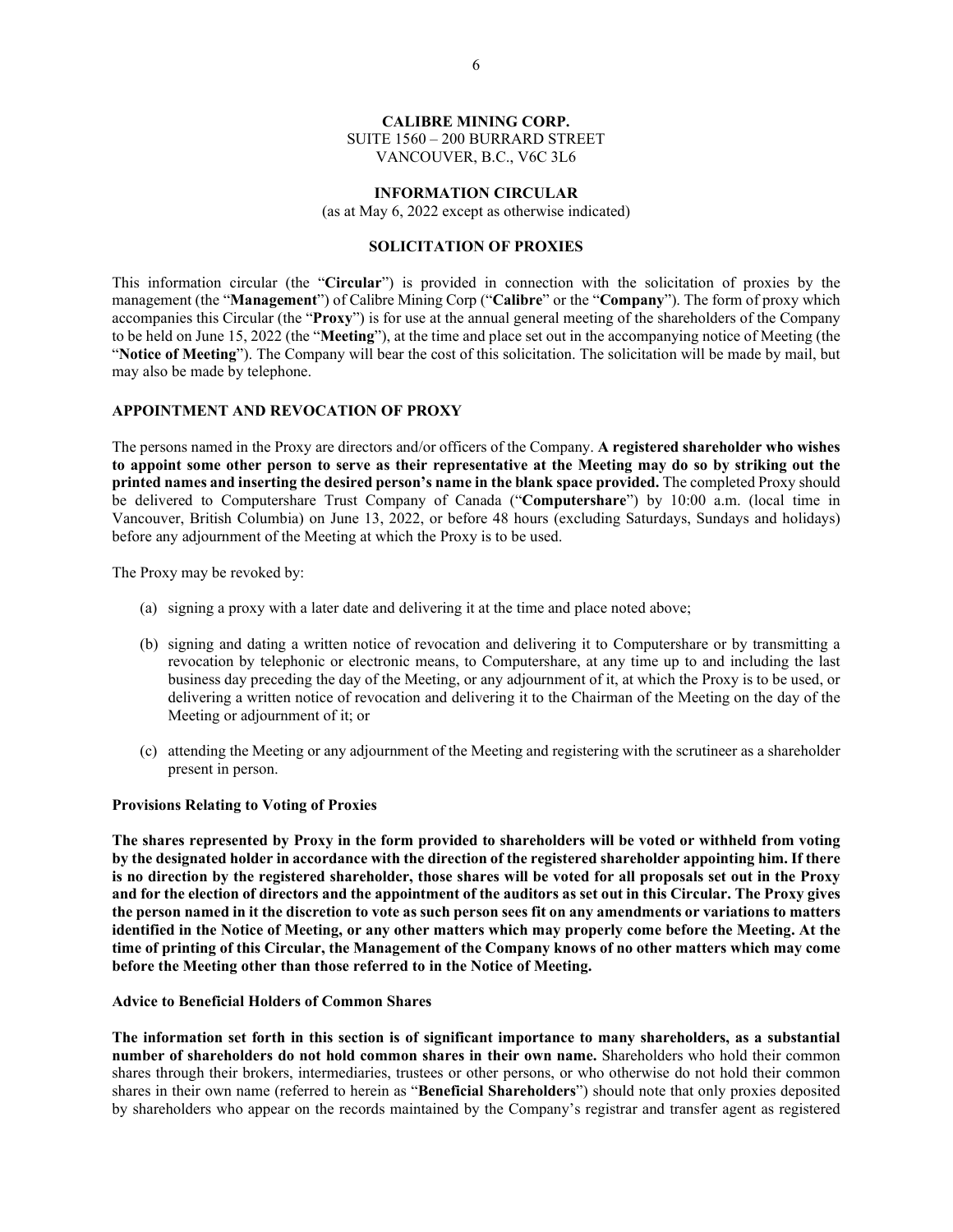**CALIBRE MINING CORP.**
SUITE 1560 – 200 BURRARD STREET
VANCOUVER, B.C., V6C 3L6

**INFORMATION CIRCULAR**
(as at May 6, 2022 except as otherwise indicated)

**SOLICITATION OF PROXIES**

This information circular (the "**Circular**") is provided in connection with the solicitation of proxies by the management (the "**Management**") of Calibre Mining Corp ("**Calibre**" or the "**Company**"). The form of proxy which accompanies this Circular (the "**Proxy**") is for use at the annual general meeting of the shareholders of the Company to be held on June 15, 2022 (the "**Meeting**"), at the time and place set out in the accompanying notice of Meeting (the "**Notice of Meeting**"). The Company will bear the cost of this solicitation. The solicitation will be made by mail, but may also be made by telephone.

## APPOINTMENT AND REVOCATION OF PROXY

The persons named in the Proxy are directors and/or officers of the Company. **A registered shareholder who wishes to appoint some other person to serve as their representative at the Meeting may do so by striking out the printed names and inserting the desired person's name in the blank space provided.** The completed Proxy should be delivered to Computershare Trust Company of Canada ("**Computershare**") by 10:00 a.m. (local time in Vancouver, British Columbia) on June 13, 2022, or before 48 hours (excluding Saturdays, Sundays and holidays) before any adjournment of the Meeting at which the Proxy is to be used.

The Proxy may be revoked by:

(a) signing a proxy with a later date and delivering it at the time and place noted above;

(b) signing and dating a written notice of revocation and delivering it to Computershare or by transmitting a revocation by telephonic or electronic means, to Computershare, at any time up to and including the last business day preceding the day of the Meeting, or any adjournment of it, at which the Proxy is to be used, or delivering a written notice of revocation and delivering it to the Chairman of the Meeting on the day of the Meeting or adjournment of it; or

(c) attending the Meeting or any adjournment of the Meeting and registering with the scrutineer as a shareholder present in person.

### Provisions Relating to Voting of Proxies

**The shares represented by Proxy in the form provided to shareholders will be voted or withheld from voting by the designated holder in accordance with the direction of the registered shareholder appointing him. If there is no direction by the registered shareholder, those shares will be voted for all proposals set out in the Proxy and for the election of directors and the appointment of the auditors as set out in this Circular. The Proxy gives the person named in it the discretion to vote as such person sees fit on any amendments or variations to matters identified in the Notice of Meeting, or any other matters which may properly come before the Meeting. At the time of printing of this Circular, the Management of the Company knows of no other matters which may come before the Meeting other than those referred to in the Notice of Meeting.**

### Advice to Beneficial Holders of Common Shares

**The information set forth in this section is of significant importance to many shareholders, as a substantial number of shareholders do not hold common shares in their own name.** Shareholders who hold their common shares through their brokers, intermediaries, trustees or other persons, or who otherwise do not hold their common shares in their own name (referred to herein as "**Beneficial Shareholders**") should note that only proxies deposited by shareholders who appear on the records maintained by the Company's registrar and transfer agent as registered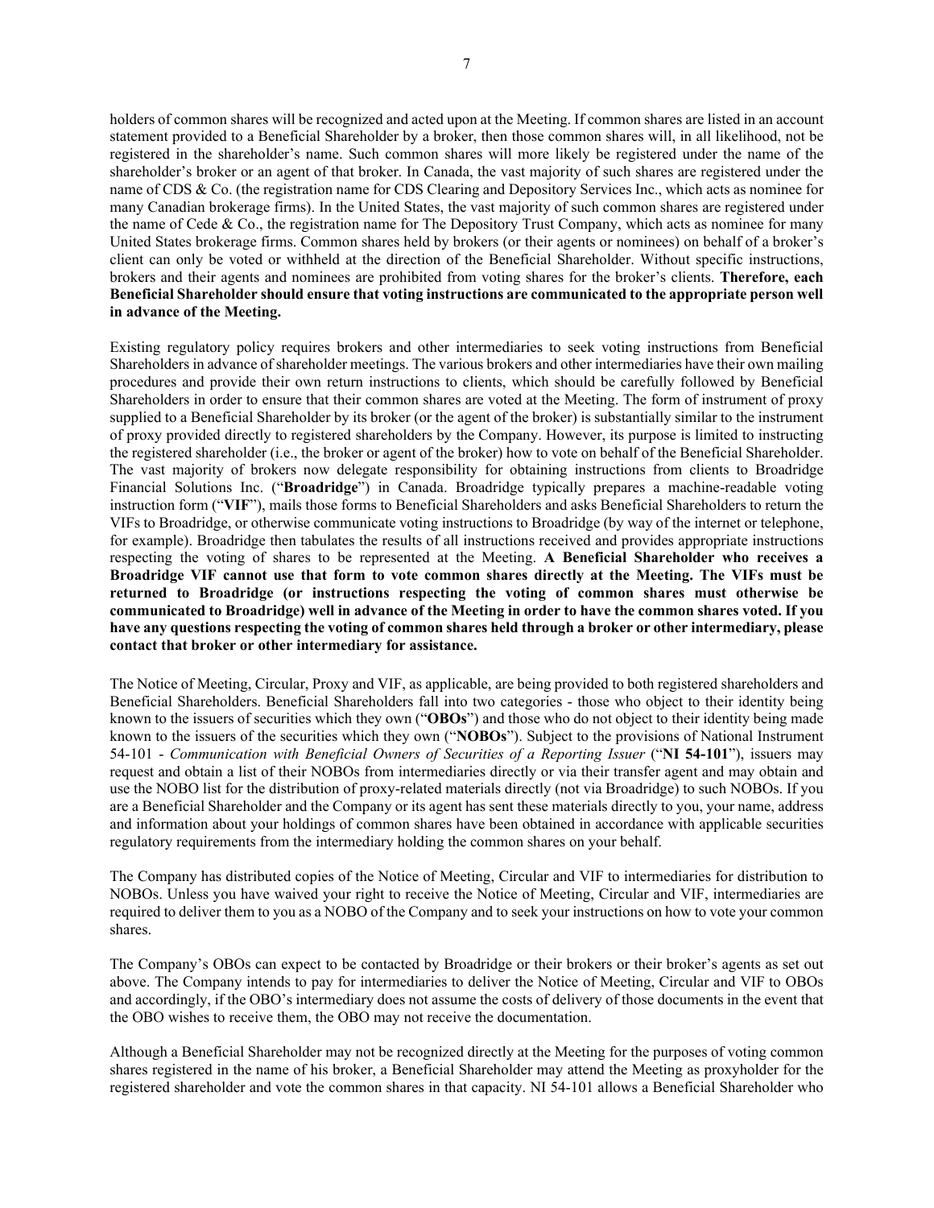holders of common shares will be recognized and acted upon at the Meeting. If common shares are listed in an account statement provided to a Beneficial Shareholder by a broker, then those common shares will, in all likelihood, not be registered in the shareholder's name. Such common shares will more likely be registered under the name of the shareholder's broker or an agent of that broker. In Canada, the vast majority of such shares are registered under the name of CDS & Co. (the registration name for CDS Clearing and Depository Services Inc., which acts as nominee for many Canadian brokerage firms). In the United States, the vast majority of such common shares are registered under the name of Cede & Co., the registration name for The Depository Trust Company, which acts as nominee for many United States brokerage firms. Common shares held by brokers (or their agents or nominees) on behalf of a broker's client can only be voted or withheld at the direction of the Beneficial Shareholder. Without specific instructions, brokers and their agents and nominees are prohibited from voting shares for the broker's clients. **Therefore, each Beneficial Shareholder should ensure that voting instructions are communicated to the appropriate person well in advance of the Meeting.**

Existing regulatory policy requires brokers and other intermediaries to seek voting instructions from Beneficial Shareholders in advance of shareholder meetings. The various brokers and other intermediaries have their own mailing procedures and provide their own return instructions to clients, which should be carefully followed by Beneficial Shareholders in order to ensure that their common shares are voted at the Meeting. The form of instrument of proxy supplied to a Beneficial Shareholder by its broker (or the agent of the broker) is substantially similar to the instrument of proxy provided directly to registered shareholders by the Company. However, its purpose is limited to instructing the registered shareholder (i.e., the broker or agent of the broker) how to vote on behalf of the Beneficial Shareholder. The vast majority of brokers now delegate responsibility for obtaining instructions from clients to Broadridge Financial Solutions Inc. ("**Broadridge**") in Canada. Broadridge typically prepares a machine-readable voting instruction form ("**VIF**"), mails those forms to Beneficial Shareholders and asks Beneficial Shareholders to return the VIFs to Broadridge, or otherwise communicate voting instructions to Broadridge (by way of the internet or telephone, for example). Broadridge then tabulates the results of all instructions received and provides appropriate instructions respecting the voting of shares to be represented at the Meeting. **A Beneficial Shareholder who receives a Broadridge VIF cannot use that form to vote common shares directly at the Meeting. The VIFs must be returned to Broadridge (or instructions respecting the voting of common shares must otherwise be communicated to Broadridge) well in advance of the Meeting in order to have the common shares voted. If you have any questions respecting the voting of common shares held through a broker or other intermediary, please contact that broker or other intermediary for assistance.**

The Notice of Meeting, Circular, Proxy and VIF, as applicable, are being provided to both registered shareholders and Beneficial Shareholders. Beneficial Shareholders fall into two categories - those who object to their identity being known to the issuers of securities which they own ("**OBOs**") and those who do not object to their identity being made known to the issuers of the securities which they own ("**NOBOs**"). Subject to the provisions of National Instrument 54-101 - *Communication with Beneficial Owners of Securities of a Reporting Issuer* ("**NI 54-101**"), issuers may request and obtain a list of their NOBOs from intermediaries directly or via their transfer agent and may obtain and use the NOBO list for the distribution of proxy-related materials directly (not via Broadridge) to such NOBOs. If you are a Beneficial Shareholder and the Company or its agent has sent these materials directly to you, your name, address and information about your holdings of common shares have been obtained in accordance with applicable securities regulatory requirements from the intermediary holding the common shares on your behalf.

The Company has distributed copies of the Notice of Meeting, Circular and VIF to intermediaries for distribution to NOBOs. Unless you have waived your right to receive the Notice of Meeting, Circular and VIF, intermediaries are required to deliver them to you as a NOBO of the Company and to seek your instructions on how to vote your common shares.

The Company's OBOs can expect to be contacted by Broadridge or their brokers or their broker's agents as set out above. The Company intends to pay for intermediaries to deliver the Notice of Meeting, Circular and VIF to OBOs and accordingly, if the OBO's intermediary does not assume the costs of delivery of those documents in the event that the OBO wishes to receive them, the OBO may not receive the documentation.

Although a Beneficial Shareholder may not be recognized directly at the Meeting for the purposes of voting common shares registered in the name of his broker, a Beneficial Shareholder may attend the Meeting as proxyholder for the registered shareholder and vote the common shares in that capacity. NI 54-101 allows a Beneficial Shareholder who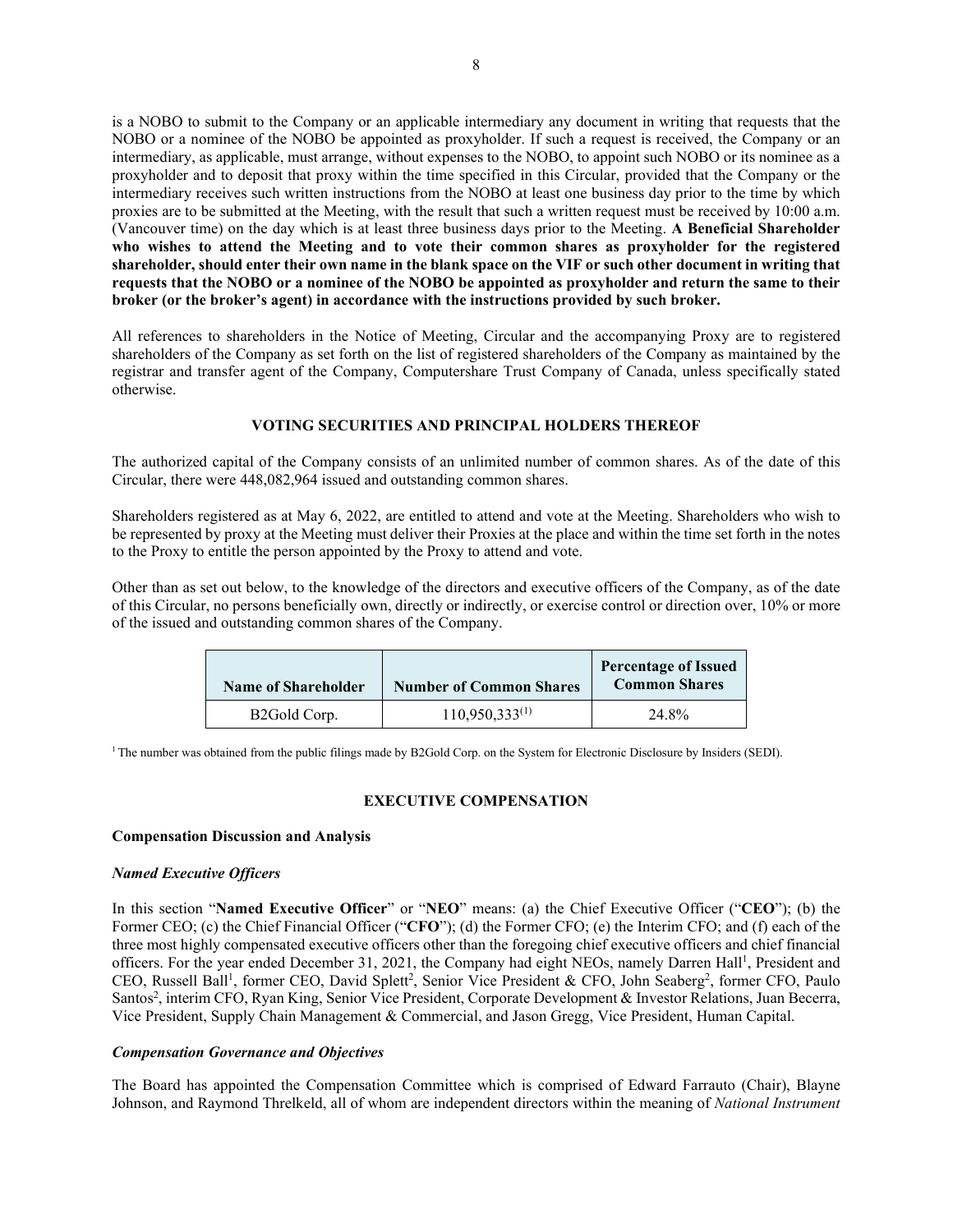is a NOBO to submit to the Company or an applicable intermediary any document in writing that requests that the NOBO or a nominee of the NOBO be appointed as proxyholder. If such a request is received, the Company or an intermediary, as applicable, must arrange, without expenses to the NOBO, to appoint such NOBO or its nominee as a proxyholder and to deposit that proxy within the time specified in this Circular, provided that the Company or the intermediary receives such written instructions from the NOBO at least one business day prior to the time by which proxies are to be submitted at the Meeting, with the result that such a written request must be received by 10:00 a.m. (Vancouver time) on the day which is at least three business days prior to the Meeting. **A Beneficial Shareholder who wishes to attend the Meeting and to vote their common shares as proxyholder for the registered shareholder, should enter their own name in the blank space on the VIF or such other document in writing that requests that the NOBO or a nominee of the NOBO be appointed as proxyholder and return the same to their broker (or the broker's agent) in accordance with the instructions provided by such broker.**

All references to shareholders in the Notice of Meeting, Circular and the accompanying Proxy are to registered shareholders of the Company as set forth on the list of registered shareholders of the Company as maintained by the registrar and transfer agent of the Company, Computershare Trust Company of Canada, unless specifically stated otherwise.

## VOTING SECURITIES AND PRINCIPAL HOLDERS THEREOF

The authorized capital of the Company consists of an unlimited number of common shares. As of the date of this Circular, there were 448,082,964 issued and outstanding common shares.

Shareholders registered as at May 6, 2022, are entitled to attend and vote at the Meeting. Shareholders who wish to be represented by proxy at the Meeting must deliver their Proxies at the place and within the time set forth in the notes to the Proxy to entitle the person appointed by the Proxy to attend and vote.

Other than as set out below, to the knowledge of the directors and executive officers of the Company, as of the date of this Circular, no persons beneficially own, directly or indirectly, or exercise control or direction over, 10% or more of the issued and outstanding common shares of the Company.

| Name of Shareholder | Number of Common Shares | Percentage of Issued Common Shares |
|---|---|---|
| B2Gold Corp. | 110,950,333(1) | 24.8% |

(1) The number was obtained from the public filings made by B2Gold Corp. on the System for Electronic Disclosure by Insiders (SEDI).

## EXECUTIVE COMPENSATION

### Compensation Discussion and Analysis

#### *Named Executive Officers*

In this section "**Named Executive Officer**" or "**NEO**" means: (a) the Chief Executive Officer ("**CEO**"); (b) the Former CEO; (c) the Chief Financial Officer ("**CFO**"); (d) the Former CFO; (e) the Interim CFO; and (f) each of the three most highly compensated executive officers other than the foregoing chief executive officers and chief financial officers. For the year ended December 31, 2021, the Company had eight NEOs, namely Darren Hall[1], President and CEO, Russell Ball[1], former CEO, David Splett[2], Senior Vice President & CFO, John Seaberg[2], former CFO, Paulo Santos[2], interim CFO, Ryan King, Senior Vice President, Corporate Development & Investor Relations, Juan Becerra, Vice President, Supply Chain Management & Commercial, and Jason Gregg, Vice President, Human Capital.

#### *Compensation Governance and Objectives*

The Board has appointed the Compensation Committee which is comprised of Edward Farrauto (Chair), Blayne Johnson, and Raymond Threlkeld, all of whom are independent directors within the meaning of *National Instrument*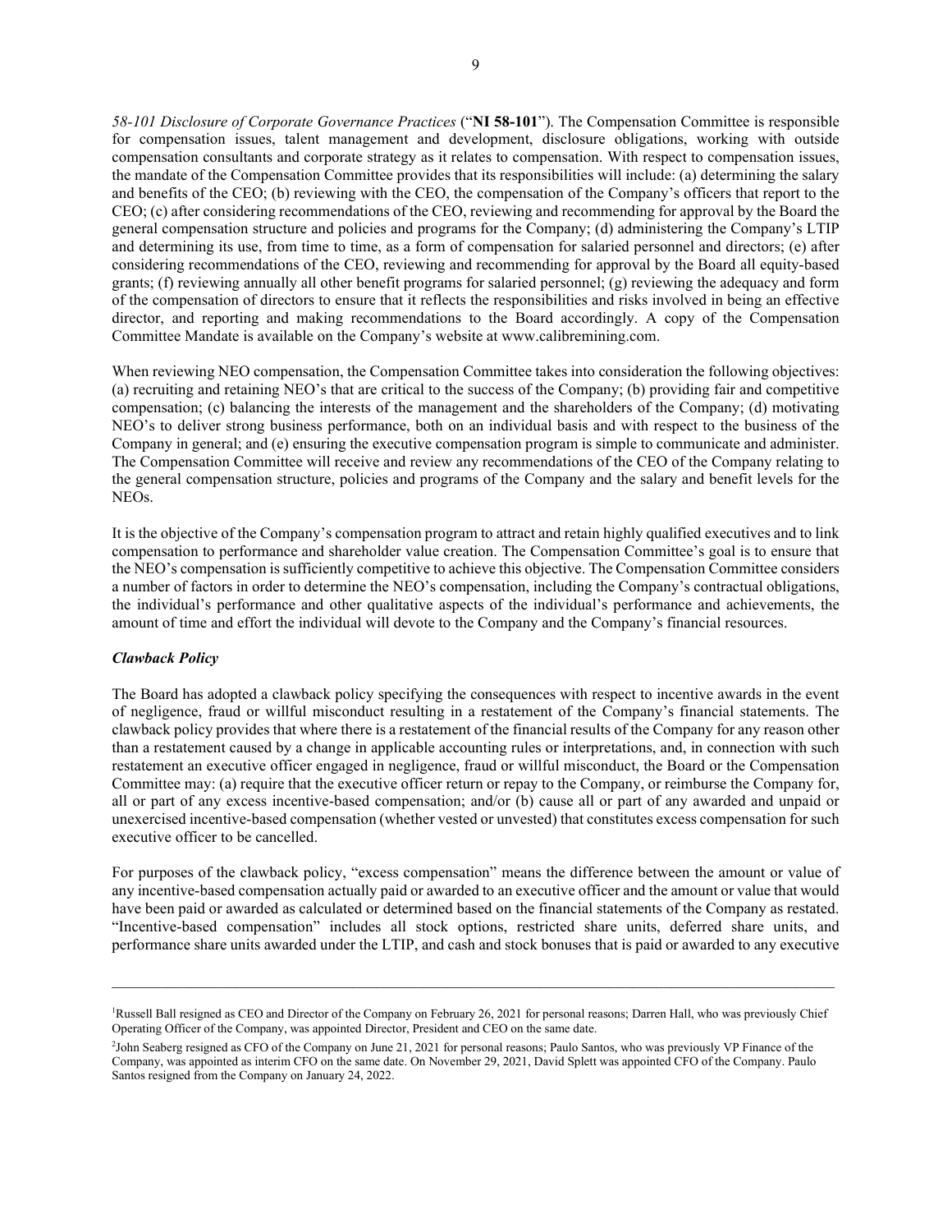*58-101 Disclosure of Corporate Governance Practices* ("**NI 58-101**"). The Compensation Committee is responsible for compensation issues, talent management and development, disclosure obligations, working with outside compensation consultants and corporate strategy as it relates to compensation. With respect to compensation issues, the mandate of the Compensation Committee provides that its responsibilities will include: (a) determining the salary and benefits of the CEO; (b) reviewing with the CEO, the compensation of the Company's officers that report to the CEO; (c) after considering recommendations of the CEO, reviewing and recommending for approval by the Board the general compensation structure and policies and programs for the Company; (d) administering the Company's LTIP and determining its use, from time to time, as a form of compensation for salaried personnel and directors; (e) after considering recommendations of the CEO, reviewing and recommending for approval by the Board all equity-based grants; (f) reviewing annually all other benefit programs for salaried personnel; (g) reviewing the adequacy and form of the compensation of directors to ensure that it reflects the responsibilities and risks involved in being an effective director, and reporting and making recommendations to the Board accordingly. A copy of the Compensation Committee Mandate is available on the Company's website at www.calibremining.com.

When reviewing NEO compensation, the Compensation Committee takes into consideration the following objectives: (a) recruiting and retaining NEO's that are critical to the success of the Company; (b) providing fair and competitive compensation; (c) balancing the interests of the management and the shareholders of the Company; (d) motivating NEO's to deliver strong business performance, both on an individual basis and with respect to the business of the Company in general; and (e) ensuring the executive compensation program is simple to communicate and administer. The Compensation Committee will receive and review any recommendations of the CEO of the Company relating to the general compensation structure, policies and programs of the Company and the salary and benefit levels for the NEOs.

It is the objective of the Company's compensation program to attract and retain highly qualified executives and to link compensation to performance and shareholder value creation. The Compensation Committee's goal is to ensure that the NEO's compensation is sufficiently competitive to achieve this objective. The Compensation Committee considers a number of factors in order to determine the NEO's compensation, including the Company's contractual obligations, the individual's performance and other qualitative aspects of the individual's performance and achievements, the amount of time and effort the individual will devote to the Company and the Company's financial resources.

***Clawback Policy***

The Board has adopted a clawback policy specifying the consequences with respect to incentive awards in the event of negligence, fraud or willful misconduct resulting in a restatement of the Company's financial statements. The clawback policy provides that where there is a restatement of the financial results of the Company for any reason other than a restatement caused by a change in applicable accounting rules or interpretations, and, in connection with such restatement an executive officer engaged in negligence, fraud or willful misconduct, the Board or the Compensation Committee may: (a) require that the executive officer return or repay to the Company, or reimburse the Company for, all or part of any excess incentive-based compensation; and/or (b) cause all or part of any awarded and unpaid or unexercised incentive-based compensation (whether vested or unvested) that constitutes excess compensation for such executive officer to be cancelled.

For purposes of the clawback policy, "excess compensation" means the difference between the amount or value of any incentive-based compensation actually paid or awarded to an executive officer and the amount or value that would have been paid or awarded as calculated or determined based on the financial statements of the Company as restated. "Incentive-based compensation" includes all stock options, restricted share units, deferred share units, and performance share units awarded under the LTIP, and cash and stock bonuses that is paid or awarded to any executive

---

[1]Russell Ball resigned as CEO and Director of the Company on February 26, 2021 for personal reasons; Darren Hall, who was previously Chief Operating Officer of the Company, was appointed Director, President and CEO on the same date.

[2]John Seaberg resigned as CFO of the Company on June 21, 2021 for personal reasons; Paulo Santos, who was previously VP Finance of the Company, was appointed as interim CFO on the same date. On November 29, 2021, David Splett was appointed CFO of the Company. Paulo Santos resigned from the Company on January 24, 2022.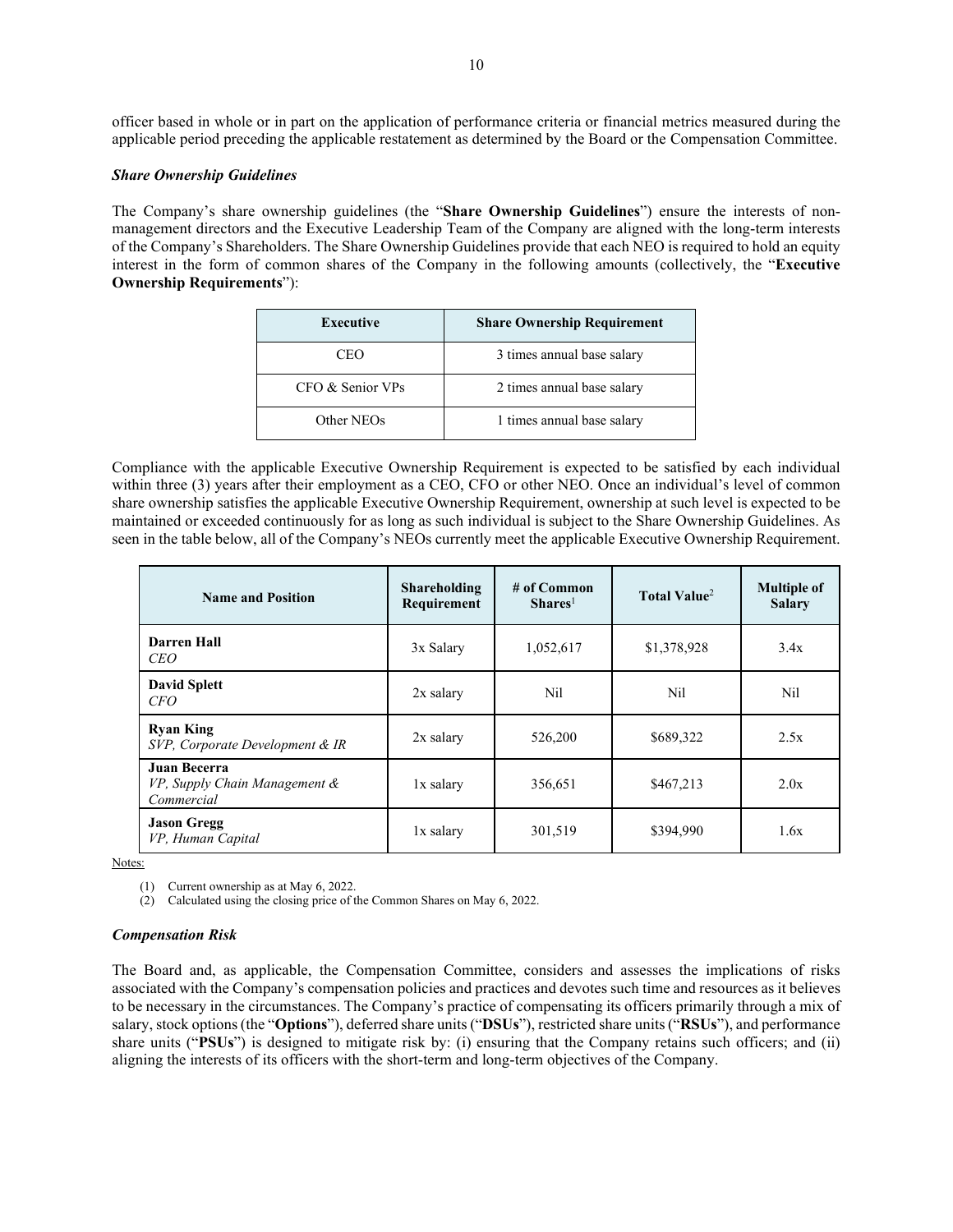officer based in whole or in part on the application of performance criteria or financial metrics measured during the applicable period preceding the applicable restatement as determined by the Board or the Compensation Committee.

***Share Ownership Guidelines***

The Company's share ownership guidelines (the "**Share Ownership Guidelines**") ensure the interests of non-management directors and the Executive Leadership Team of the Company are aligned with the long-term interests of the Company's Shareholders. The Share Ownership Guidelines provide that each NEO is required to hold an equity interest in the form of common shares of the Company in the following amounts (collectively, the "**Executive Ownership Requirements**"):

| Executive | Share Ownership Requirement |
|---|---|
| CEO | 3 times annual base salary |
| CFO & Senior VPs | 2 times annual base salary |
| Other NEOs | 1 times annual base salary |

Compliance with the applicable Executive Ownership Requirement is expected to be satisfied by each individual within three (3) years after their employment as a CEO, CFO or other NEO. Once an individual's level of common share ownership satisfies the applicable Executive Ownership Requirement, ownership at such level is expected to be maintained or exceeded continuously for as long as such individual is subject to the Share Ownership Guidelines. As seen in the table below, all of the Company's NEOs currently meet the applicable Executive Ownership Requirement.

| Name and Position | Shareholding Requirement | # of Common Shares[1] | Total Value[2] | Multiple of Salary |
|---|---|---|---|---|
| **Darren Hall**<br>*CEO* | 3x Salary | 1,052,617 | $1,378,928 | 3.4x |
| **David Splett**<br>*CFO* | 2x salary | Nil | Nil | Nil |
| **Ryan King**<br>*SVP, Corporate Development & IR* | 2x salary | 526,200 | $689,322 | 2.5x |
| **Juan Becerra**<br>*VP, Supply Chain Management & Commercial* | 1x salary | 356,651 | $467,213 | 2.0x |
| **Jason Gregg**<br>*VP, Human Capital* | 1x salary | 301,519 | $394,990 | 1.6x |

Notes:

(1) Current ownership as at May 6, 2022.
(2) Calculated using the closing price of the Common Shares on May 6, 2022.

***Compensation Risk***

The Board and, as applicable, the Compensation Committee, considers and assesses the implications of risks associated with the Company's compensation policies and practices and devotes such time and resources as it believes to be necessary in the circumstances. The Company's practice of compensating its officers primarily through a mix of salary, stock options (the "**Options**"), deferred share units ("**DSUs**"), restricted share units ("**RSUs**"), and performance share units ("**PSUs**") is designed to mitigate risk by: (i) ensuring that the Company retains such officers; and (ii) aligning the interests of its officers with the short-term and long-term objectives of the Company.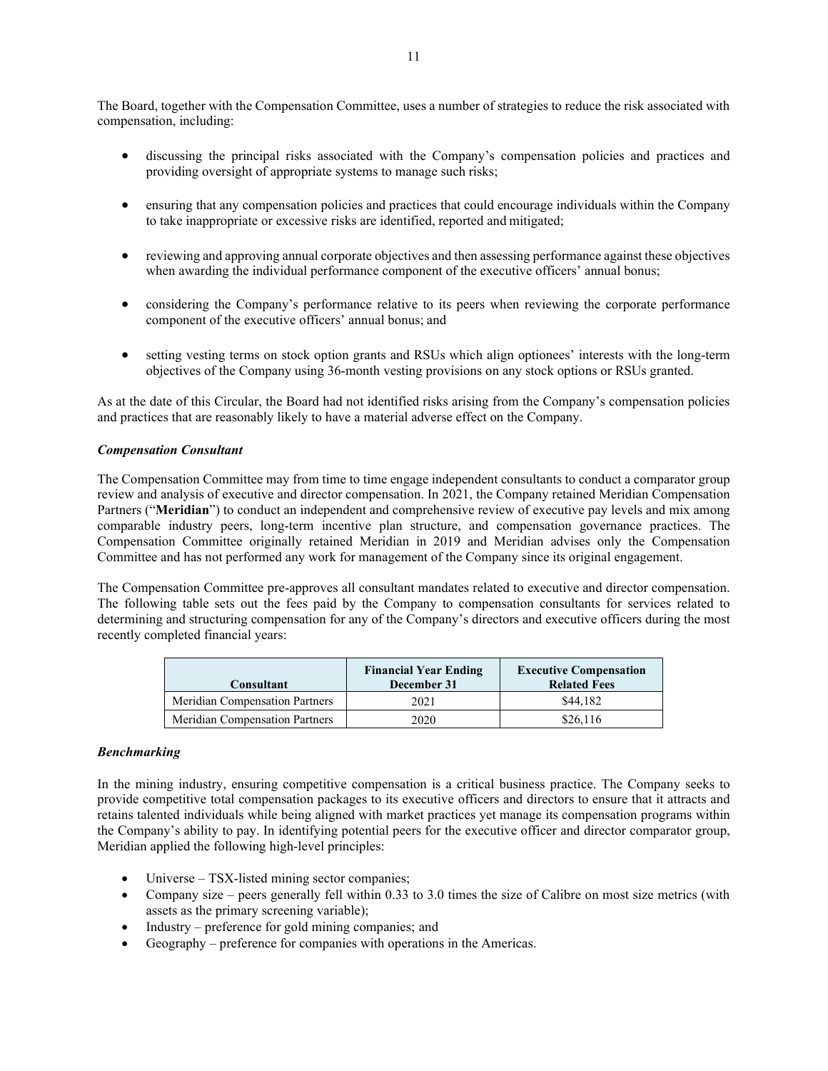The Board, together with the Compensation Committee, uses a number of strategies to reduce the risk associated with compensation, including:

- discussing the principal risks associated with the Company's compensation policies and practices and providing oversight of appropriate systems to manage such risks;
- ensuring that any compensation policies and practices that could encourage individuals within the Company to take inappropriate or excessive risks are identified, reported and mitigated;
- reviewing and approving annual corporate objectives and then assessing performance against these objectives when awarding the individual performance component of the executive officers' annual bonus;
- considering the Company's performance relative to its peers when reviewing the corporate performance component of the executive officers' annual bonus; and
- setting vesting terms on stock option grants and RSUs which align optionees' interests with the long-term objectives of the Company using 36-month vesting provisions on any stock options or RSUs granted.

As at the date of this Circular, the Board had not identified risks arising from the Company's compensation policies and practices that are reasonably likely to have a material adverse effect on the Company.

***Compensation Consultant***

The Compensation Committee may from time to time engage independent consultants to conduct a comparator group review and analysis of executive and director compensation. In 2021, the Company retained Meridian Compensation Partners ("**Meridian**") to conduct an independent and comprehensive review of executive pay levels and mix among comparable industry peers, long-term incentive plan structure, and compensation governance practices. The Compensation Committee originally retained Meridian in 2019 and Meridian advises only the Compensation Committee and has not performed any work for management of the Company since its original engagement.

The Compensation Committee pre-approves all consultant mandates related to executive and director compensation. The following table sets out the fees paid by the Company to compensation consultants for services related to determining and structuring compensation for any of the Company's directors and executive officers during the most recently completed financial years:

| Consultant | Financial Year Ending December 31 | Executive Compensation Related Fees |
|---|---|---|
| Meridian Compensation Partners | 2021 | $44,182 |
| Meridian Compensation Partners | 2020 | $26,116 |

***Benchmarking***

In the mining industry, ensuring competitive compensation is a critical business practice. The Company seeks to provide competitive total compensation packages to its executive officers and directors to ensure that it attracts and retains talented individuals while being aligned with market practices yet manage its compensation programs within the Company's ability to pay. In identifying potential peers for the executive officer and director comparator group, Meridian applied the following high-level principles:

- Universe – TSX-listed mining sector companies;
- Company size – peers generally fell within 0.33 to 3.0 times the size of Calibre on most size metrics (with assets as the primary screening variable);
- Industry – preference for gold mining companies; and
- Geography – preference for companies with operations in the Americas.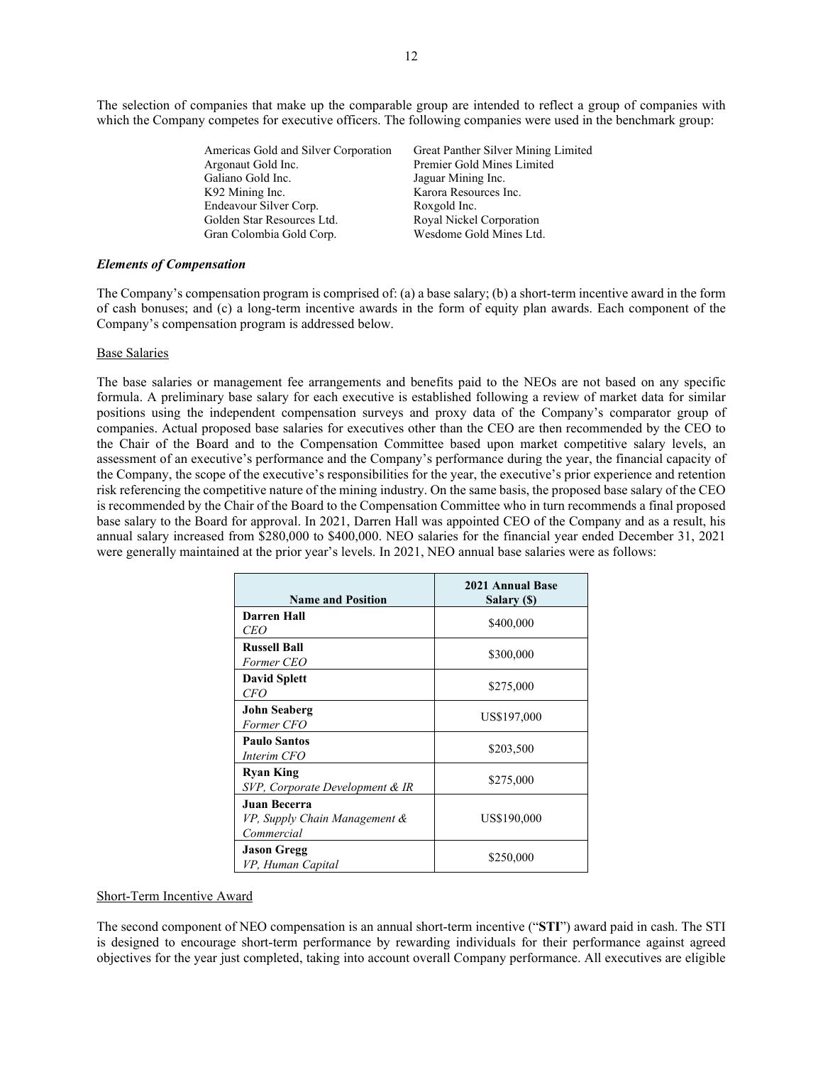The selection of companies that make up the comparable group are intended to reflect a group of companies with which the Company competes for executive officers. The following companies were used in the benchmark group:

| | |
|---|---|
| Americas Gold and Silver Corporation | Great Panther Silver Mining Limited |
| Argonaut Gold Inc. | Premier Gold Mines Limited |
| Galiano Gold Inc. | Jaguar Mining Inc. |
| K92 Mining Inc. | Karora Resources Inc. |
| Endeavour Silver Corp. | Roxgold Inc. |
| Golden Star Resources Ltd. | Royal Nickel Corporation |
| Gran Colombia Gold Corp. | Wesdome Gold Mines Ltd. |

### *Elements of Compensation*

The Company's compensation program is comprised of: (a) a base salary; (b) a short-term incentive award in the form of cash bonuses; and (c) a long-term incentive awards in the form of equity plan awards. Each component of the Company's compensation program is addressed below.

#### Base Salaries

The base salaries or management fee arrangements and benefits paid to the NEOs are not based on any specific formula. A preliminary base salary for each executive is established following a review of market data for similar positions using the independent compensation surveys and proxy data of the Company's comparator group of companies. Actual proposed base salaries for executives other than the CEO are then recommended by the CEO to the Chair of the Board and to the Compensation Committee based upon market competitive salary levels, an assessment of an executive's performance and the Company's performance during the year, the financial capacity of the Company, the scope of the executive's responsibilities for the year, the executive's prior experience and retention risk referencing the competitive nature of the mining industry. On the same basis, the proposed base salary of the CEO is recommended by the Chair of the Board to the Compensation Committee who in turn recommends a final proposed base salary to the Board for approval. In 2021, Darren Hall was appointed CEO of the Company and as a result, his annual salary increased from \$280,000 to \$400,000. NEO salaries for the financial year ended December 31, 2021 were generally maintained at the prior year's levels. In 2021, NEO annual base salaries were as follows:

| Name and Position | 2021 Annual Base Salary ($) |
|---|---|
| **Darren Hall**<br>*CEO* | $400,000 |
| **Russell Ball**<br>*Former CEO* | $300,000 |
| **David Splett**<br>*CFO* | $275,000 |
| **John Seaberg**<br>*Former CFO* | US$197,000 |
| **Paulo Santos**<br>*Interim CFO* | $203,500 |
| **Ryan King**<br>*SVP, Corporate Development & IR* | $275,000 |
| **Juan Becerra**<br>*VP, Supply Chain Management & Commercial* | US$190,000 |
| **Jason Gregg**<br>*VP, Human Capital* | $250,000 |

#### Short-Term Incentive Award

The second component of NEO compensation is an annual short-term incentive ("**STI**") award paid in cash. The STI is designed to encourage short-term performance by rewarding individuals for their performance against agreed objectives for the year just completed, taking into account overall Company performance. All executives are eligible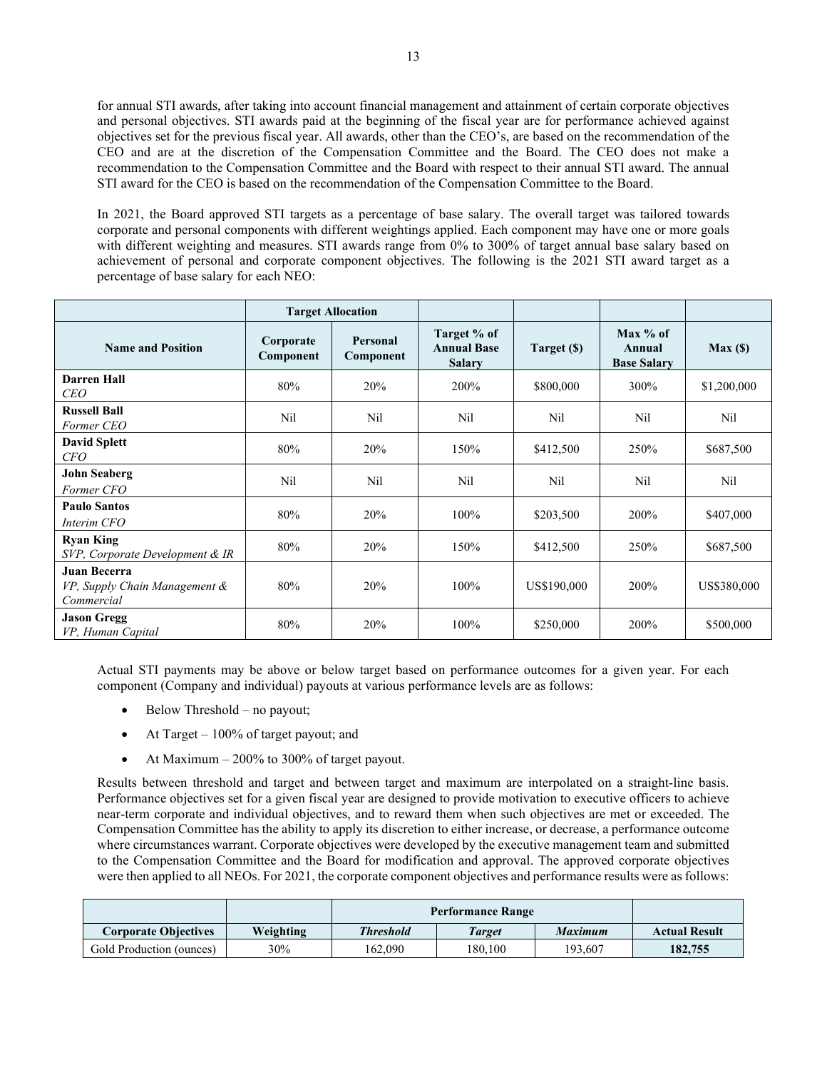for annual STI awards, after taking into account financial management and attainment of certain corporate objectives and personal objectives. STI awards paid at the beginning of the fiscal year are for performance achieved against objectives set for the previous fiscal year. All awards, other than the CEO's, are based on the recommendation of the CEO and are at the discretion of the Compensation Committee and the Board. The CEO does not make a recommendation to the Compensation Committee and the Board with respect to their annual STI award. The annual STI award for the CEO is based on the recommendation of the Compensation Committee to the Board.

In 2021, the Board approved STI targets as a percentage of base salary. The overall target was tailored towards corporate and personal components with different weightings applied. Each component may have one or more goals with different weighting and measures. STI awards range from 0% to 300% of target annual base salary based on achievement of personal and corporate component objectives. The following is the 2021 STI award target as a percentage of base salary for each NEO:

| | Target Allocation | | | | | |
|---|---|---|---|---|---|---|
| **Name and Position** | **Corporate Component** | **Personal Component** | **Target % of Annual Base Salary** | **Target ($)** | **Max % of Annual Base Salary** | **Max ($)** |
| **Darren Hall** *CEO* | 80% | 20% | 200% | $800,000 | 300% | $1,200,000 |
| **Russell Ball** *Former CEO* | Nil | Nil | Nil | Nil | Nil | Nil |
| **David Splett** *CFO* | 80% | 20% | 150% | $412,500 | 250% | $687,500 |
| **John Seaberg** *Former CFO* | Nil | Nil | Nil | Nil | Nil | Nil |
| **Paulo Santos** *Interim CFO* | 80% | 20% | 100% | $203,500 | 200% | $407,000 |
| **Ryan King** *SVP, Corporate Development & IR* | 80% | 20% | 150% | $412,500 | 250% | $687,500 |
| **Juan Becerra** *VP, Supply Chain Management & Commercial* | 80% | 20% | 100% | US$190,000 | 200% | US$380,000 |
| **Jason Gregg** *VP, Human Capital* | 80% | 20% | 100% | $250,000 | 200% | $500,000 |

Actual STI payments may be above or below target based on performance outcomes for a given year. For each component (Company and individual) payouts at various performance levels are as follows:

- Below Threshold – no payout;
- At Target – 100% of target payout; and
- At Maximum – 200% to 300% of target payout.

Results between threshold and target and between target and maximum are interpolated on a straight-line basis. Performance objectives set for a given fiscal year are designed to provide motivation to executive officers to achieve near-term corporate and individual objectives, and to reward them when such objectives are met or exceeded. The Compensation Committee has the ability to apply its discretion to either increase, or decrease, a performance outcome where circumstances warrant. Corporate objectives were developed by the executive management team and submitted to the Compensation Committee and the Board for modification and approval. The approved corporate objectives were then applied to all NEOs. For 2021, the corporate component objectives and performance results were as follows:

| | | Performance Range | | | |
|---|---|---|---|---|---|
| **Corporate Objectives** | **Weighting** | ***Threshold*** | ***Target*** | ***Maximum*** | **Actual Result** |
| Gold Production (ounces) | 30% | 162,090 | 180,100 | 193,607 | **182,755** |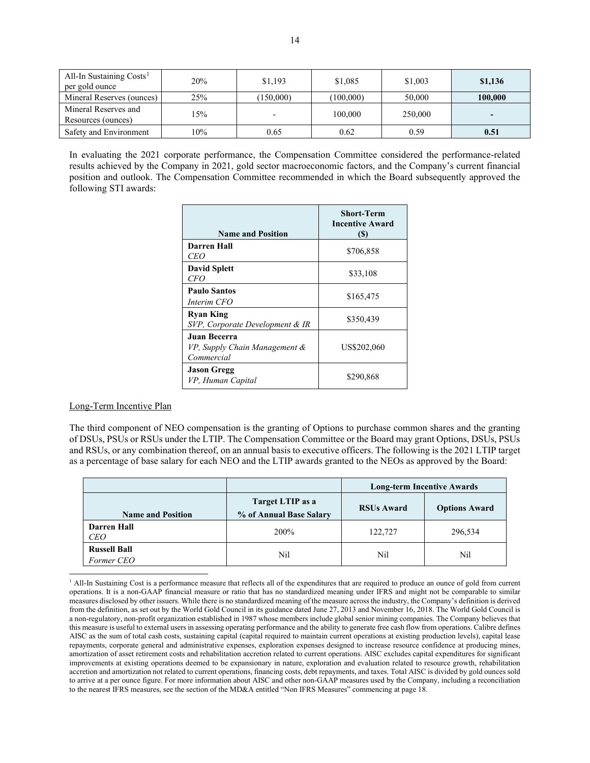| All-In Sustaining Costs[1] per gold ounce | 20% | $1,193 | $1,085 | $1,003 | **$1,136** |
|---|---|---|---|---|---|
| Mineral Reserves (ounces) | 25% | (150,000) | (100,000) | 50,000 | **100,000** |
| Mineral Reserves and Resources (ounces) | 15% | - | 100,000 | 250,000 | **-** |
| Safety and Environment | 10% | 0.65 | 0.62 | 0.59 | **0.51** |

In evaluating the 2021 corporate performance, the Compensation Committee considered the performance-related results achieved by the Company in 2021, gold sector macroeconomic factors, and the Company's current financial position and outlook. The Compensation Committee recommended in which the Board subsequently approved the following STI awards:

| Name and Position | Short-Term Incentive Award ($) |
|---|---|
| **Darren Hall** *CEO* | $706,858 |
| **David Splett** *CFO* | $33,108 |
| **Paulo Santos** *Interim CFO* | $165,475 |
| **Ryan King** *SVP, Corporate Development & IR* | $350,439 |
| **Juan Becerra** *VP, Supply Chain Management & Commercial* | US$202,060 |
| **Jason Gregg** *VP, Human Capital* | $290,868 |

Long-Term Incentive Plan

The third component of NEO compensation is the granting of Options to purchase common shares and the granting of DSUs, PSUs or RSUs under the LTIP. The Compensation Committee or the Board may grant Options, DSUs, PSUs and RSUs, or any combination thereof, on an annual basis to executive officers. The following is the 2021 LTIP target as a percentage of base salary for each NEO and the LTIP awards granted to the NEOs as approved by the Board:

| | | Long-term Incentive Awards | |
|---|---|---|---|
| **Name and Position** | **Target LTIP as a % of Annual Base Salary** | **RSUs Award** | **Options Award** |
| **Darren Hall** *CEO* | 200% | 122,727 | 296,534 |
| **Russell Ball** *Former CEO* | Nil | Nil | Nil |

[1] All-In Sustaining Cost is a performance measure that reflects all of the expenditures that are required to produce an ounce of gold from current operations. It is a non-GAAP financial measure or ratio that has no standardized meaning under IFRS and might not be comparable to similar measures disclosed by other issuers. While there is no standardized meaning of the measure across the industry, the Company's definition is derived from the definition, as set out by the World Gold Council in its guidance dated June 27, 2013 and November 16, 2018. The World Gold Council is a non-regulatory, non-profit organization established in 1987 whose members include global senior mining companies. The Company believes that this measure is useful to external users in assessing operating performance and the ability to generate free cash flow from operations. Calibre defines AISC as the sum of total cash costs, sustaining capital (capital required to maintain current operations at existing production levels), capital lease repayments, corporate general and administrative expenses, exploration expenses designed to increase resource confidence at producing mines, amortization of asset retirement costs and rehabilitation accretion related to current operations. AISC excludes capital expenditures for significant improvements at existing operations deemed to be expansionary in nature, exploration and evaluation related to resource growth, rehabilitation accretion and amortization not related to current operations, financing costs, debt repayments, and taxes. Total AISC is divided by gold ounces sold to arrive at a per ounce figure. For more information about AISC and other non-GAAP measures used by the Company, including a reconciliation to the nearest IFRS measures, see the section of the MD&A entitled "Non IFRS Measures" commencing at page 18.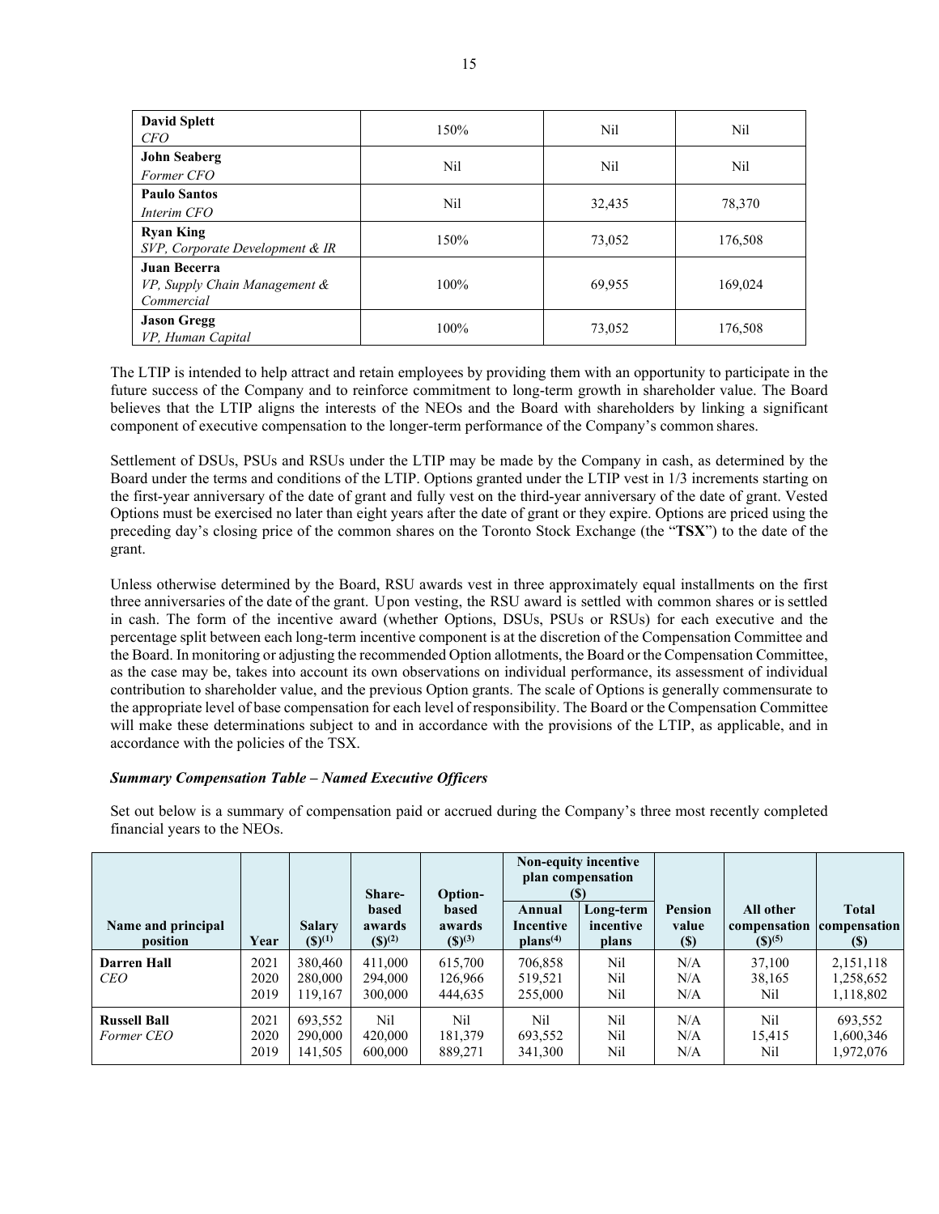| | | | |
|---|---|---|---|
| **David Splett**<br>*CFO* | 150% | Nil | Nil |
| **John Seaberg**<br>*Former CFO* | Nil | Nil | Nil |
| **Paulo Santos**<br>*Interim CFO* | Nil | 32,435 | 78,370 |
| **Ryan King**<br>*SVP, Corporate Development & IR* | 150% | 73,052 | 176,508 |
| **Juan Becerra**<br>*VP, Supply Chain Management & Commercial* | 100% | 69,955 | 169,024 |
| **Jason Gregg**<br>*VP, Human Capital* | 100% | 73,052 | 176,508 |

The LTIP is intended to help attract and retain employees by providing them with an opportunity to participate in the future success of the Company and to reinforce commitment to long-term growth in shareholder value. The Board believes that the LTIP aligns the interests of the NEOs and the Board with shareholders by linking a significant component of executive compensation to the longer-term performance of the Company's common shares.

Settlement of DSUs, PSUs and RSUs under the LTIP may be made by the Company in cash, as determined by the Board under the terms and conditions of the LTIP. Options granted under the LTIP vest in 1/3 increments starting on the first-year anniversary of the date of grant and fully vest on the third-year anniversary of the date of grant. Vested Options must be exercised no later than eight years after the date of grant or they expire. Options are priced using the preceding day's closing price of the common shares on the Toronto Stock Exchange (the "**TSX**") to the date of the grant.

Unless otherwise determined by the Board, RSU awards vest in three approximately equal installments on the first three anniversaries of the date of the grant. Upon vesting, the RSU award is settled with common shares or is settled in cash. The form of the incentive award (whether Options, DSUs, PSUs or RSUs) for each executive and the percentage split between each long-term incentive component is at the discretion of the Compensation Committee and the Board. In monitoring or adjusting the recommended Option allotments, the Board or the Compensation Committee, as the case may be, takes into account its own observations on individual performance, its assessment of individual contribution to shareholder value, and the previous Option grants. The scale of Options is generally commensurate to the appropriate level of base compensation for each level of responsibility. The Board or the Compensation Committee will make these determinations subject to and in accordance with the provisions of the LTIP, as applicable, and in accordance with the policies of the TSX.

***Summary Compensation Table – Named Executive Officers***

Set out below is a summary of compensation paid or accrued during the Company's three most recently completed financial years to the NEOs.

| Name and principal position | Year | Salary ($)(1) | Share-based awards ($)(2) | Option-based awards ($)(3) | Non-equity incentive plan compensation ($) | | Pension value ($) | All other compensation ($)(5) | Total compensation ($) |
|---|---|---|---|---|---|---|---|---|---|
| | | | | | Annual Incentive plans(4) | Long-term incentive plans | | | |
| **Darren Hall**<br>*CEO* | 2021<br>2020<br>2019 | 380,460<br>280,000<br>119,167 | 411,000<br>294,000<br>300,000 | 615,700<br>126,966<br>444,635 | 706,858<br>519,521<br>255,000 | Nil<br>Nil<br>Nil | N/A<br>N/A<br>N/A | 37,100<br>38,165<br>Nil | 2,151,118<br>1,258,652<br>1,118,802 |
| **Russell Ball**<br>*Former CEO* | 2021<br>2020<br>2019 | 693,552<br>290,000<br>141,505 | Nil<br>420,000<br>600,000 | Nil<br>181,379<br>889,271 | Nil<br>693,552<br>341,300 | Nil<br>Nil<br>Nil | N/A<br>N/A<br>N/A | Nil<br>15,415<br>Nil | 693,552<br>1,600,346<br>1,972,076 |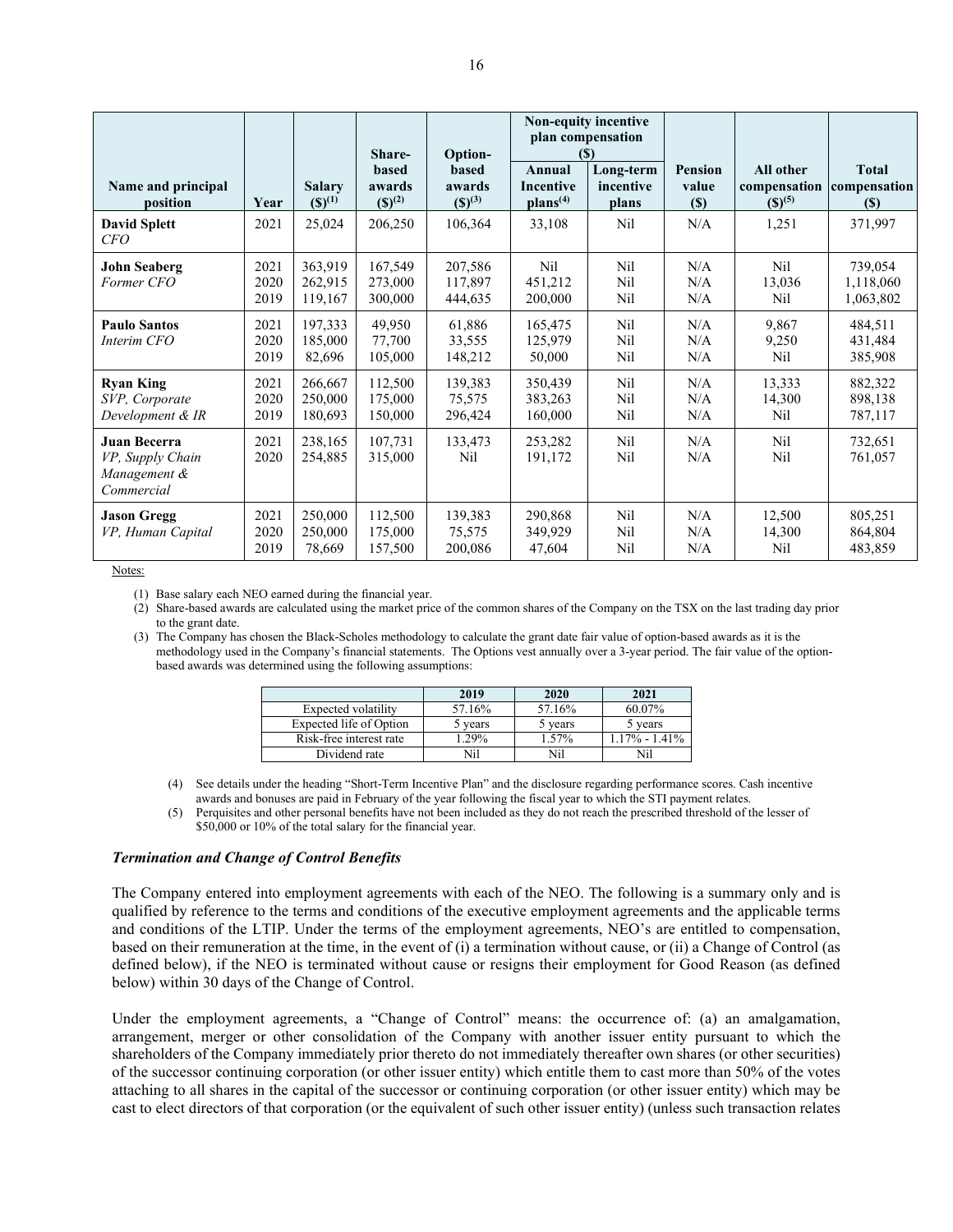| Name and principal position | Year | Salary ($)[(1)] | Share-based awards ($)[(2)] | Option-based awards ($)[(3)] | Non-equity incentive plan compensation ($) | | Pension value ($) | All other compensation ($)[(5)] | Total compensation ($) |
|---|---|---|---|---|---|---|---|---|---|
| | | | | | Annual Incentive plans[(4)] | Long-term incentive plans | | | |
| **David Splett**<br>*CFO* | 2021 | 25,024 | 206,250 | 106,364 | 33,108 | Nil | N/A | 1,251 | 371,997 |
| **John Seaberg**<br>*Former CFO* | 2021<br>2020<br>2019 | 363,919<br>262,915<br>119,167 | 167,549<br>273,000<br>300,000 | 207,586<br>117,897<br>444,635 | Nil<br>451,212<br>200,000 | Nil<br>Nil<br>Nil | N/A<br>N/A<br>N/A | Nil<br>13,036<br>Nil | 739,054<br>1,118,060<br>1,063,802 |
| **Paulo Santos**<br>*Interim CFO* | 2021<br>2020<br>2019 | 197,333<br>185,000<br>82,696 | 49,950<br>77,700<br>105,000 | 61,886<br>33,555<br>148,212 | 165,475<br>125,979<br>50,000 | Nil<br>Nil<br>Nil | N/A<br>N/A<br>N/A | 9,867<br>9,250<br>Nil | 484,511<br>431,484<br>385,908 |
| **Ryan King**<br>*SVP, Corporate Development & IR* | 2021<br>2020<br>2019 | 266,667<br>250,000<br>180,693 | 112,500<br>175,000<br>150,000 | 139,383<br>75,575<br>296,424 | 350,439<br>383,263<br>160,000 | Nil<br>Nil<br>Nil | N/A<br>N/A<br>N/A | 13,333<br>14,300<br>Nil | 882,322<br>898,138<br>787,117 |
| **Juan Becerra**<br>*VP, Supply Chain Management & Commercial* | 2021<br>2020 | 238,165<br>254,885 | 107,731<br>315,000 | 133,473<br>Nil | 253,282<br>191,172 | Nil<br>Nil | N/A<br>N/A | Nil<br>Nil | 732,651<br>761,057 |
| **Jason Gregg**<br>*VP, Human Capital* | 2021<br>2020<br>2019 | 250,000<br>250,000<br>78,669 | 112,500<br>175,000<br>157,500 | 139,383<br>75,575<br>200,086 | 290,868<br>349,929<br>47,604 | Nil<br>Nil<br>Nil | N/A<br>N/A<br>N/A | 12,500<br>14,300<br>Nil | 805,251<br>864,804<br>483,859 |

Notes:

(1) Base salary each NEO earned during the financial year.

(2) Share-based awards are calculated using the market price of the common shares of the Company on the TSX on the last trading day prior to the grant date.

(3) The Company has chosen the Black-Scholes methodology to calculate the grant date fair value of option-based awards as it is the methodology used in the Company's financial statements. The Options vest annually over a 3-year period. The fair value of the option-based awards was determined using the following assumptions:

| | 2019 | 2020 | 2021 |
|---|---|---|---|
| Expected volatility | 57.16% | 57.16% | 60.07% |
| Expected life of Option | 5 years | 5 years | 5 years |
| Risk-free interest rate | 1.29% | 1.57% | 1.17% - 1.41% |
| Dividend rate | Nil | Nil | Nil |

(4) See details under the heading "Short-Term Incentive Plan" and the disclosure regarding performance scores. Cash incentive awards and bonuses are paid in February of the year following the fiscal year to which the STI payment relates.

(5) Perquisites and other personal benefits have not been included as they do not reach the prescribed threshold of the lesser of $50,000 or 10% of the total salary for the financial year.

### *Termination and Change of Control Benefits*

The Company entered into employment agreements with each of the NEO. The following is a summary only and is qualified by reference to the terms and conditions of the executive employment agreements and the applicable terms and conditions of the LTIP. Under the terms of the employment agreements, NEO's are entitled to compensation, based on their remuneration at the time, in the event of (i) a termination without cause, or (ii) a Change of Control (as defined below), if the NEO is terminated without cause or resigns their employment for Good Reason (as defined below) within 30 days of the Change of Control.

Under the employment agreements, a "Change of Control" means: the occurrence of: (a) an amalgamation, arrangement, merger or other consolidation of the Company with another issuer entity pursuant to which the shareholders of the Company immediately prior thereto do not immediately thereafter own shares (or other securities) of the successor continuing corporation (or other issuer entity) which entitle them to cast more than 50% of the votes attaching to all shares in the capital of the successor or continuing corporation (or other issuer entity) which may be cast to elect directors of that corporation (or the equivalent of such other issuer entity) (unless such transaction relates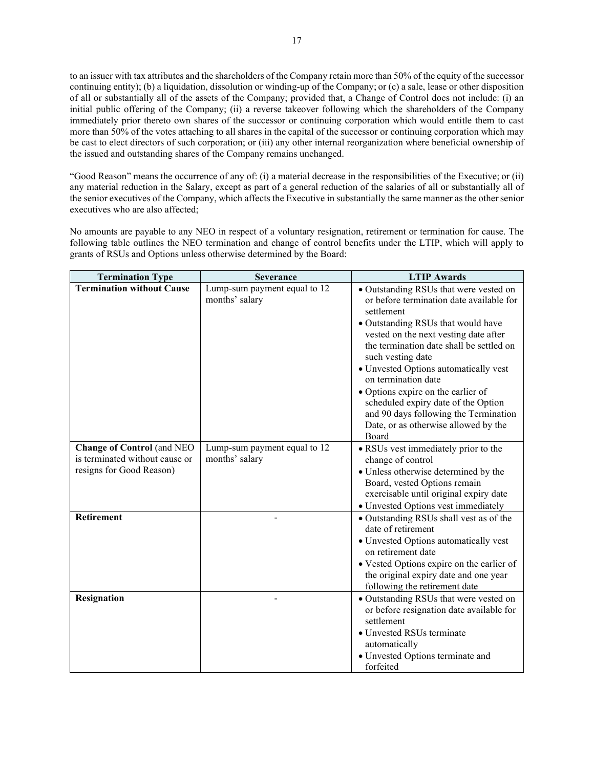to an issuer with tax attributes and the shareholders of the Company retain more than 50% of the equity of the successor continuing entity); (b) a liquidation, dissolution or winding-up of the Company; or (c) a sale, lease or other disposition of all or substantially all of the assets of the Company; provided that, a Change of Control does not include: (i) an initial public offering of the Company; (ii) a reverse takeover following which the shareholders of the Company immediately prior thereto own shares of the successor or continuing corporation which would entitle them to cast more than 50% of the votes attaching to all shares in the capital of the successor or continuing corporation which may be cast to elect directors of such corporation; or (iii) any other internal reorganization where beneficial ownership of the issued and outstanding shares of the Company remains unchanged.

"Good Reason" means the occurrence of any of: (i) a material decrease in the responsibilities of the Executive; or (ii) any material reduction in the Salary, except as part of a general reduction of the salaries of all or substantially all of the senior executives of the Company, which affects the Executive in substantially the same manner as the other senior executives who are also affected;

No amounts are payable to any NEO in respect of a voluntary resignation, retirement or termination for cause. The following table outlines the NEO termination and change of control benefits under the LTIP, which will apply to grants of RSUs and Options unless otherwise determined by the Board:

| Termination Type | Severance | LTIP Awards |
|---|---|---|
| **Termination without Cause** | Lump-sum payment equal to 12 months' salary | • Outstanding RSUs that were vested on or before termination date available for settlement<br>• Outstanding RSUs that would have vested on the next vesting date after the termination date shall be settled on such vesting date<br>• Unvested Options automatically vest on termination date<br>• Options expire on the earlier of scheduled expiry date of the Option and 90 days following the Termination Date, or as otherwise allowed by the Board |
| **Change of Control** (and NEO is terminated without cause or resigns for Good Reason) | Lump-sum payment equal to 12 months' salary | • RSUs vest immediately prior to the change of control<br>• Unless otherwise determined by the Board, vested Options remain exercisable until original expiry date<br>• Unvested Options vest immediately |
| **Retirement** | - | • Outstanding RSUs shall vest as of the date of retirement<br>• Unvested Options automatically vest on retirement date<br>• Vested Options expire on the earlier of the original expiry date and one year following the retirement date |
| **Resignation** | - | • Outstanding RSUs that were vested on or before resignation date available for settlement<br>• Unvested RSUs terminate automatically<br>• Unvested Options terminate and forfeited |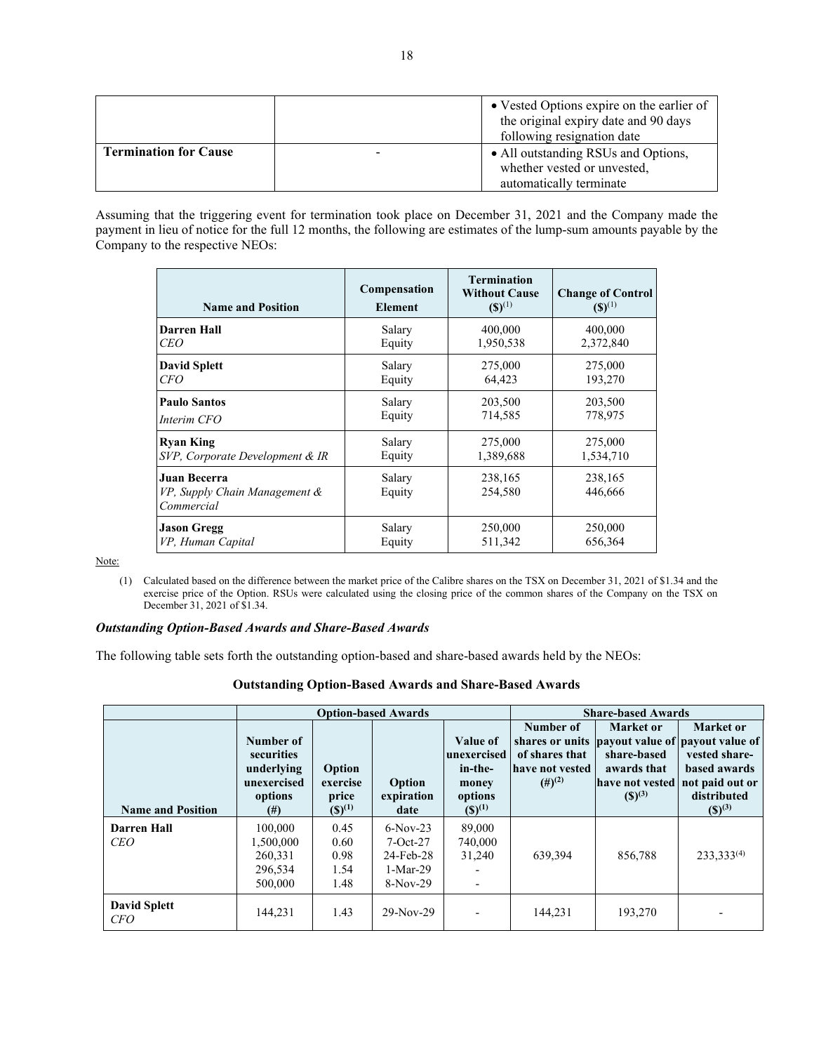| | | • Vested Options expire on the earlier of the original expiry date and 90 days following resignation date |
|---|---|---|
| **Termination for Cause** | - | • All outstanding RSUs and Options, whether vested or unvested, automatically terminate |

Assuming that the triggering event for termination took place on December 31, 2021 and the Company made the payment in lieu of notice for the full 12 months, the following are estimates of the lump-sum amounts payable by the Company to the respective NEOs:

| Name and Position | Compensation Element | Termination Without Cause ($)(1) | Change of Control ($)(1) |
|---|---|---|---|
| **Darren Hall**<br>*CEO* | Salary<br>Equity | 400,000<br>1,950,538 | 400,000<br>2,372,840 |
| **David Splett**<br>*CFO* | Salary<br>Equity | 275,000<br>64,423 | 275,000<br>193,270 |
| **Paulo Santos**<br>*Interim CFO* | Salary<br>Equity | 203,500<br>714,585 | 203,500<br>778,975 |
| **Ryan King**<br>*SVP, Corporate Development & IR* | Salary<br>Equity | 275,000<br>1,389,688 | 275,000<br>1,534,710 |
| **Juan Becerra**<br>*VP, Supply Chain Management & Commercial* | Salary<br>Equity | 238,165<br>254,580 | 238,165<br>446,666 |
| **Jason Gregg**<br>*VP, Human Capital* | Salary<br>Equity | 250,000<br>511,342 | 250,000<br>656,364 |

Note:

(1) Calculated based on the difference between the market price of the Calibre shares on the TSX on December 31, 2021 of $1.34 and the exercise price of the Option. RSUs were calculated using the closing price of the common shares of the Company on the TSX on December 31, 2021 of $1.34.

### *Outstanding Option-Based Awards and Share-Based Awards*

The following table sets forth the outstanding option-based and share-based awards held by the NEOs:

**Outstanding Option-Based Awards and Share-Based Awards**

| | Option-based Awards | | | | Share-based Awards | | |
|---|---|---|---|---|---|---|---|
| Name and Position | Number of securities underlying unexercised options (#) | Option exercise price ($)(1) | Option expiration date | Value of unexercised in-the-money options ($)(1) | Number of shares or units of shares that have not vested (#)(2) | Market or payout value of share-based awards that have not vested ($)(3) | Market or payout value of vested share-based awards not paid out or distributed ($)(3) |
| **Darren Hall**<br>*CEO* | 100,000<br>1,500,000<br>260,331<br>296,534<br>500,000 | 0.45<br>0.60<br>0.98<br>1.54<br>1.48 | 6-Nov-23<br>7-Oct-27<br>24-Feb-28<br>1-Mar-29<br>8-Nov-29 | 89,000<br>740,000<br>31,240<br>-<br>- | 639,394 | 856,788 | 233,333(4) |
| **David Splett**<br>*CFO* | 144,231 | 1.43 | 29-Nov-29 | - | 144,231 | 193,270 | - |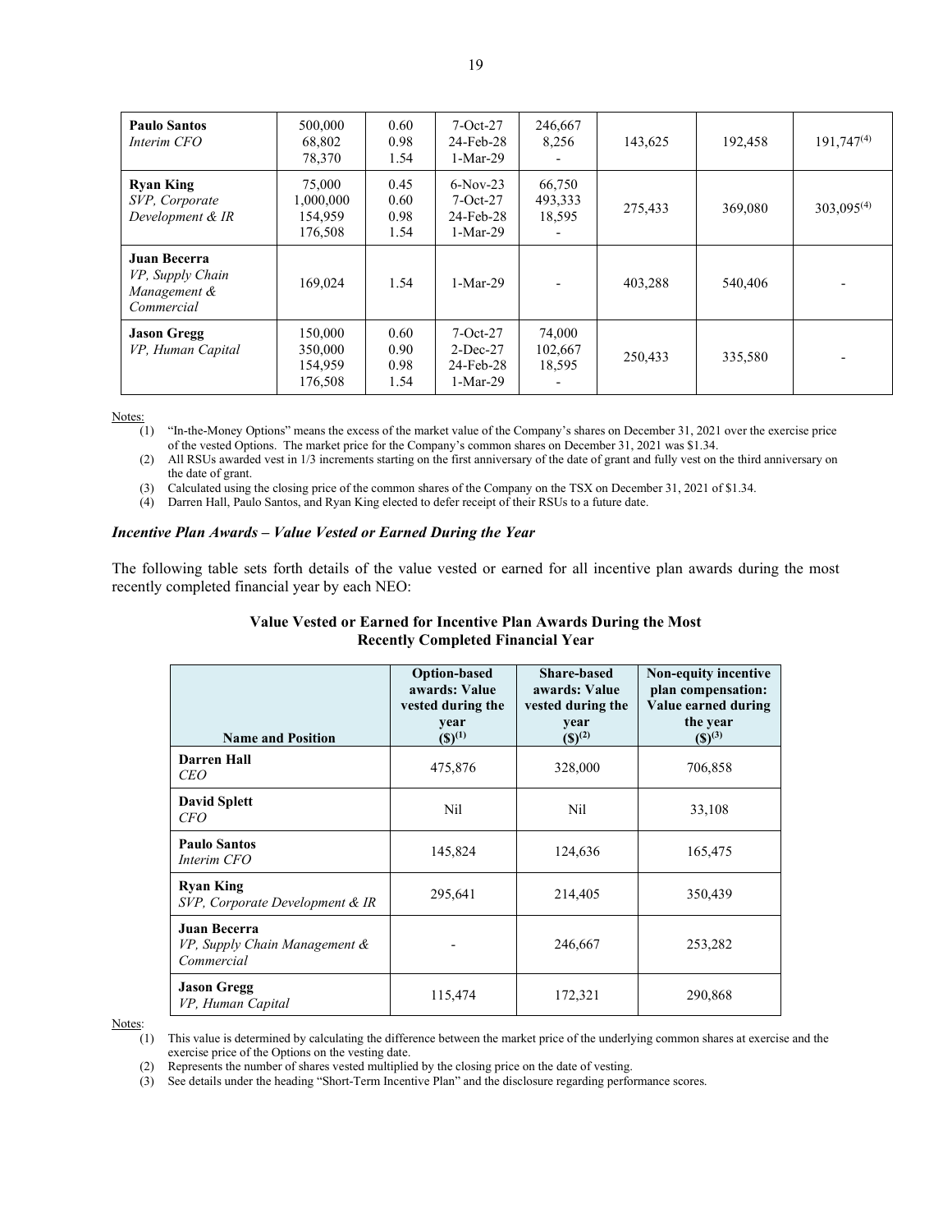| **Paulo Santos** *Interim CFO* | 500,000<br>68,802<br>78,370 | 0.60<br>0.98<br>1.54 | 7-Oct-27<br>24-Feb-28<br>1-Mar-29 | 246,667<br>8,256<br>- | 143,625 | 192,458 | 191,747[(4)] |
|---|---|---|---|---|---|---|---|
| **Ryan King** *SVP, Corporate Development & IR* | 75,000<br>1,000,000<br>154,959<br>176,508 | 0.45<br>0.60<br>0.98<br>1.54 | 6-Nov-23<br>7-Oct-27<br>24-Feb-28<br>1-Mar-29 | 66,750<br>493,333<br>18,595<br>- | 275,433 | 369,080 | 303,095[(4)] |
| **Juan Becerra** *VP, Supply Chain Management & Commercial* | 169,024 | 1.54 | 1-Mar-29 | - | 403,288 | 540,406 | - |
| **Jason Gregg** *VP, Human Capital* | 150,000<br>350,000<br>154,959<br>176,508 | 0.60<br>0.90<br>0.98<br>1.54 | 7-Oct-27<br>2-Dec-27<br>24-Feb-28<br>1-Mar-29 | 74,000<br>102,667<br>18,595<br>- | 250,433 | 335,580 | - |

Notes:

(1) "In-the-Money Options" means the excess of the market value of the Company's shares on December 31, 2021 over the exercise price of the vested Options. The market price for the Company's common shares on December 31, 2021 was $1.34.

(2) All RSUs awarded vest in 1/3 increments starting on the first anniversary of the date of grant and fully vest on the third anniversary on the date of grant.

(3) Calculated using the closing price of the common shares of the Company on the TSX on December 31, 2021 of $1.34.

(4) Darren Hall, Paulo Santos, and Ryan King elected to defer receipt of their RSUs to a future date.

### *Incentive Plan Awards – Value Vested or Earned During the Year*

The following table sets forth details of the value vested or earned for all incentive plan awards during the most recently completed financial year by each NEO:

**Value Vested or Earned for Incentive Plan Awards During the Most Recently Completed Financial Year**

| Name and Position | Option-based awards: Value vested during the year ($)[(1)] | Share-based awards: Value vested during the year ($)[(2)] | Non-equity incentive plan compensation: Value earned during the year ($)[(3)] |
|---|---|---|---|
| **Darren Hall** *CEO* | 475,876 | 328,000 | 706,858 |
| **David Splett** *CFO* | Nil | Nil | 33,108 |
| **Paulo Santos** *Interim CFO* | 145,824 | 124,636 | 165,475 |
| **Ryan King** *SVP, Corporate Development & IR* | 295,641 | 214,405 | 350,439 |
| **Juan Becerra** *VP, Supply Chain Management & Commercial* | - | 246,667 | 253,282 |
| **Jason Gregg** *VP, Human Capital* | 115,474 | 172,321 | 290,868 |

Notes:

(1) This value is determined by calculating the difference between the market price of the underlying common shares at exercise and the exercise price of the Options on the vesting date.

(2) Represents the number of shares vested multiplied by the closing price on the date of vesting.

(3) See details under the heading "Short-Term Incentive Plan" and the disclosure regarding performance scores.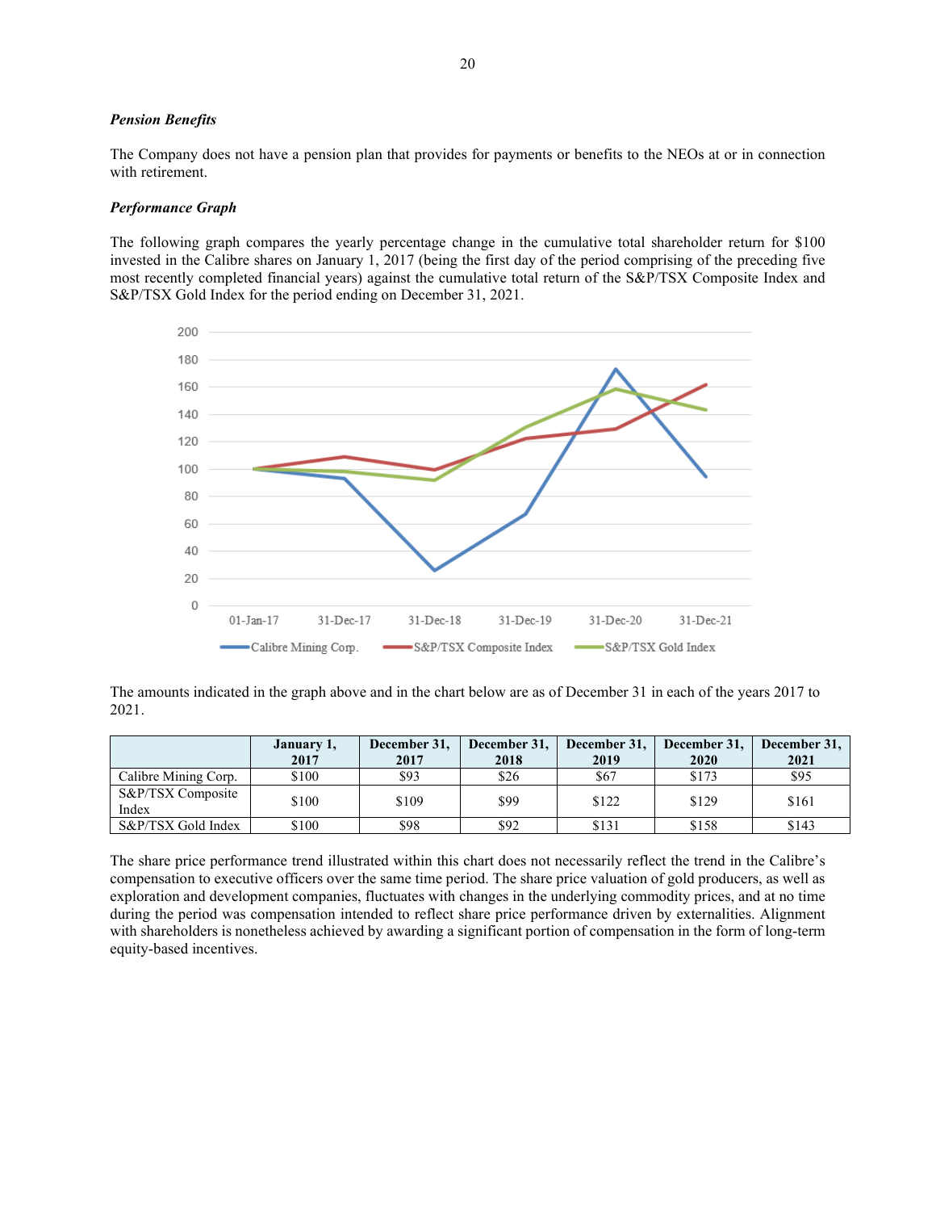### *Pension Benefits*

The Company does not have a pension plan that provides for payments or benefits to the NEOs at or in connection with retirement.

### *Performance Graph*

The following graph compares the yearly percentage change in the cumulative total shareholder return for $100 invested in the Calibre shares on January 1, 2017 (being the first day of the period comprising of the preceding five most recently completed financial years) against the cumulative total return of the S&P/TSX Composite Index and S&P/TSX Gold Index for the period ending on December 31, 2021.

The amounts indicated in the graph above and in the chart below are as of December 31 in each of the years 2017 to 2021.

| | January 1, 2017 | December 31, 2017 | December 31, 2018 | December 31, 2019 | December 31, 2020 | December 31, 2021 |
|---|---|---|---|---|---|---|
| Calibre Mining Corp. | $100 | $93 | $26 | $67 | $173 | $95 |
| S&P/TSX Composite Index | $100 | $109 | $99 | $122 | $129 | $161 |
| S&P/TSX Gold Index | $100 | $98 | $92 | $131 | $158 | $143 |

The share price performance trend illustrated within this chart does not necessarily reflect the trend in the Calibre's compensation to executive officers over the same time period. The share price valuation of gold producers, as well as exploration and development companies, fluctuates with changes in the underlying commodity prices, and at no time during the period was compensation intended to reflect share price performance driven by externalities. Alignment with shareholders is nonetheless achieved by awarding a significant portion of compensation in the form of long-term equity-based incentives.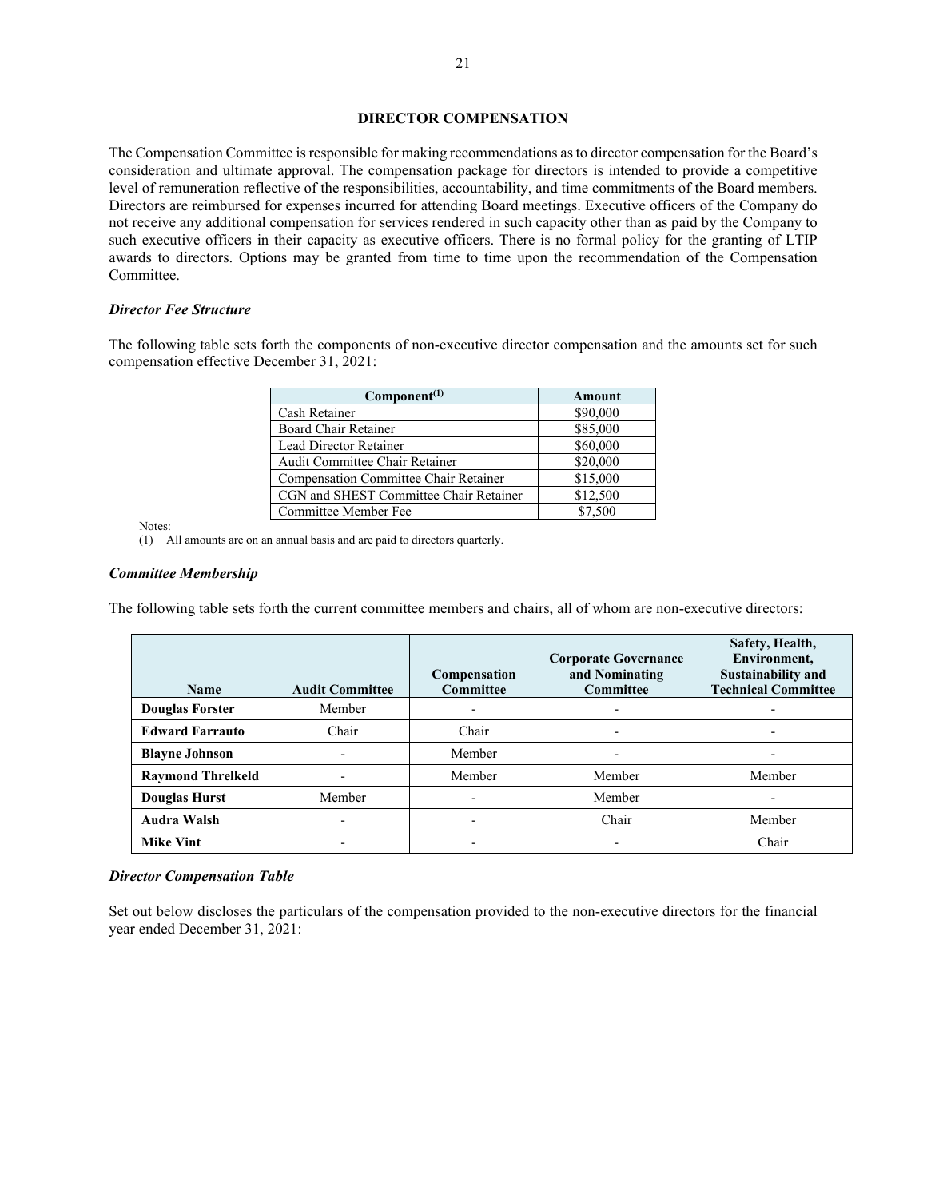## DIRECTOR COMPENSATION

The Compensation Committee is responsible for making recommendations as to director compensation for the Board's consideration and ultimate approval. The compensation package for directors is intended to provide a competitive level of remuneration reflective of the responsibilities, accountability, and time commitments of the Board members. Directors are reimbursed for expenses incurred for attending Board meetings. Executive officers of the Company do not receive any additional compensation for services rendered in such capacity other than as paid by the Company to such executive officers in their capacity as executive officers. There is no formal policy for the granting of LTIP awards to directors. Options may be granted from time to time upon the recommendation of the Compensation Committee.

### *Director Fee Structure*

The following table sets forth the components of non-executive director compensation and the amounts set for such compensation effective December 31, 2021:

| Component[(1)] | Amount |
|---|---|
| Cash Retainer | $90,000 |
| Board Chair Retainer | $85,000 |
| Lead Director Retainer | $60,000 |
| Audit Committee Chair Retainer | $20,000 |
| Compensation Committee Chair Retainer | $15,000 |
| CGN and SHEST Committee Chair Retainer | $12,500 |
| Committee Member Fee | $7,500 |

Notes:
(1) All amounts are on an annual basis and are paid to directors quarterly.

### *Committee Membership*

The following table sets forth the current committee members and chairs, all of whom are non-executive directors:

| Name | Audit Committee | Compensation Committee | Corporate Governance and Nominating Committee | Safety, Health, Environment, Sustainability and Technical Committee |
|---|---|---|---|---|
| **Douglas Forster** | Member | - | - | - |
| **Edward Farrauto** | Chair | Chair | - | - |
| **Blayne Johnson** | - | Member | - | - |
| **Raymond Threlkeld** | - | Member | Member | Member |
| **Douglas Hurst** | Member | - | Member | - |
| **Audra Walsh** | - | - | Chair | Member |
| **Mike Vint** | - | - | - | Chair |

### *Director Compensation Table*

Set out below discloses the particulars of the compensation provided to the non-executive directors for the financial year ended December 31, 2021: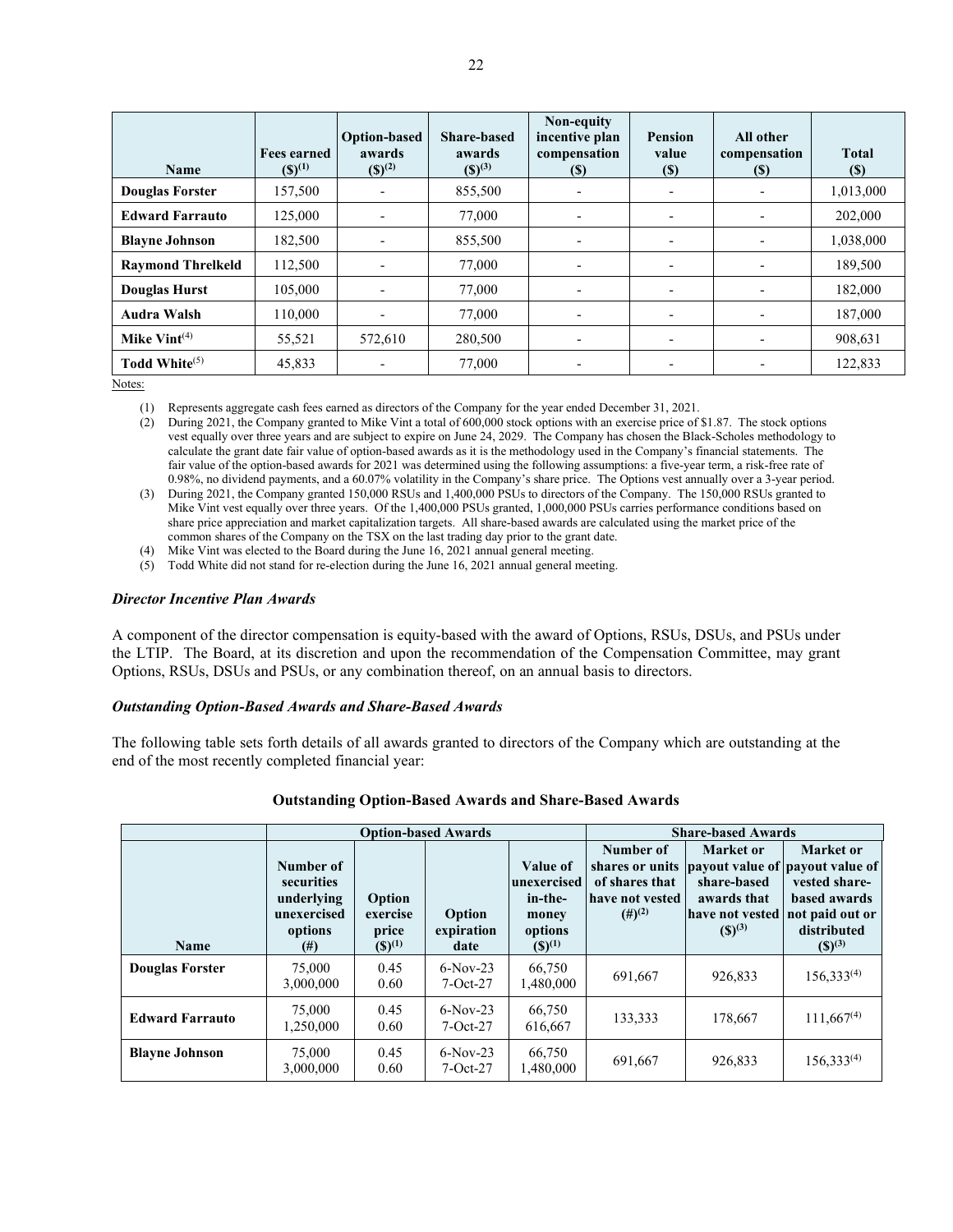| Name | Fees earned ($)[1] | Option-based awards ($)[2] | Share-based awards ($)[3] | Non-equity incentive plan compensation ($) | Pension value ($) | All other compensation ($) | Total ($) |
|---|---|---|---|---|---|---|---|
| **Douglas Forster** | 157,500 | - | 855,500 | - | - | - | 1,013,000 |
| **Edward Farrauto** | 125,000 | - | 77,000 | - | - | - | 202,000 |
| **Blayne Johnson** | 182,500 | - | 855,500 | - | - | - | 1,038,000 |
| **Raymond Threlkeld** | 112,500 | - | 77,000 | - | - | - | 189,500 |
| **Douglas Hurst** | 105,000 | - | 77,000 | - | - | - | 182,000 |
| **Audra Walsh** | 110,000 | - | 77,000 | - | - | - | 187,000 |
| **Mike Vint**[4] | 55,521 | 572,610 | 280,500 | - | - | - | 908,631 |
| **Todd White**[5] | 45,833 | - | 77,000 | - | - | - | 122,833 |

Notes:

(1) Represents aggregate cash fees earned as directors of the Company for the year ended December 31, 2021.

(2) During 2021, the Company granted to Mike Vint a total of 600,000 stock options with an exercise price of $1.87. The stock options vest equally over three years and are subject to expire on June 24, 2029. The Company has chosen the Black-Scholes methodology to calculate the grant date fair value of option-based awards as it is the methodology used in the Company's financial statements. The fair value of the option-based awards for 2021 was determined using the following assumptions: a five-year term, a risk-free rate of 0.98%, no dividend payments, and a 60.07% volatility in the Company's share price. The Options vest annually over a 3-year period.

(3) During 2021, the Company granted 150,000 RSUs and 1,400,000 PSUs to directors of the Company. The 150,000 RSUs granted to Mike Vint vest equally over three years. Of the 1,400,000 PSUs granted, 1,000,000 PSUs carries performance conditions based on share price appreciation and market capitalization targets. All share-based awards are calculated using the market price of the common shares of the Company on the TSX on the last trading day prior to the grant date.

(4) Mike Vint was elected to the Board during the June 16, 2021 annual general meeting.

(5) Todd White did not stand for re-election during the June 16, 2021 annual general meeting.

### *Director Incentive Plan Awards*

A component of the director compensation is equity-based with the award of Options, RSUs, DSUs, and PSUs under the LTIP. The Board, at its discretion and upon the recommendation of the Compensation Committee, may grant Options, RSUs, DSUs and PSUs, or any combination thereof, on an annual basis to directors.

### *Outstanding Option-Based Awards and Share-Based Awards*

The following table sets forth details of all awards granted to directors of the Company which are outstanding at the end of the most recently completed financial year:

**Outstanding Option-Based Awards and Share-Based Awards**

| | Option-based Awards | | | | Share-based Awards | | |
|---|---|---|---|---|---|---|---|
| Name | Number of securities underlying unexercised options (#) | Option exercise price ($)[1] | Option expiration date | Value of unexercised in-the-money options ($)[1] | Number of shares or units of shares that have not vested (#)[2] | Market or payout value of share-based awards that have not vested ($)[3] | Market or payout value of vested share-based awards not paid out or distributed ($)[3] |
| **Douglas Forster** | 75,000<br>3,000,000 | 0.45<br>0.60 | 6-Nov-23<br>7-Oct-27 | 66,750<br>1,480,000 | 691,667 | 926,833 | 156,333[4] |
| **Edward Farrauto** | 75,000<br>1,250,000 | 0.45<br>0.60 | 6-Nov-23<br>7-Oct-27 | 66,750<br>616,667 | 133,333 | 178,667 | 111,667[4] |
| **Blayne Johnson** | 75,000<br>3,000,000 | 0.45<br>0.60 | 6-Nov-23<br>7-Oct-27 | 66,750<br>1,480,000 | 691,667 | 926,833 | 156,333[4] |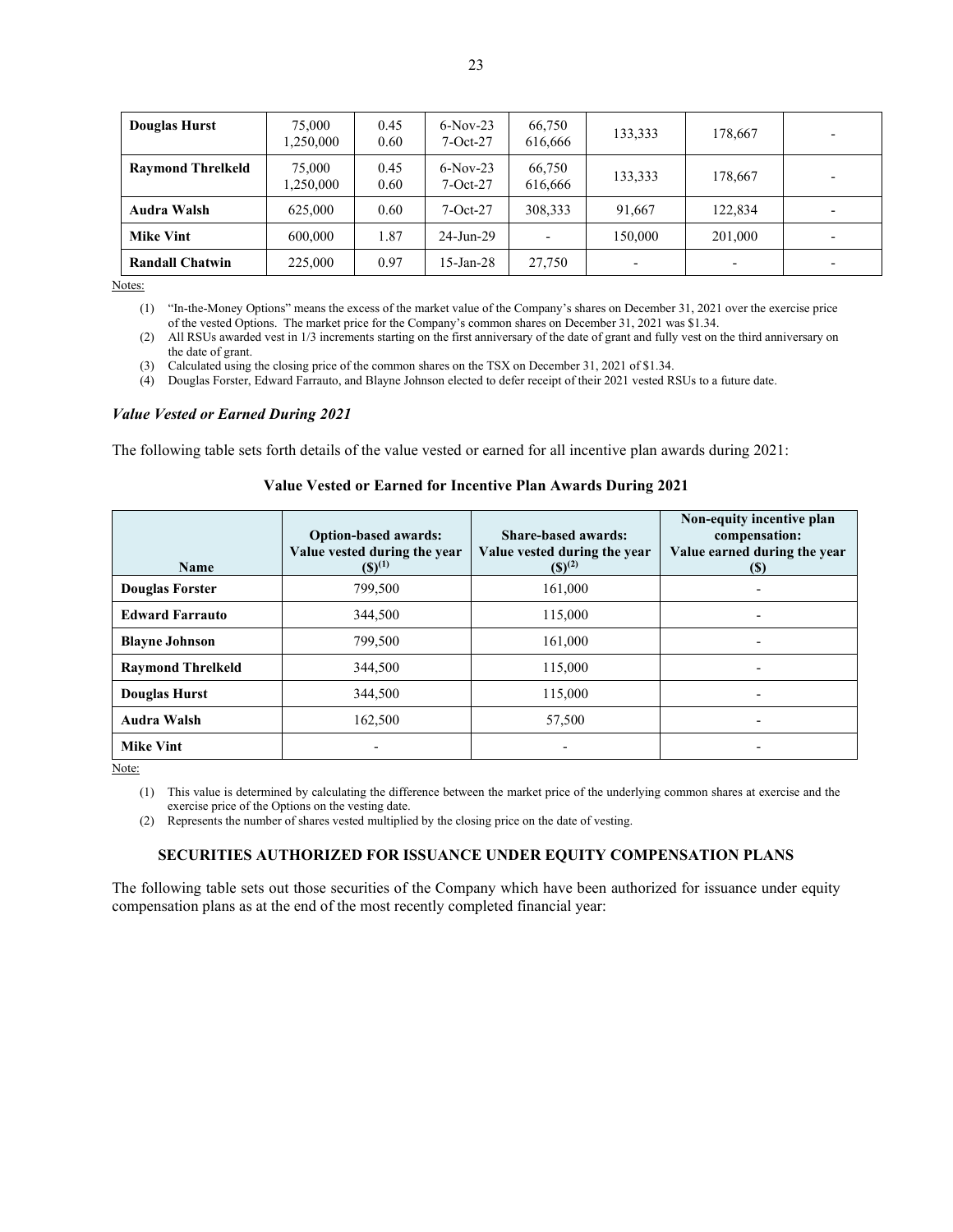| Douglas Hurst | 75,000<br>1,250,000 | 0.45<br>0.60 | 6-Nov-23<br>7-Oct-27 | 66,750<br>616,666 | 133,333 | 178,667 | - |
|---|---|---|---|---|---|---|---|
| **Raymond Threlkeld** | 75,000<br>1,250,000 | 0.45<br>0.60 | 6-Nov-23<br>7-Oct-27 | 66,750<br>616,666 | 133,333 | 178,667 | - |
| **Audra Walsh** | 625,000 | 0.60 | 7-Oct-27 | 308,333 | 91,667 | 122,834 | - |
| **Mike Vint** | 600,000 | 1.87 | 24-Jun-29 | - | 150,000 | 201,000 | - |
| **Randall Chatwin** | 225,000 | 0.97 | 15-Jan-28 | 27,750 | - | - | - |

Notes:

(1) "In-the-Money Options" means the excess of the market value of the Company's shares on December 31, 2021 over the exercise price of the vested Options. The market price for the Company's common shares on December 31, 2021 was $1.34.

(2) All RSUs awarded vest in 1/3 increments starting on the first anniversary of the date of grant and fully vest on the third anniversary on the date of grant.

(3) Calculated using the closing price of the common shares on the TSX on December 31, 2021 of $1.34.

(4) Douglas Forster, Edward Farrauto, and Blayne Johnson elected to defer receipt of their 2021 vested RSUs to a future date.

### *Value Vested or Earned During 2021*

The following table sets forth details of the value vested or earned for all incentive plan awards during 2021:

**Value Vested or Earned for Incentive Plan Awards During 2021**

| Name | Option-based awards: Value vested during the year ($)[1] | Share-based awards: Value vested during the year ($)[2] | Non-equity incentive plan compensation: Value earned during the year ($) |
|---|---|---|---|
| **Douglas Forster** | 799,500 | 161,000 | - |
| **Edward Farrauto** | 344,500 | 115,000 | - |
| **Blayne Johnson** | 799,500 | 161,000 | - |
| **Raymond Threlkeld** | 344,500 | 115,000 | - |
| **Douglas Hurst** | 344,500 | 115,000 | - |
| **Audra Walsh** | 162,500 | 57,500 | - |
| **Mike Vint** | - | - | - |

Note:

(1) This value is determined by calculating the difference between the market price of the underlying common shares at exercise and the exercise price of the Options on the vesting date.

(2) Represents the number of shares vested multiplied by the closing price on the date of vesting.

## SECURITIES AUTHORIZED FOR ISSUANCE UNDER EQUITY COMPENSATION PLANS

The following table sets out those securities of the Company which have been authorized for issuance under equity compensation plans as at the end of the most recently completed financial year: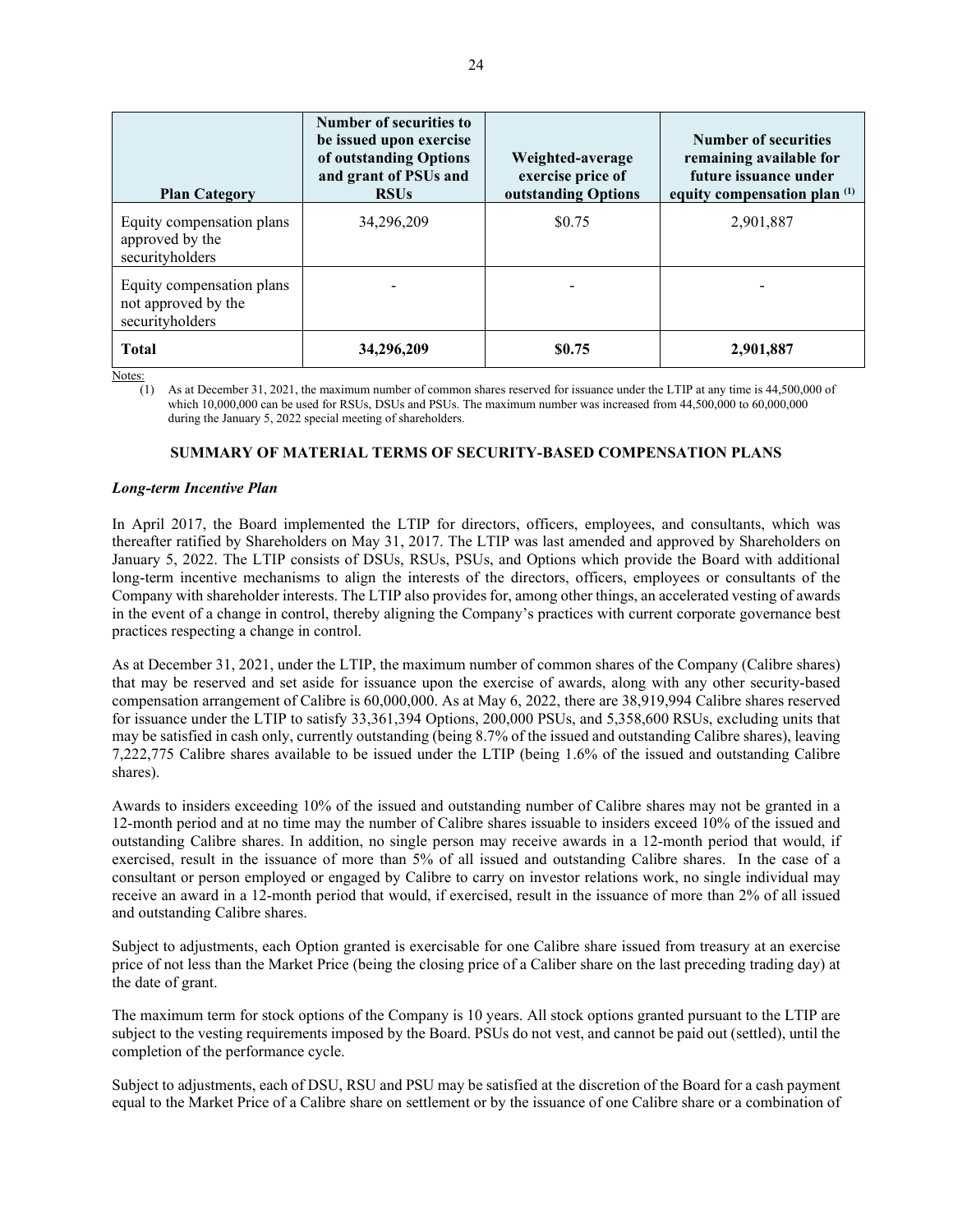| Plan Category | Number of securities to be issued upon exercise of outstanding Options and grant of PSUs and RSUs | Weighted-average exercise price of outstanding Options | Number of securities remaining available for future issuance under equity compensation plan [(1)] |
|---|---|---|---|
| Equity compensation plans approved by the securityholders | 34,296,209 | $0.75 | 2,901,887 |
| Equity compensation plans not approved by the securityholders | - | - | - |
| **Total** | **34,296,209** | **$0.75** | **2,901,887** |

Notes:

(1) As at December 31, 2021, the maximum number of common shares reserved for issuance under the LTIP at any time is 44,500,000 of which 10,000,000 can be used for RSUs, DSUs and PSUs. The maximum number was increased from 44,500,000 to 60,000,000 during the January 5, 2022 special meeting of shareholders.

## SUMMARY OF MATERIAL TERMS OF SECURITY-BASED COMPENSATION PLANS

### *Long-term Incentive Plan*

In April 2017, the Board implemented the LTIP for directors, officers, employees, and consultants, which was thereafter ratified by Shareholders on May 31, 2017. The LTIP was last amended and approved by Shareholders on January 5, 2022. The LTIP consists of DSUs, RSUs, PSUs, and Options which provide the Board with additional long-term incentive mechanisms to align the interests of the directors, officers, employees or consultants of the Company with shareholder interests. The LTIP also provides for, among other things, an accelerated vesting of awards in the event of a change in control, thereby aligning the Company's practices with current corporate governance best practices respecting a change in control.

As at December 31, 2021, under the LTIP, the maximum number of common shares of the Company (Calibre shares) that may be reserved and set aside for issuance upon the exercise of awards, along with any other security-based compensation arrangement of Calibre is 60,000,000. As at May 6, 2022, there are 38,919,994 Calibre shares reserved for issuance under the LTIP to satisfy 33,361,394 Options, 200,000 PSUs, and 5,358,600 RSUs, excluding units that may be satisfied in cash only, currently outstanding (being 8.7% of the issued and outstanding Calibre shares), leaving 7,222,775 Calibre shares available to be issued under the LTIP (being 1.6% of the issued and outstanding Calibre shares).

Awards to insiders exceeding 10% of the issued and outstanding number of Calibre shares may not be granted in a 12-month period and at no time may the number of Calibre shares issuable to insiders exceed 10% of the issued and outstanding Calibre shares. In addition, no single person may receive awards in a 12-month period that would, if exercised, result in the issuance of more than 5% of all issued and outstanding Calibre shares. In the case of a consultant or person employed or engaged by Calibre to carry on investor relations work, no single individual may receive an award in a 12-month period that would, if exercised, result in the issuance of more than 2% of all issued and outstanding Calibre shares.

Subject to adjustments, each Option granted is exercisable for one Calibre share issued from treasury at an exercise price of not less than the Market Price (being the closing price of a Caliber share on the last preceding trading day) at the date of grant.

The maximum term for stock options of the Company is 10 years. All stock options granted pursuant to the LTIP are subject to the vesting requirements imposed by the Board. PSUs do not vest, and cannot be paid out (settled), until the completion of the performance cycle.

Subject to adjustments, each of DSU, RSU and PSU may be satisfied at the discretion of the Board for a cash payment equal to the Market Price of a Calibre share on settlement or by the issuance of one Calibre share or a combination of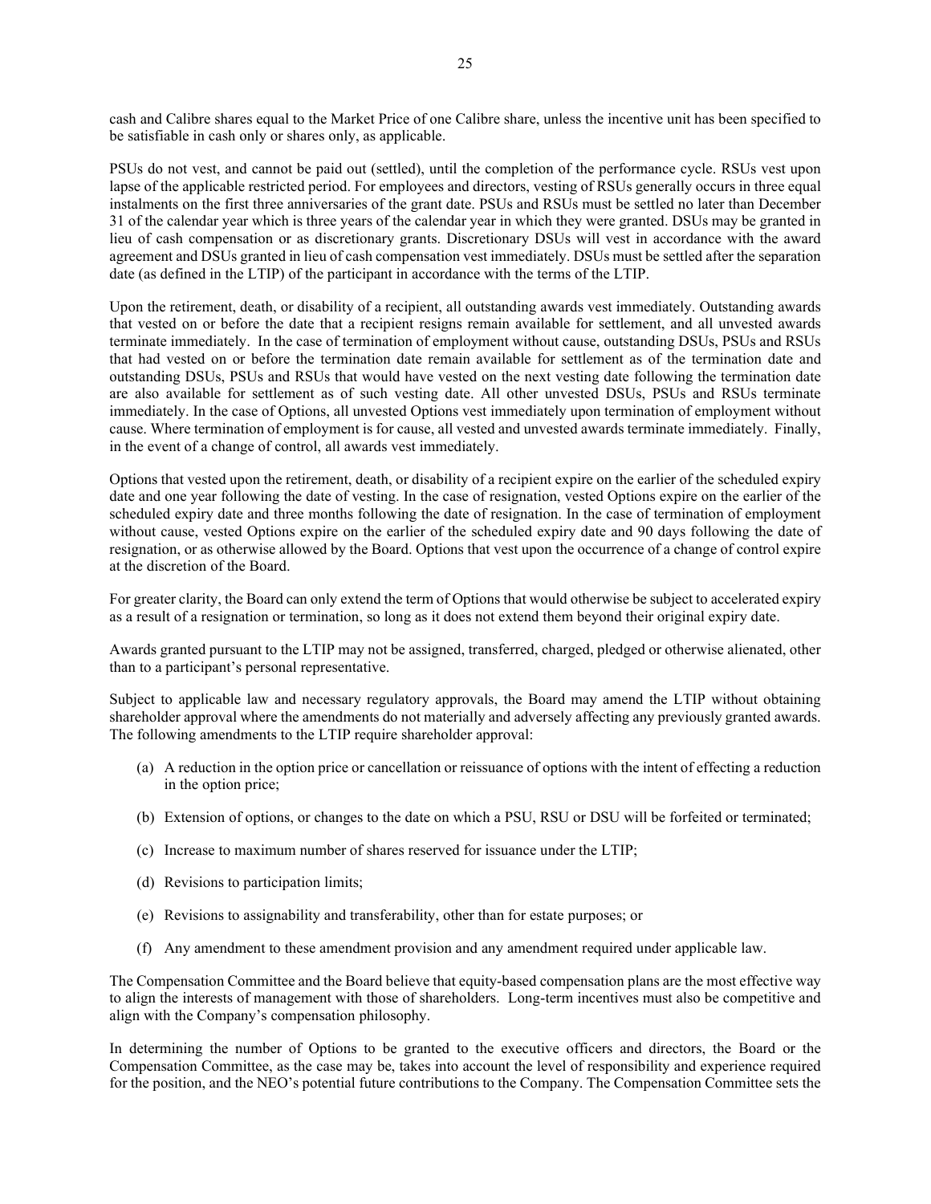cash and Calibre shares equal to the Market Price of one Calibre share, unless the incentive unit has been specified to be satisfiable in cash only or shares only, as applicable.

PSUs do not vest, and cannot be paid out (settled), until the completion of the performance cycle. RSUs vest upon lapse of the applicable restricted period. For employees and directors, vesting of RSUs generally occurs in three equal instalments on the first three anniversaries of the grant date. PSUs and RSUs must be settled no later than December 31 of the calendar year which is three years of the calendar year in which they were granted. DSUs may be granted in lieu of cash compensation or as discretionary grants. Discretionary DSUs will vest in accordance with the award agreement and DSUs granted in lieu of cash compensation vest immediately. DSUs must be settled after the separation date (as defined in the LTIP) of the participant in accordance with the terms of the LTIP.

Upon the retirement, death, or disability of a recipient, all outstanding awards vest immediately. Outstanding awards that vested on or before the date that a recipient resigns remain available for settlement, and all unvested awards terminate immediately. In the case of termination of employment without cause, outstanding DSUs, PSUs and RSUs that had vested on or before the termination date remain available for settlement as of the termination date and outstanding DSUs, PSUs and RSUs that would have vested on the next vesting date following the termination date are also available for settlement as of such vesting date. All other unvested DSUs, PSUs and RSUs terminate immediately. In the case of Options, all unvested Options vest immediately upon termination of employment without cause. Where termination of employment is for cause, all vested and unvested awards terminate immediately. Finally, in the event of a change of control, all awards vest immediately.

Options that vested upon the retirement, death, or disability of a recipient expire on the earlier of the scheduled expiry date and one year following the date of vesting. In the case of resignation, vested Options expire on the earlier of the scheduled expiry date and three months following the date of resignation. In the case of termination of employment without cause, vested Options expire on the earlier of the scheduled expiry date and 90 days following the date of resignation, or as otherwise allowed by the Board. Options that vest upon the occurrence of a change of control expire at the discretion of the Board.

For greater clarity, the Board can only extend the term of Options that would otherwise be subject to accelerated expiry as a result of a resignation or termination, so long as it does not extend them beyond their original expiry date.

Awards granted pursuant to the LTIP may not be assigned, transferred, charged, pledged or otherwise alienated, other than to a participant's personal representative.

Subject to applicable law and necessary regulatory approvals, the Board may amend the LTIP without obtaining shareholder approval where the amendments do not materially and adversely affecting any previously granted awards. The following amendments to the LTIP require shareholder approval:

(a) A reduction in the option price or cancellation or reissuance of options with the intent of effecting a reduction in the option price;

(b) Extension of options, or changes to the date on which a PSU, RSU or DSU will be forfeited or terminated;

(c) Increase to maximum number of shares reserved for issuance under the LTIP;

(d) Revisions to participation limits;

(e) Revisions to assignability and transferability, other than for estate purposes; or

(f) Any amendment to these amendment provision and any amendment required under applicable law.

The Compensation Committee and the Board believe that equity-based compensation plans are the most effective way to align the interests of management with those of shareholders. Long-term incentives must also be competitive and align with the Company's compensation philosophy.

In determining the number of Options to be granted to the executive officers and directors, the Board or the Compensation Committee, as the case may be, takes into account the level of responsibility and experience required for the position, and the NEO's potential future contributions to the Company. The Compensation Committee sets the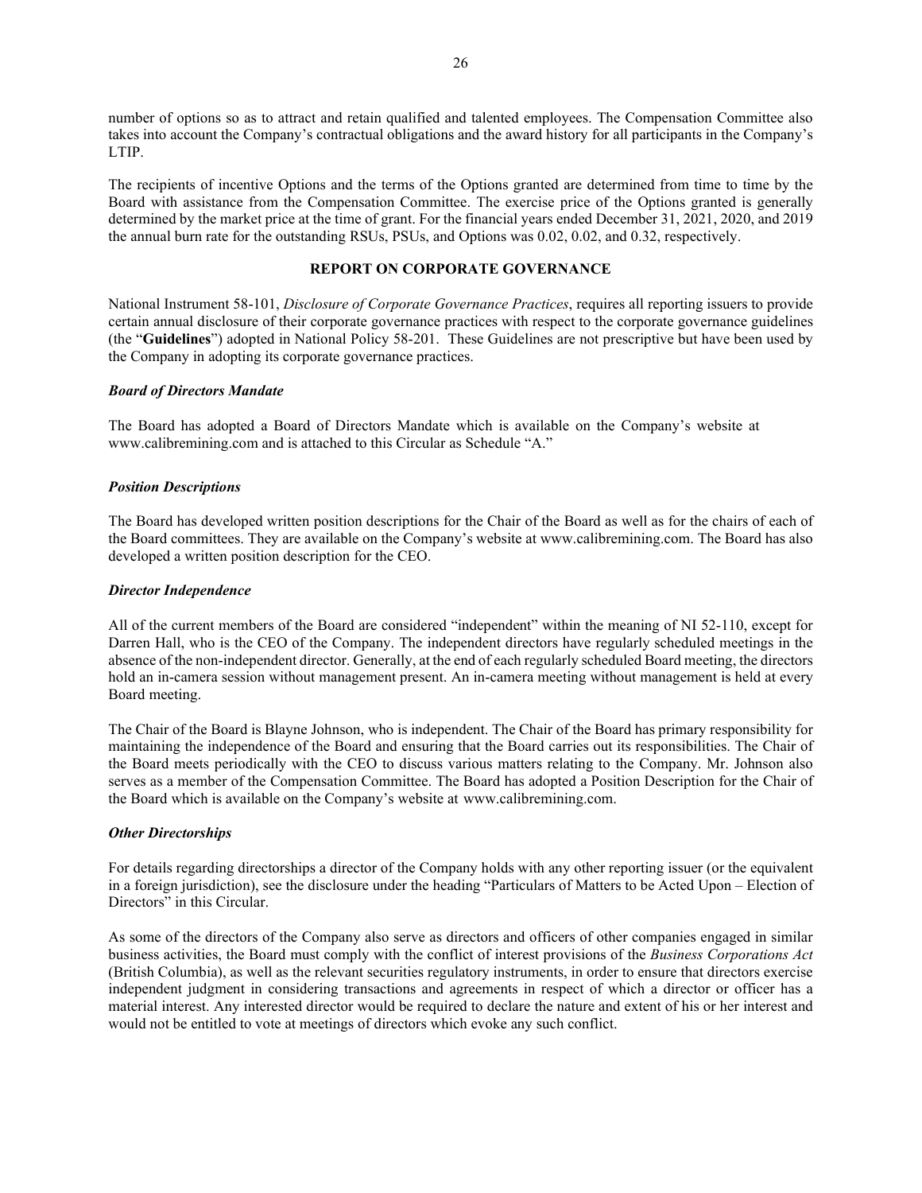number of options so as to attract and retain qualified and talented employees. The Compensation Committee also takes into account the Company's contractual obligations and the award history for all participants in the Company's LTIP.

The recipients of incentive Options and the terms of the Options granted are determined from time to time by the Board with assistance from the Compensation Committee. The exercise price of the Options granted is generally determined by the market price at the time of grant. For the financial years ended December 31, 2021, 2020, and 2019 the annual burn rate for the outstanding RSUs, PSUs, and Options was 0.02, 0.02, and 0.32, respectively.

## REPORT ON CORPORATE GOVERNANCE

National Instrument 58-101, *Disclosure of Corporate Governance Practices*, requires all reporting issuers to provide certain annual disclosure of their corporate governance practices with respect to the corporate governance guidelines (the "**Guidelines**") adopted in National Policy 58-201. These Guidelines are not prescriptive but have been used by the Company in adopting its corporate governance practices.

### *Board of Directors Mandate*

The Board has adopted a Board of Directors Mandate which is available on the Company's website at www.calibremining.com and is attached to this Circular as Schedule "A."

### *Position Descriptions*

The Board has developed written position descriptions for the Chair of the Board as well as for the chairs of each of the Board committees. They are available on the Company's website at www.calibremining.com. The Board has also developed a written position description for the CEO.

### *Director Independence*

All of the current members of the Board are considered "independent" within the meaning of NI 52-110, except for Darren Hall, who is the CEO of the Company. The independent directors have regularly scheduled meetings in the absence of the non-independent director. Generally, at the end of each regularly scheduled Board meeting, the directors hold an in-camera session without management present. An in-camera meeting without management is held at every Board meeting.

The Chair of the Board is Blayne Johnson, who is independent. The Chair of the Board has primary responsibility for maintaining the independence of the Board and ensuring that the Board carries out its responsibilities. The Chair of the Board meets periodically with the CEO to discuss various matters relating to the Company. Mr. Johnson also serves as a member of the Compensation Committee. The Board has adopted a Position Description for the Chair of the Board which is available on the Company's website at www.calibremining.com.

### *Other Directorships*

For details regarding directorships a director of the Company holds with any other reporting issuer (or the equivalent in a foreign jurisdiction), see the disclosure under the heading "Particulars of Matters to be Acted Upon – Election of Directors" in this Circular.

As some of the directors of the Company also serve as directors and officers of other companies engaged in similar business activities, the Board must comply with the conflict of interest provisions of the *Business Corporations Act* (British Columbia), as well as the relevant securities regulatory instruments, in order to ensure that directors exercise independent judgment in considering transactions and agreements in respect of which a director or officer has a material interest. Any interested director would be required to declare the nature and extent of his or her interest and would not be entitled to vote at meetings of directors which evoke any such conflict.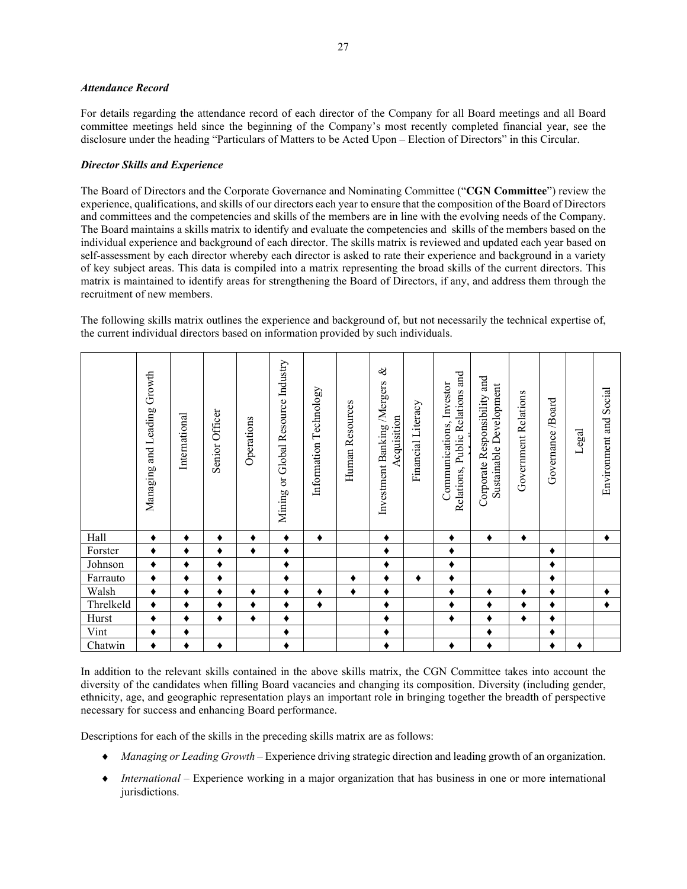***Attendance Record***

For details regarding the attendance record of each director of the Company for all Board meetings and all Board committee meetings held since the beginning of the Company's most recently completed financial year, see the disclosure under the heading "Particulars of Matters to be Acted Upon – Election of Directors" in this Circular.

***Director Skills and Experience***

The Board of Directors and the Corporate Governance and Nominating Committee ("**CGN Committee**") review the experience, qualifications, and skills of our directors each year to ensure that the composition of the Board of Directors and committees and the competencies and skills of the members are in line with the evolving needs of the Company. The Board maintains a skills matrix to identify and evaluate the competencies and skills of the members based on the individual experience and background of each director. The skills matrix is reviewed and updated each year based on self-assessment by each director whereby each director is asked to rate their experience and background in a variety of key subject areas. This data is compiled into a matrix representing the broad skills of the current directors. This matrix is maintained to identify areas for strengthening the Board of Directors, if any, and address them through the recruitment of new members.

The following skills matrix outlines the experience and background of, but not necessarily the technical expertise of, the current individual directors based on information provided by such individuals.

| | Managing and Leading Growth | International | Senior Officer | Operations | Mining or Global Resource Industry | Information Technology | Human Resources | Investment Banking /Mergers & Acquisition | Financial Literacy | Communications, Investor Relations, Public Relations and Media | Corporate Responsibility and Sustainable Development | Government Relations | Governance /Board | Legal | Environment and Social |
|---|---|---|---|---|---|---|---|---|---|---|---|---|---|---|---|
| Hall | ♦ | ♦ | ♦ | ♦ | ♦ | ♦ | | ♦ | | ♦ | ♦ | ♦ | | | ♦ |
| Forster | ♦ | ♦ | ♦ | ♦ | ♦ | | | ♦ | | ♦ | | | ♦ | | |
| Johnson | ♦ | ♦ | ♦ | | ♦ | | | ♦ | | ♦ | | | ♦ | | |
| Farrauto | ♦ | ♦ | ♦ | | ♦ | | ♦ | ♦ | ♦ | ♦ | | | ♦ | | |
| Walsh | ♦ | ♦ | ♦ | ♦ | ♦ | ♦ | ♦ | ♦ | | ♦ | ♦ | ♦ | ♦ | | ♦ |
| Threlkeld | ♦ | ♦ | ♦ | ♦ | ♦ | ♦ | | ♦ | | ♦ | ♦ | ♦ | ♦ | | ♦ |
| Hurst | ♦ | ♦ | ♦ | ♦ | ♦ | | | ♦ | | ♦ | ♦ | ♦ | ♦ | | |
| Vint | ♦ | ♦ | | | ♦ | | | ♦ | | | ♦ | | ♦ | | |
| Chatwin | ♦ | ♦ | ♦ | | ♦ | | | ♦ | | ♦ | ♦ | | ♦ | ♦ | |

In addition to the relevant skills contained in the above skills matrix, the CGN Committee takes into account the diversity of the candidates when filling Board vacancies and changing its composition. Diversity (including gender, ethnicity, age, and geographic representation plays an important role in bringing together the breadth of perspective necessary for success and enhancing Board performance.

Descriptions for each of the skills in the preceding skills matrix are as follows:

- *Managing or Leading Growth* – Experience driving strategic direction and leading growth of an organization.
- *International* – Experience working in a major organization that has business in one or more international jurisdictions.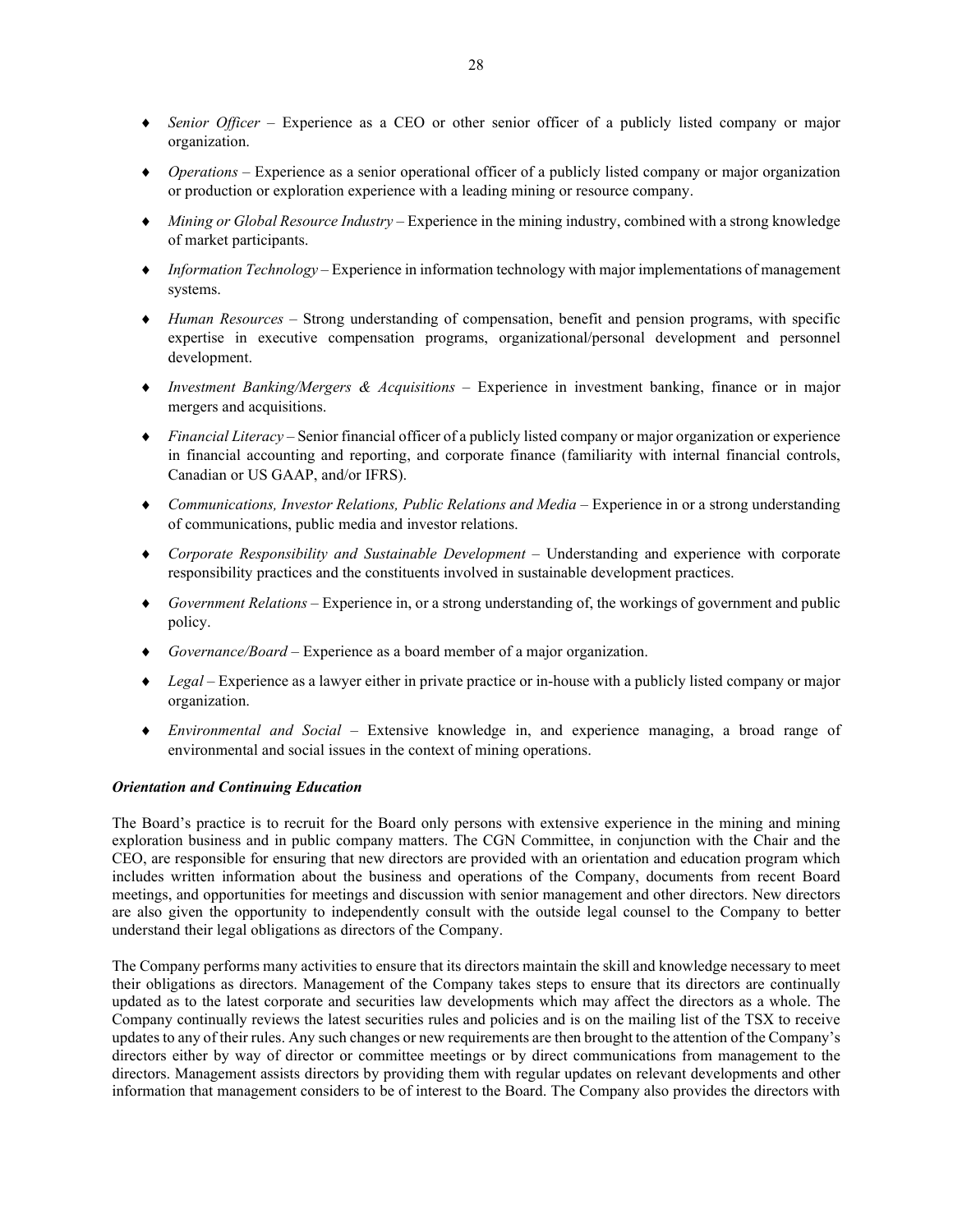- *Senior Officer* – Experience as a CEO or other senior officer of a publicly listed company or major organization.
- *Operations* – Experience as a senior operational officer of a publicly listed company or major organization or production or exploration experience with a leading mining or resource company.
- *Mining or Global Resource Industry* – Experience in the mining industry, combined with a strong knowledge of market participants.
- *Information Technology* – Experience in information technology with major implementations of management systems.
- *Human Resources* – Strong understanding of compensation, benefit and pension programs, with specific expertise in executive compensation programs, organizational/personal development and personnel development.
- *Investment Banking/Mergers & Acquisitions* – Experience in investment banking, finance or in major mergers and acquisitions.
- *Financial Literacy* – Senior financial officer of a publicly listed company or major organization or experience in financial accounting and reporting, and corporate finance (familiarity with internal financial controls, Canadian or US GAAP, and/or IFRS).
- *Communications, Investor Relations, Public Relations and Media* – Experience in or a strong understanding of communications, public media and investor relations.
- *Corporate Responsibility and Sustainable Development* – Understanding and experience with corporate responsibility practices and the constituents involved in sustainable development practices.
- *Government Relations* – Experience in, or a strong understanding of, the workings of government and public policy.
- *Governance/Board* – Experience as a board member of a major organization.
- *Legal* – Experience as a lawyer either in private practice or in-house with a publicly listed company or major organization.
- *Environmental and Social* – Extensive knowledge in, and experience managing, a broad range of environmental and social issues in the context of mining operations.

***Orientation and Continuing Education***

The Board's practice is to recruit for the Board only persons with extensive experience in the mining and mining exploration business and in public company matters. The CGN Committee, in conjunction with the Chair and the CEO, are responsible for ensuring that new directors are provided with an orientation and education program which includes written information about the business and operations of the Company, documents from recent Board meetings, and opportunities for meetings and discussion with senior management and other directors. New directors are also given the opportunity to independently consult with the outside legal counsel to the Company to better understand their legal obligations as directors of the Company.

The Company performs many activities to ensure that its directors maintain the skill and knowledge necessary to meet their obligations as directors. Management of the Company takes steps to ensure that its directors are continually updated as to the latest corporate and securities law developments which may affect the directors as a whole. The Company continually reviews the latest securities rules and policies and is on the mailing list of the TSX to receive updates to any of their rules. Any such changes or new requirements are then brought to the attention of the Company's directors either by way of director or committee meetings or by direct communications from management to the directors. Management assists directors by providing them with regular updates on relevant developments and other information that management considers to be of interest to the Board. The Company also provides the directors with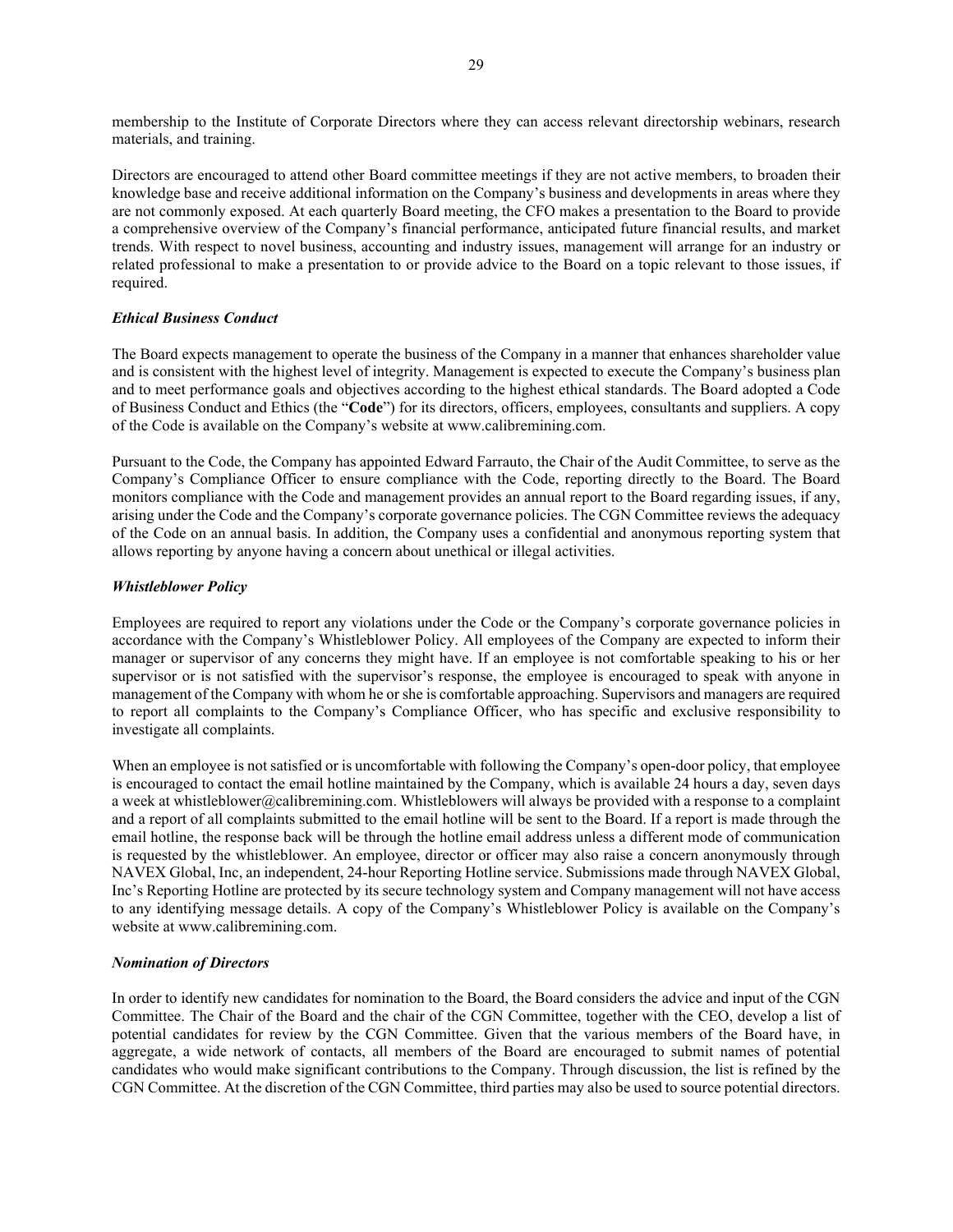membership to the Institute of Corporate Directors where they can access relevant directorship webinars, research materials, and training.

Directors are encouraged to attend other Board committee meetings if they are not active members, to broaden their knowledge base and receive additional information on the Company's business and developments in areas where they are not commonly exposed. At each quarterly Board meeting, the CFO makes a presentation to the Board to provide a comprehensive overview of the Company's financial performance, anticipated future financial results, and market trends. With respect to novel business, accounting and industry issues, management will arrange for an industry or related professional to make a presentation to or provide advice to the Board on a topic relevant to those issues, if required.

***Ethical Business Conduct***

The Board expects management to operate the business of the Company in a manner that enhances shareholder value and is consistent with the highest level of integrity. Management is expected to execute the Company's business plan and to meet performance goals and objectives according to the highest ethical standards. The Board adopted a Code of Business Conduct and Ethics (the "**Code**") for its directors, officers, employees, consultants and suppliers. A copy of the Code is available on the Company's website at www.calibremining.com.

Pursuant to the Code, the Company has appointed Edward Farrauto, the Chair of the Audit Committee, to serve as the Company's Compliance Officer to ensure compliance with the Code, reporting directly to the Board. The Board monitors compliance with the Code and management provides an annual report to the Board regarding issues, if any, arising under the Code and the Company's corporate governance policies. The CGN Committee reviews the adequacy of the Code on an annual basis. In addition, the Company uses a confidential and anonymous reporting system that allows reporting by anyone having a concern about unethical or illegal activities.

***Whistleblower Policy***

Employees are required to report any violations under the Code or the Company's corporate governance policies in accordance with the Company's Whistleblower Policy. All employees of the Company are expected to inform their manager or supervisor of any concerns they might have. If an employee is not comfortable speaking to his or her supervisor or is not satisfied with the supervisor's response, the employee is encouraged to speak with anyone in management of the Company with whom he or she is comfortable approaching. Supervisors and managers are required to report all complaints to the Company's Compliance Officer, who has specific and exclusive responsibility to investigate all complaints.

When an employee is not satisfied or is uncomfortable with following the Company's open-door policy, that employee is encouraged to contact the email hotline maintained by the Company, which is available 24 hours a day, seven days a week at whistleblower@calibremining.com. Whistleblowers will always be provided with a response to a complaint and a report of all complaints submitted to the email hotline will be sent to the Board. If a report is made through the email hotline, the response back will be through the hotline email address unless a different mode of communication is requested by the whistleblower. An employee, director or officer may also raise a concern anonymously through NAVEX Global, Inc, an independent, 24-hour Reporting Hotline service. Submissions made through NAVEX Global, Inc's Reporting Hotline are protected by its secure technology system and Company management will not have access to any identifying message details. A copy of the Company's Whistleblower Policy is available on the Company's website at www.calibremining.com.

***Nomination of Directors***

In order to identify new candidates for nomination to the Board, the Board considers the advice and input of the CGN Committee. The Chair of the Board and the chair of the CGN Committee, together with the CEO, develop a list of potential candidates for review by the CGN Committee. Given that the various members of the Board have, in aggregate, a wide network of contacts, all members of the Board are encouraged to submit names of potential candidates who would make significant contributions to the Company. Through discussion, the list is refined by the CGN Committee. At the discretion of the CGN Committee, third parties may also be used to source potential directors.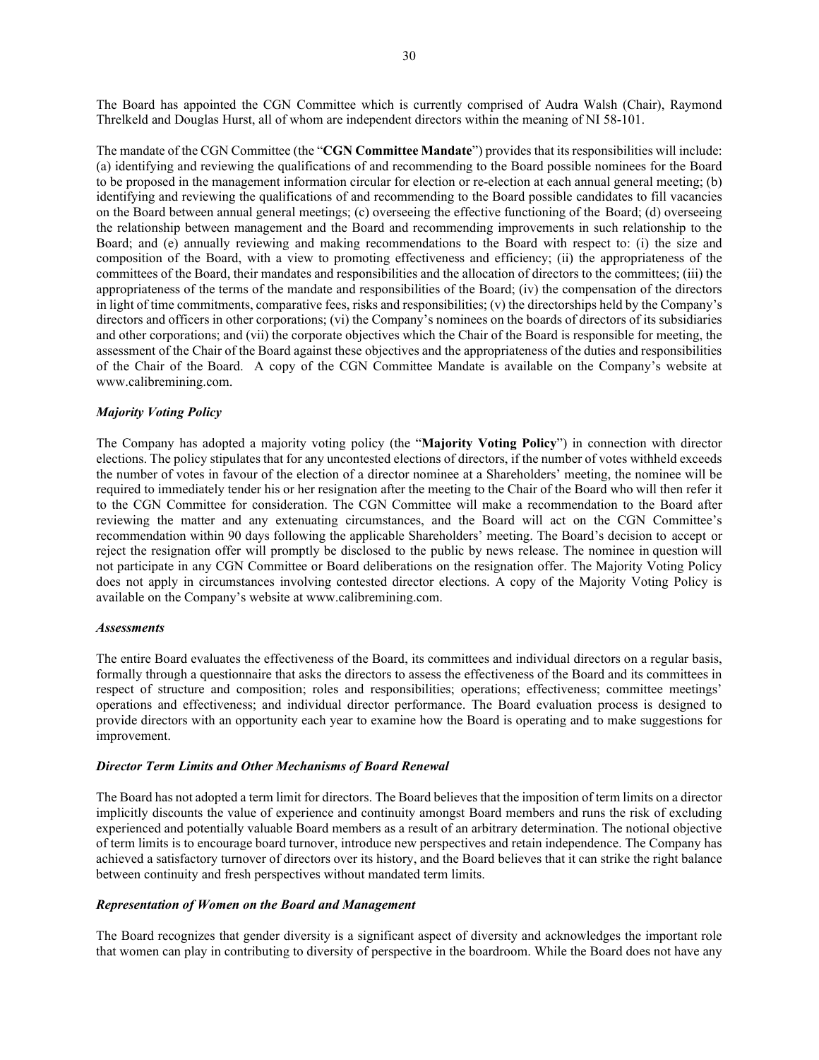The Board has appointed the CGN Committee which is currently comprised of Audra Walsh (Chair), Raymond Threlkeld and Douglas Hurst, all of whom are independent directors within the meaning of NI 58-101.

The mandate of the CGN Committee (the "**CGN Committee Mandate**") provides that its responsibilities will include: (a) identifying and reviewing the qualifications of and recommending to the Board possible nominees for the Board to be proposed in the management information circular for election or re-election at each annual general meeting; (b) identifying and reviewing the qualifications of and recommending to the Board possible candidates to fill vacancies on the Board between annual general meetings; (c) overseeing the effective functioning of the Board; (d) overseeing the relationship between management and the Board and recommending improvements in such relationship to the Board; and (e) annually reviewing and making recommendations to the Board with respect to: (i) the size and composition of the Board, with a view to promoting effectiveness and efficiency; (ii) the appropriateness of the committees of the Board, their mandates and responsibilities and the allocation of directors to the committees; (iii) the appropriateness of the terms of the mandate and responsibilities of the Board; (iv) the compensation of the directors in light of time commitments, comparative fees, risks and responsibilities; (v) the directorships held by the Company's directors and officers in other corporations; (vi) the Company's nominees on the boards of directors of its subsidiaries and other corporations; and (vii) the corporate objectives which the Chair of the Board is responsible for meeting, the assessment of the Chair of the Board against these objectives and the appropriateness of the duties and responsibilities of the Chair of the Board. A copy of the CGN Committee Mandate is available on the Company's website at www.calibremining.com.

### *Majority Voting Policy*

The Company has adopted a majority voting policy (the "**Majority Voting Policy**") in connection with director elections. The policy stipulates that for any uncontested elections of directors, if the number of votes withheld exceeds the number of votes in favour of the election of a director nominee at a Shareholders' meeting, the nominee will be required to immediately tender his or her resignation after the meeting to the Chair of the Board who will then refer it to the CGN Committee for consideration. The CGN Committee will make a recommendation to the Board after reviewing the matter and any extenuating circumstances, and the Board will act on the CGN Committee's recommendation within 90 days following the applicable Shareholders' meeting. The Board's decision to accept or reject the resignation offer will promptly be disclosed to the public by news release. The nominee in question will not participate in any CGN Committee or Board deliberations on the resignation offer. The Majority Voting Policy does not apply in circumstances involving contested director elections. A copy of the Majority Voting Policy is available on the Company's website at www.calibremining.com.

### *Assessments*

The entire Board evaluates the effectiveness of the Board, its committees and individual directors on a regular basis, formally through a questionnaire that asks the directors to assess the effectiveness of the Board and its committees in respect of structure and composition; roles and responsibilities; operations; effectiveness; committee meetings' operations and effectiveness; and individual director performance. The Board evaluation process is designed to provide directors with an opportunity each year to examine how the Board is operating and to make suggestions for improvement.

### *Director Term Limits and Other Mechanisms of Board Renewal*

The Board has not adopted a term limit for directors. The Board believes that the imposition of term limits on a director implicitly discounts the value of experience and continuity amongst Board members and runs the risk of excluding experienced and potentially valuable Board members as a result of an arbitrary determination. The notional objective of term limits is to encourage board turnover, introduce new perspectives and retain independence. The Company has achieved a satisfactory turnover of directors over its history, and the Board believes that it can strike the right balance between continuity and fresh perspectives without mandated term limits.

### *Representation of Women on the Board and Management*

The Board recognizes that gender diversity is a significant aspect of diversity and acknowledges the important role that women can play in contributing to diversity of perspective in the boardroom. While the Board does not have any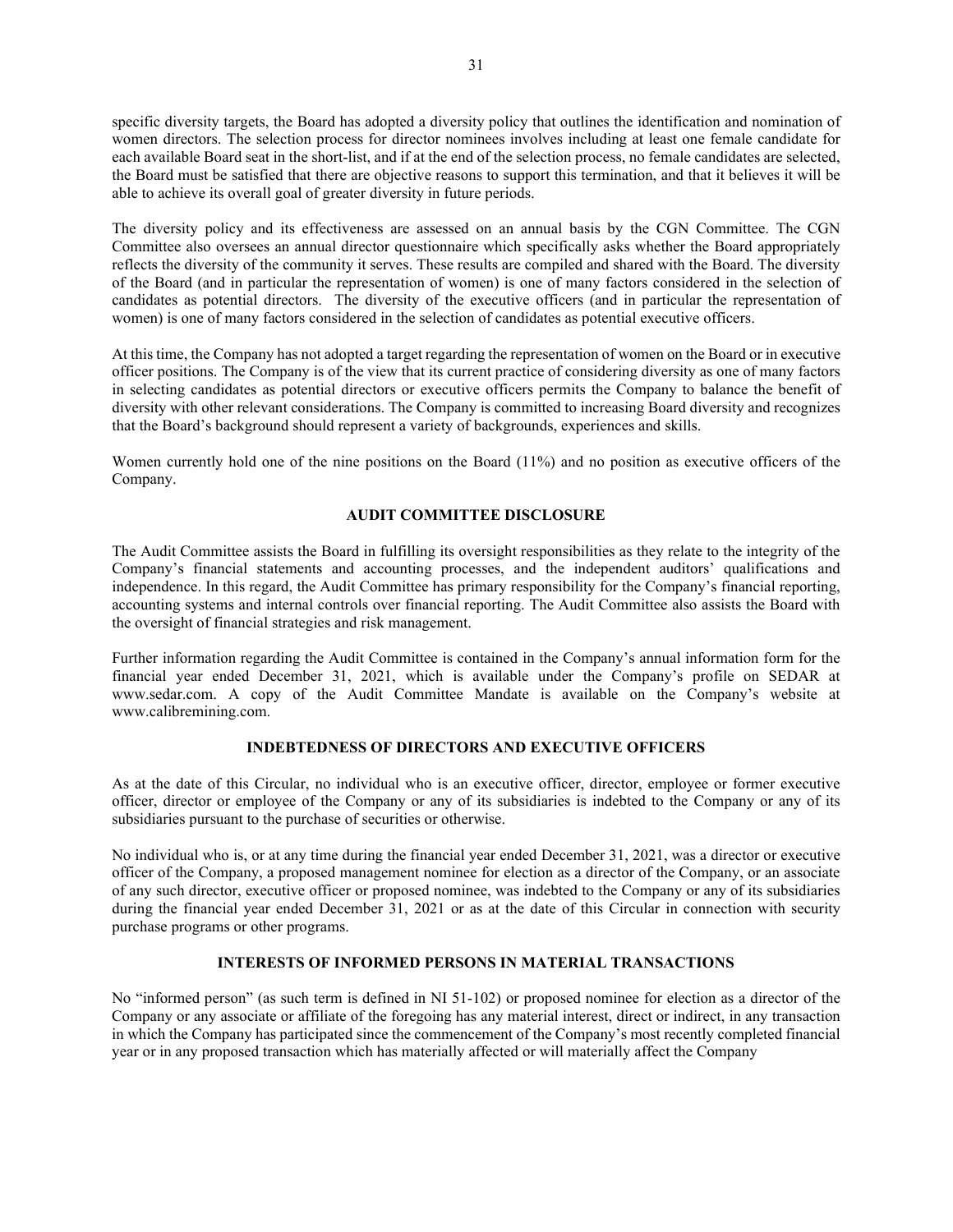specific diversity targets, the Board has adopted a diversity policy that outlines the identification and nomination of women directors. The selection process for director nominees involves including at least one female candidate for each available Board seat in the short-list, and if at the end of the selection process, no female candidates are selected, the Board must be satisfied that there are objective reasons to support this termination, and that it believes it will be able to achieve its overall goal of greater diversity in future periods.

The diversity policy and its effectiveness are assessed on an annual basis by the CGN Committee. The CGN Committee also oversees an annual director questionnaire which specifically asks whether the Board appropriately reflects the diversity of the community it serves. These results are compiled and shared with the Board. The diversity of the Board (and in particular the representation of women) is one of many factors considered in the selection of candidates as potential directors. The diversity of the executive officers (and in particular the representation of women) is one of many factors considered in the selection of candidates as potential executive officers.

At this time, the Company has not adopted a target regarding the representation of women on the Board or in executive officer positions. The Company is of the view that its current practice of considering diversity as one of many factors in selecting candidates as potential directors or executive officers permits the Company to balance the benefit of diversity with other relevant considerations. The Company is committed to increasing Board diversity and recognizes that the Board's background should represent a variety of backgrounds, experiences and skills.

Women currently hold one of the nine positions on the Board (11%) and no position as executive officers of the Company.

## AUDIT COMMITTEE DISCLOSURE

The Audit Committee assists the Board in fulfilling its oversight responsibilities as they relate to the integrity of the Company's financial statements and accounting processes, and the independent auditors' qualifications and independence. In this regard, the Audit Committee has primary responsibility for the Company's financial reporting, accounting systems and internal controls over financial reporting. The Audit Committee also assists the Board with the oversight of financial strategies and risk management.

Further information regarding the Audit Committee is contained in the Company's annual information form for the financial year ended December 31, 2021, which is available under the Company's profile on SEDAR at www.sedar.com. A copy of the Audit Committee Mandate is available on the Company's website at www.calibremining.com.

## INDEBTEDNESS OF DIRECTORS AND EXECUTIVE OFFICERS

As at the date of this Circular, no individual who is an executive officer, director, employee or former executive officer, director or employee of the Company or any of its subsidiaries is indebted to the Company or any of its subsidiaries pursuant to the purchase of securities or otherwise.

No individual who is, or at any time during the financial year ended December 31, 2021, was a director or executive officer of the Company, a proposed management nominee for election as a director of the Company, or an associate of any such director, executive officer or proposed nominee, was indebted to the Company or any of its subsidiaries during the financial year ended December 31, 2021 or as at the date of this Circular in connection with security purchase programs or other programs.

## INTERESTS OF INFORMED PERSONS IN MATERIAL TRANSACTIONS

No "informed person" (as such term is defined in NI 51-102) or proposed nominee for election as a director of the Company or any associate or affiliate of the foregoing has any material interest, direct or indirect, in any transaction in which the Company has participated since the commencement of the Company's most recently completed financial year or in any proposed transaction which has materially affected or will materially affect the Company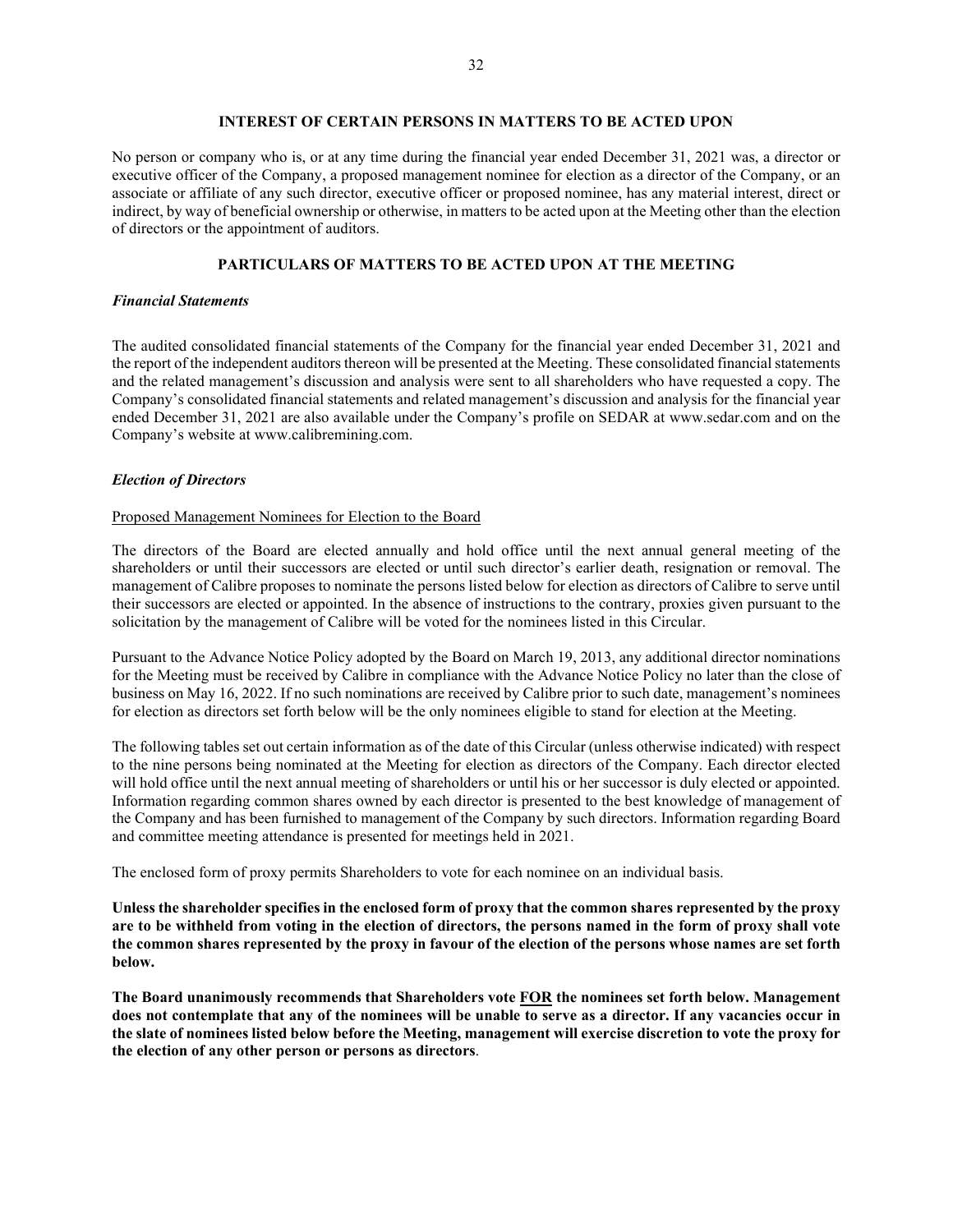## INTEREST OF CERTAIN PERSONS IN MATTERS TO BE ACTED UPON

No person or company who is, or at any time during the financial year ended December 31, 2021 was, a director or executive officer of the Company, a proposed management nominee for election as a director of the Company, or an associate or affiliate of any such director, executive officer or proposed nominee, has any material interest, direct or indirect, by way of beneficial ownership or otherwise, in matters to be acted upon at the Meeting other than the election of directors or the appointment of auditors.

## PARTICULARS OF MATTERS TO BE ACTED UPON AT THE MEETING

### *Financial Statements*

The audited consolidated financial statements of the Company for the financial year ended December 31, 2021 and the report of the independent auditors thereon will be presented at the Meeting. These consolidated financial statements and the related management's discussion and analysis were sent to all shareholders who have requested a copy. The Company's consolidated financial statements and related management's discussion and analysis for the financial year ended December 31, 2021 are also available under the Company's profile on SEDAR at www.sedar.com and on the Company's website at www.calibremining.com.

### *Election of Directors*

Proposed Management Nominees for Election to the Board

The directors of the Board are elected annually and hold office until the next annual general meeting of the shareholders or until their successors are elected or until such director's earlier death, resignation or removal. The management of Calibre proposes to nominate the persons listed below for election as directors of Calibre to serve until their successors are elected or appointed. In the absence of instructions to the contrary, proxies given pursuant to the solicitation by the management of Calibre will be voted for the nominees listed in this Circular.

Pursuant to the Advance Notice Policy adopted by the Board on March 19, 2013, any additional director nominations for the Meeting must be received by Calibre in compliance with the Advance Notice Policy no later than the close of business on May 16, 2022. If no such nominations are received by Calibre prior to such date, management's nominees for election as directors set forth below will be the only nominees eligible to stand for election at the Meeting.

The following tables set out certain information as of the date of this Circular (unless otherwise indicated) with respect to the nine persons being nominated at the Meeting for election as directors of the Company. Each director elected will hold office until the next annual meeting of shareholders or until his or her successor is duly elected or appointed. Information regarding common shares owned by each director is presented to the best knowledge of management of the Company and has been furnished to management of the Company by such directors. Information regarding Board and committee meeting attendance is presented for meetings held in 2021.

The enclosed form of proxy permits Shareholders to vote for each nominee on an individual basis.

**Unless the shareholder specifies in the enclosed form of proxy that the common shares represented by the proxy are to be withheld from voting in the election of directors, the persons named in the form of proxy shall vote the common shares represented by the proxy in favour of the election of the persons whose names are set forth below.**

**The Board unanimously recommends that Shareholders vote <u>FOR</u> the nominees set forth below. Management does not contemplate that any of the nominees will be unable to serve as a director. If any vacancies occur in the slate of nominees listed below before the Meeting, management will exercise discretion to vote the proxy for the election of any other person or persons as directors**.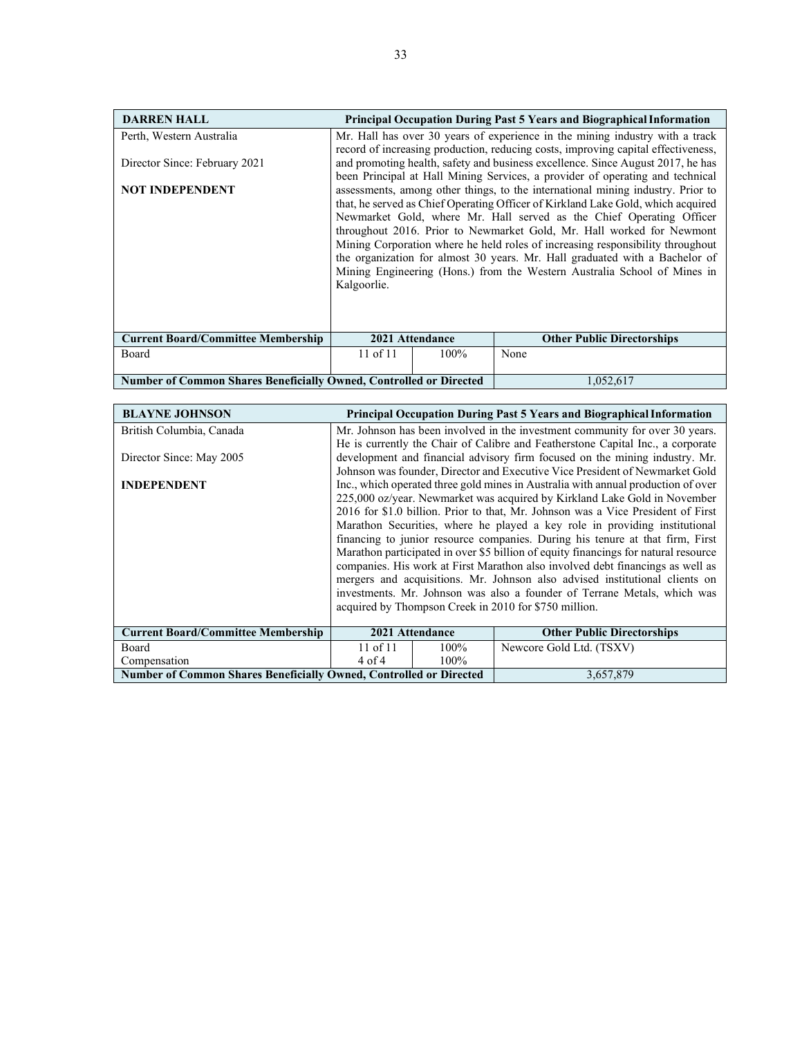| **DARREN HALL** | **Principal Occupation During Past 5 Years and Biographical Information** | | |
|---|---|---|---|
| Perth, Western Australia<br><br>Director Since: February 2021<br><br>**NOT INDEPENDENT** | Mr. Hall has over 30 years of experience in the mining industry with a track record of increasing production, reducing costs, improving capital effectiveness, and promoting health, safety and business excellence. Since August 2017, he has been Principal at Hall Mining Services, a provider of operating and technical assessments, among other things, to the international mining industry. Prior to that, he served as Chief Operating Officer of Kirkland Lake Gold, which acquired Newmarket Gold, where Mr. Hall served as the Chief Operating Officer throughout 2016. Prior to Newmarket Gold, Mr. Hall worked for Newmont Mining Corporation where he held roles of increasing responsibility throughout the organization for almost 30 years. Mr. Hall graduated with a Bachelor of Mining Engineering (Hons.) from the Western Australia School of Mines in Kalgoorlie. | | |
| **Current Board/Committee Membership** | **2021 Attendance** | | **Other Public Directorships** |
| Board | 11 of 11 | 100% | None |
| **Number of Common Shares Beneficially Owned, Controlled or Directed** | | | 1,052,617 |

| **BLAYNE JOHNSON** | **Principal Occupation During Past 5 Years and Biographical Information** | | |
|---|---|---|---|
| British Columbia, Canada<br><br>Director Since: May 2005<br><br>**INDEPENDENT** | Mr. Johnson has been involved in the investment community for over 30 years. He is currently the Chair of Calibre and Featherstone Capital Inc., a corporate development and financial advisory firm focused on the mining industry. Mr. Johnson was founder, Director and Executive Vice President of Newmarket Gold Inc., which operated three gold mines in Australia with annual production of over 225,000 oz/year. Newmarket was acquired by Kirkland Lake Gold in November 2016 for $1.0 billion. Prior to that, Mr. Johnson was a Vice President of First Marathon Securities, where he played a key role in providing institutional financing to junior resource companies. During his tenure at that firm, First Marathon participated in over $5 billion of equity financings for natural resource companies. His work at First Marathon also involved debt financings as well as mergers and acquisitions. Mr. Johnson also advised institutional clients on investments. Mr. Johnson was also a founder of Terrane Metals, which was acquired by Thompson Creek in 2010 for $750 million. | | |
| **Current Board/Committee Membership** | **2021 Attendance** | | **Other Public Directorships** |
| Board<br>Compensation | 11 of 11<br>4 of 4 | 100%<br>100% | Newcore Gold Ltd. (TSXV) |
| **Number of Common Shares Beneficially Owned, Controlled or Directed** | | | 3,657,879 |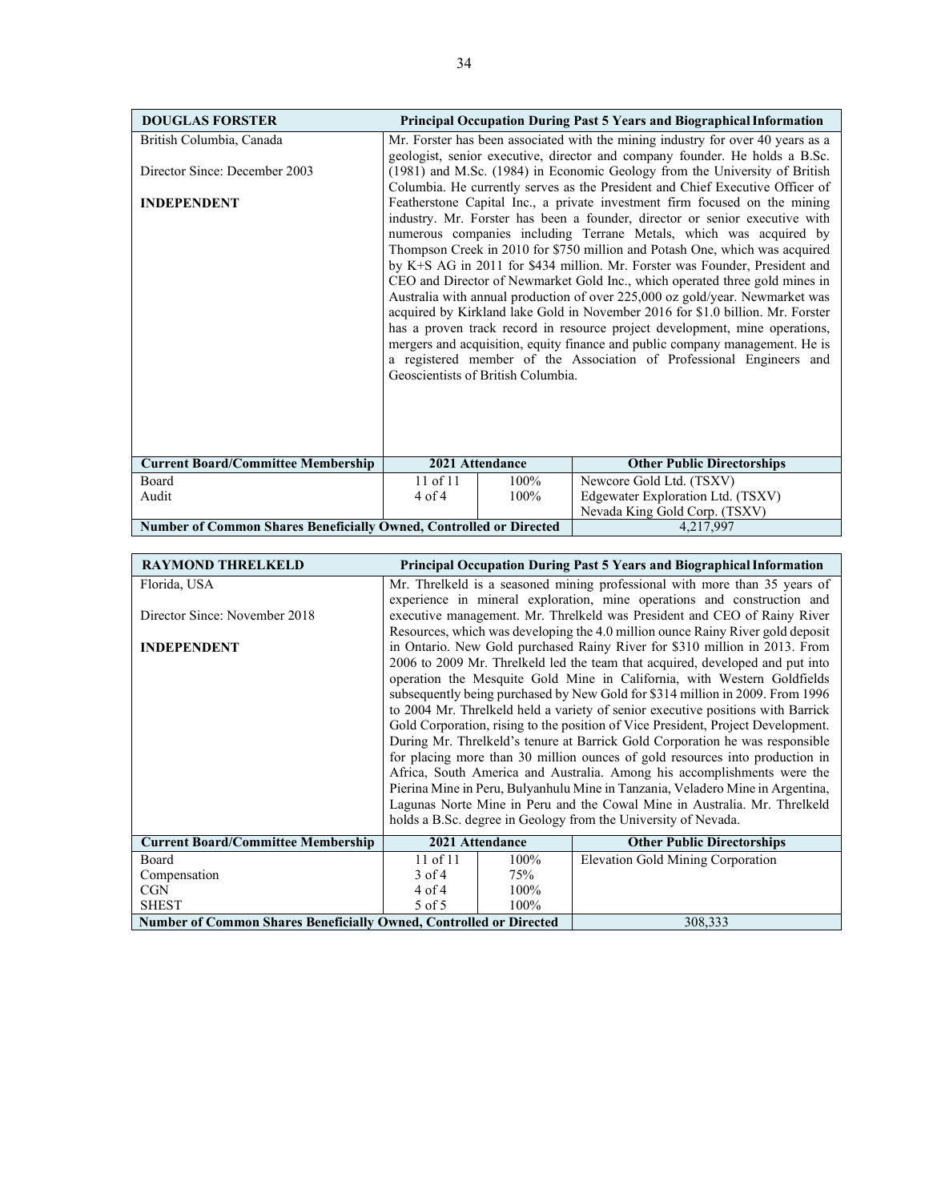| DOUGLAS FORSTER | Principal Occupation During Past 5 Years and Biographical Information | | |
|---|---|---|---|
| British Columbia, Canada<br><br>Director Since: December 2003<br><br>**INDEPENDENT** | Mr. Forster has been associated with the mining industry for over 40 years as a geologist, senior executive, director and company founder. He holds a B.Sc. (1981) and M.Sc. (1984) in Economic Geology from the University of British Columbia. He currently serves as the President and Chief Executive Officer of Featherstone Capital Inc., a private investment firm focused on the mining industry. Mr. Forster has been a founder, director or senior executive with numerous companies including Terrane Metals, which was acquired by Thompson Creek in 2010 for $750 million and Potash One, which was acquired by K+S AG in 2011 for $434 million. Mr. Forster was Founder, President and CEO and Director of Newmarket Gold Inc., which operated three gold mines in Australia with annual production of over 225,000 oz gold/year. Newmarket was acquired by Kirkland lake Gold in November 2016 for $1.0 billion. Mr. Forster has a proven track record in resource project development, mine operations, mergers and acquisition, equity finance and public company management. He is a registered member of the Association of Professional Engineers and Geoscientists of British Columbia. | | |
| **Current Board/Committee Membership** | **2021 Attendance** | | **Other Public Directorships** |
| Board<br>Audit | 11 of 11<br>4 of 4 | 100%<br>100% | Newcore Gold Ltd. (TSXV)<br>Edgewater Exploration Ltd. (TSXV)<br>Nevada King Gold Corp. (TSXV) |
| **Number of Common Shares Beneficially Owned, Controlled or Directed** | | | 4,217,997 |

| RAYMOND THRELKELD | Principal Occupation During Past 5 Years and Biographical Information | | |
|---|---|---|---|
| Florida, USA<br><br>Director Since: November 2018<br><br>**INDEPENDENT** | Mr. Threlkeld is a seasoned mining professional with more than 35 years of experience in mineral exploration, mine operations and construction and executive management. Mr. Threlkeld was President and CEO of Rainy River Resources, which was developing the 4.0 million ounce Rainy River gold deposit in Ontario. New Gold purchased Rainy River for $310 million in 2013. From 2006 to 2009 Mr. Threlkeld led the team that acquired, developed and put into operation the Mesquite Gold Mine in California, with Western Goldfields subsequently being purchased by New Gold for $314 million in 2009. From 1996 to 2004 Mr. Threlkeld held a variety of senior executive positions with Barrick Gold Corporation, rising to the position of Vice President, Project Development. During Mr. Threlkeld's tenure at Barrick Gold Corporation he was responsible for placing more than 30 million ounces of gold resources into production in Africa, South America and Australia. Among his accomplishments were the Pierina Mine in Peru, Bulyanhulu Mine in Tanzania, Veladero Mine in Argentina, Lagunas Norte Mine in Peru and the Cowal Mine in Australia. Mr. Threlkeld holds a B.Sc. degree in Geology from the University of Nevada. | | |
| **Current Board/Committee Membership** | **2021 Attendance** | | **Other Public Directorships** |
| Board<br>Compensation<br>CGN<br>SHEST | 11 of 11<br>3 of 4<br>4 of 4<br>5 of 5 | 100%<br>75%<br>100%<br>100% | Elevation Gold Mining Corporation |
| **Number of Common Shares Beneficially Owned, Controlled or Directed** | | | 308,333 |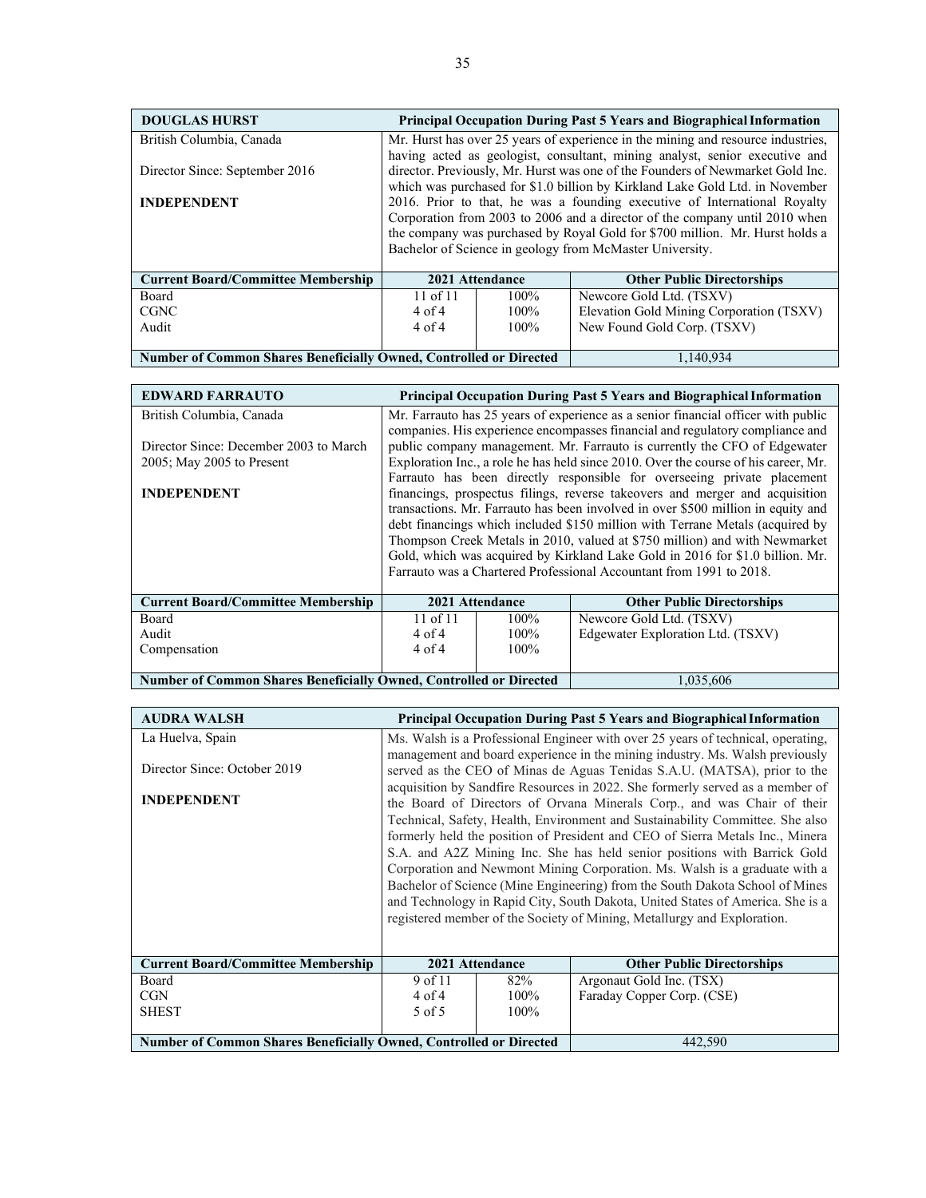| DOUGLAS HURST | Principal Occupation During Past 5 Years and Biographical Information | | |
|---|---|---|---|
| British Columbia, Canada<br><br>Director Since: September 2016<br><br>**INDEPENDENT** | Mr. Hurst has over 25 years of experience in the mining and resource industries, having acted as geologist, consultant, mining analyst, senior executive and director. Previously, Mr. Hurst was one of the Founders of Newmarket Gold Inc. which was purchased for $1.0 billion by Kirkland Lake Gold Ltd. in November 2016. Prior to that, he was a founding executive of International Royalty Corporation from 2003 to 2006 and a director of the company until 2010 when the company was purchased by Royal Gold for $700 million. Mr. Hurst holds a Bachelor of Science in geology from McMaster University. | | |
| **Current Board/Committee Membership** | **2021 Attendance** | | **Other Public Directorships** |
| Board<br>CGNC<br>Audit | 11 of 11<br>4 of 4<br>4 of 4 | 100%<br>100%<br>100% | Newcore Gold Ltd. (TSXV)<br>Elevation Gold Mining Corporation (TSXV)<br>New Found Gold Corp. (TSXV) |
| **Number of Common Shares Beneficially Owned, Controlled or Directed** | | | 1,140,934 |

| EDWARD FARRAUTO | Principal Occupation During Past 5 Years and Biographical Information | | |
|---|---|---|---|
| British Columbia, Canada<br><br>Director Since: December 2003 to March 2005; May 2005 to Present<br><br>**INDEPENDENT** | Mr. Farrauto has 25 years of experience as a senior financial officer with public companies. His experience encompasses financial and regulatory compliance and public company management. Mr. Farrauto is currently the CFO of Edgewater Exploration Inc., a role he has held since 2010. Over the course of his career, Mr. Farrauto has been directly responsible for overseeing private placement financings, prospectus filings, reverse takeovers and merger and acquisition transactions. Mr. Farrauto has been involved in over $500 million in equity and debt financings which included $150 million with Terrane Metals (acquired by Thompson Creek Metals in 2010, valued at $750 million) and with Newmarket Gold, which was acquired by Kirkland Lake Gold in 2016 for $1.0 billion. Mr. Farrauto was a Chartered Professional Accountant from 1991 to 2018. | | |
| **Current Board/Committee Membership** | **2021 Attendance** | | **Other Public Directorships** |
| Board<br>Audit<br>Compensation | 11 of 11<br>4 of 4<br>4 of 4 | 100%<br>100%<br>100% | Newcore Gold Ltd. (TSXV)<br>Edgewater Exploration Ltd. (TSXV) |
| **Number of Common Shares Beneficially Owned, Controlled or Directed** | | | 1,035,606 |

| AUDRA WALSH | Principal Occupation During Past 5 Years and Biographical Information | | |
|---|---|---|---|
| La Huelva, Spain<br><br>Director Since: October 2019<br><br>**INDEPENDENT** | Ms. Walsh is a Professional Engineer with over 25 years of technical, operating, management and board experience in the mining industry. Ms. Walsh previously served as the CEO of Minas de Aguas Tenidas S.A.U. (MATSA), prior to the acquisition by Sandfire Resources in 2022. She formerly served as a member of the Board of Directors of Orvana Minerals Corp., and was Chair of their Technical, Safety, Health, Environment and Sustainability Committee. She also formerly held the position of President and CEO of Sierra Metals Inc., Minera S.A. and A2Z Mining Inc. She has held senior positions with Barrick Gold Corporation and Newmont Mining Corporation. Ms. Walsh is a graduate with a Bachelor of Science (Mine Engineering) from the South Dakota School of Mines and Technology in Rapid City, South Dakota, United States of America. She is a registered member of the Society of Mining, Metallurgy and Exploration. | | |
| **Current Board/Committee Membership** | **2021 Attendance** | | **Other Public Directorships** |
| Board<br>CGN<br>SHEST | 9 of 11<br>4 of 4<br>5 of 5 | 82%<br>100%<br>100% | Argonaut Gold Inc. (TSX)<br>Faraday Copper Corp. (CSE) |
| **Number of Common Shares Beneficially Owned, Controlled or Directed** | | | 442,590 |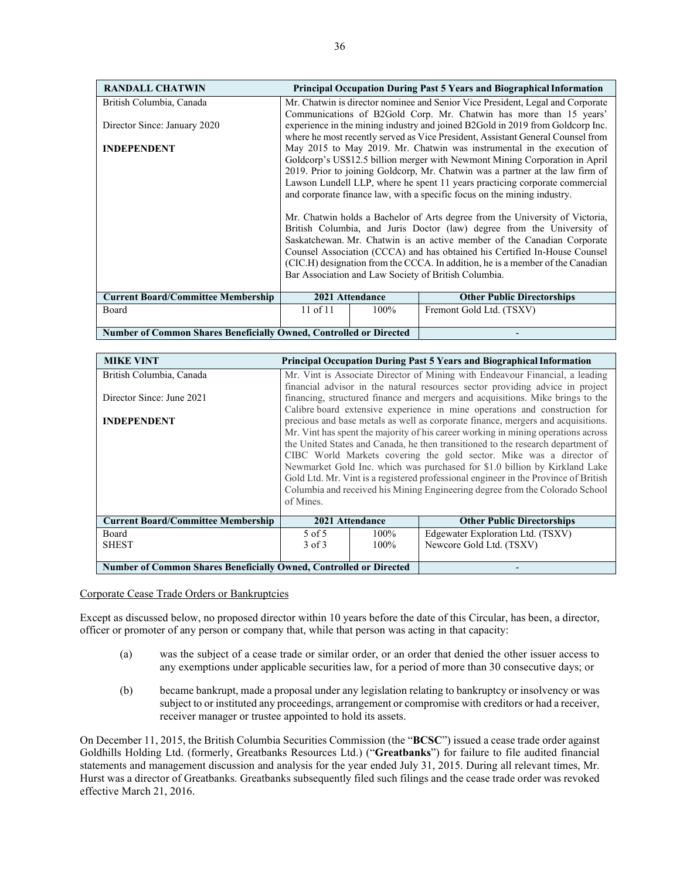| RANDALL CHATWIN | Principal Occupation During Past 5 Years and Biographical Information | | |
|---|---|---|---|
| British Columbia, Canada<br><br>Director Since: January 2020<br><br>**INDEPENDENT** | Mr. Chatwin is director nominee and Senior Vice President, Legal and Corporate Communications of B2Gold Corp. Mr. Chatwin has more than 15 years' experience in the mining industry and joined B2Gold in 2019 from Goldcorp Inc. where he most recently served as Vice President, Assistant General Counsel from May 2015 to May 2019. Mr. Chatwin was instrumental in the execution of Goldcorp's US$12.5 billion merger with Newmont Mining Corporation in April 2019. Prior to joining Goldcorp, Mr. Chatwin was a partner at the law firm of Lawson Lundell LLP, where he spent 11 years practicing corporate commercial and corporate finance law, with a specific focus on the mining industry.<br><br>Mr. Chatwin holds a Bachelor of Arts degree from the University of Victoria, British Columbia, and Juris Doctor (law) degree from the University of Saskatchewan. Mr. Chatwin is an active member of the Canadian Corporate Counsel Association (CCCA) and has obtained his Certified In-House Counsel (CIC.H) designation from the CCCA. In addition, he is a member of the Canadian Bar Association and Law Society of British Columbia. | | |
| **Current Board/Committee Membership** | **2021 Attendance** | | **Other Public Directorships** |
| Board | 11 of 11 | 100% | Fremont Gold Ltd. (TSXV) |
| **Number of Common Shares Beneficially Owned, Controlled or Directed** | | | - |

| MIKE VINT | Principal Occupation During Past 5 Years and Biographical Information | | |
|---|---|---|---|
| British Columbia, Canada<br><br>Director Since: June 2021<br><br>**INDEPENDENT** | Mr. Vint is Associate Director of Mining with Endeavour Financial, a leading financial advisor in the natural resources sector providing advice in project financing, structured finance and mergers and acquisitions. Mike brings to the Calibre board extensive experience in mine operations and construction for precious and base metals as well as corporate finance, mergers and acquisitions. Mr. Vint has spent the majority of his career working in mining operations across the United States and Canada, he then transitioned to the research department of CIBC World Markets covering the gold sector. Mike was a director of Newmarket Gold Inc. which was purchased for $1.0 billion by Kirkland Lake Gold Ltd. Mr. Vint is a registered professional engineer in the Province of British Columbia and received his Mining Engineering degree from the Colorado School of Mines. | | |
| **Current Board/Committee Membership** | **2021 Attendance** | | **Other Public Directorships** |
| Board<br>SHEST | 5 of 5<br>3 of 3 | 100%<br>100% | Edgewater Exploration Ltd. (TSXV)<br>Newcore Gold Ltd. (TSXV) |
| **Number of Common Shares Beneficially Owned, Controlled or Directed** | | | - |

Corporate Cease Trade Orders or Bankruptcies

Except as discussed below, no proposed director within 10 years before the date of this Circular, has been, a director, officer or promoter of any person or company that, while that person was acting in that capacity:

(a) was the subject of a cease trade or similar order, or an order that denied the other issuer access to any exemptions under applicable securities law, for a period of more than 30 consecutive days; or

(b) became bankrupt, made a proposal under any legislation relating to bankruptcy or insolvency or was subject to or instituted any proceedings, arrangement or compromise with creditors or had a receiver, receiver manager or trustee appointed to hold its assets.

On December 11, 2015, the British Columbia Securities Commission (the "**BCSC**") issued a cease trade order against Goldhills Holding Ltd. (formerly, Greatbanks Resources Ltd.) ("**Greatbanks**") for failure to file audited financial statements and management discussion and analysis for the year ended July 31, 2015. During all relevant times, Mr. Hurst was a director of Greatbanks. Greatbanks subsequently filed such filings and the cease trade order was revoked effective March 21, 2016.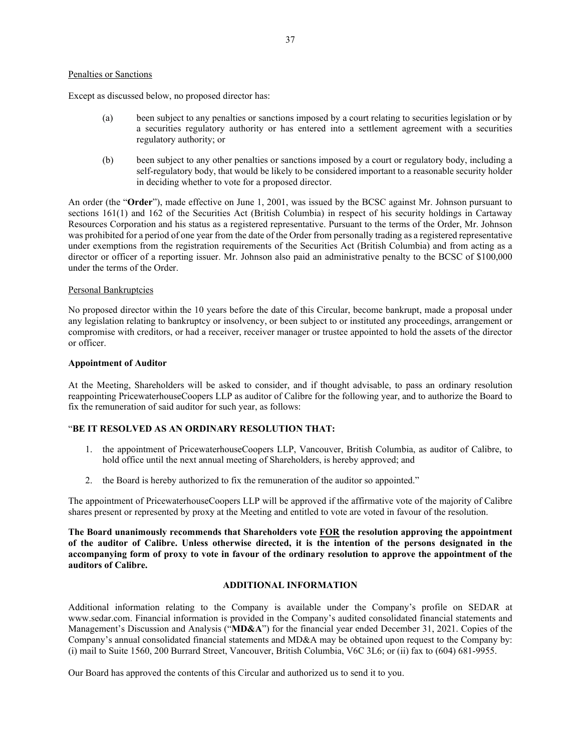Penalties or Sanctions

Except as discussed below, no proposed director has:

(a) been subject to any penalties or sanctions imposed by a court relating to securities legislation or by a securities regulatory authority or has entered into a settlement agreement with a securities regulatory authority; or

(b) been subject to any other penalties or sanctions imposed by a court or regulatory body, including a self-regulatory body, that would be likely to be considered important to a reasonable security holder in deciding whether to vote for a proposed director.

An order (the "**Order**"), made effective on June 1, 2001, was issued by the BCSC against Mr. Johnson pursuant to sections 161(1) and 162 of the Securities Act (British Columbia) in respect of his security holdings in Cartaway Resources Corporation and his status as a registered representative. Pursuant to the terms of the Order, Mr. Johnson was prohibited for a period of one year from the date of the Order from personally trading as a registered representative under exemptions from the registration requirements of the Securities Act (British Columbia) and from acting as a director or officer of a reporting issuer. Mr. Johnson also paid an administrative penalty to the BCSC of $100,000 under the terms of the Order.

Personal Bankruptcies

No proposed director within the 10 years before the date of this Circular, become bankrupt, made a proposal under any legislation relating to bankruptcy or insolvency, or been subject to or instituted any proceedings, arrangement or compromise with creditors, or had a receiver, receiver manager or trustee appointed to hold the assets of the director or officer.

**Appointment of Auditor**

At the Meeting, Shareholders will be asked to consider, and if thought advisable, to pass an ordinary resolution reappointing PricewaterhouseCoopers LLP as auditor of Calibre for the following year, and to authorize the Board to fix the remuneration of said auditor for such year, as follows:

"**BE IT RESOLVED AS AN ORDINARY RESOLUTION THAT:**

1. the appointment of PricewaterhouseCoopers LLP, Vancouver, British Columbia, as auditor of Calibre, to hold office until the next annual meeting of Shareholders, is hereby approved; and
2. the Board is hereby authorized to fix the remuneration of the auditor so appointed."

The appointment of PricewaterhouseCoopers LLP will be approved if the affirmative vote of the majority of Calibre shares present or represented by proxy at the Meeting and entitled to vote are voted in favour of the resolution.

**The Board unanimously recommends that Shareholders vote FOR the resolution approving the appointment of the auditor of Calibre. Unless otherwise directed, it is the intention of the persons designated in the accompanying form of proxy to vote in favour of the ordinary resolution to approve the appointment of the auditors of Calibre.**

## ADDITIONAL INFORMATION

Additional information relating to the Company is available under the Company's profile on SEDAR at www.sedar.com. Financial information is provided in the Company's audited consolidated financial statements and Management's Discussion and Analysis ("**MD&A**") for the financial year ended December 31, 2021. Copies of the Company's annual consolidated financial statements and MD&A may be obtained upon request to the Company by: (i) mail to Suite 1560, 200 Burrard Street, Vancouver, British Columbia, V6C 3L6; or (ii) fax to (604) 681-9955.

Our Board has approved the contents of this Circular and authorized us to send it to you.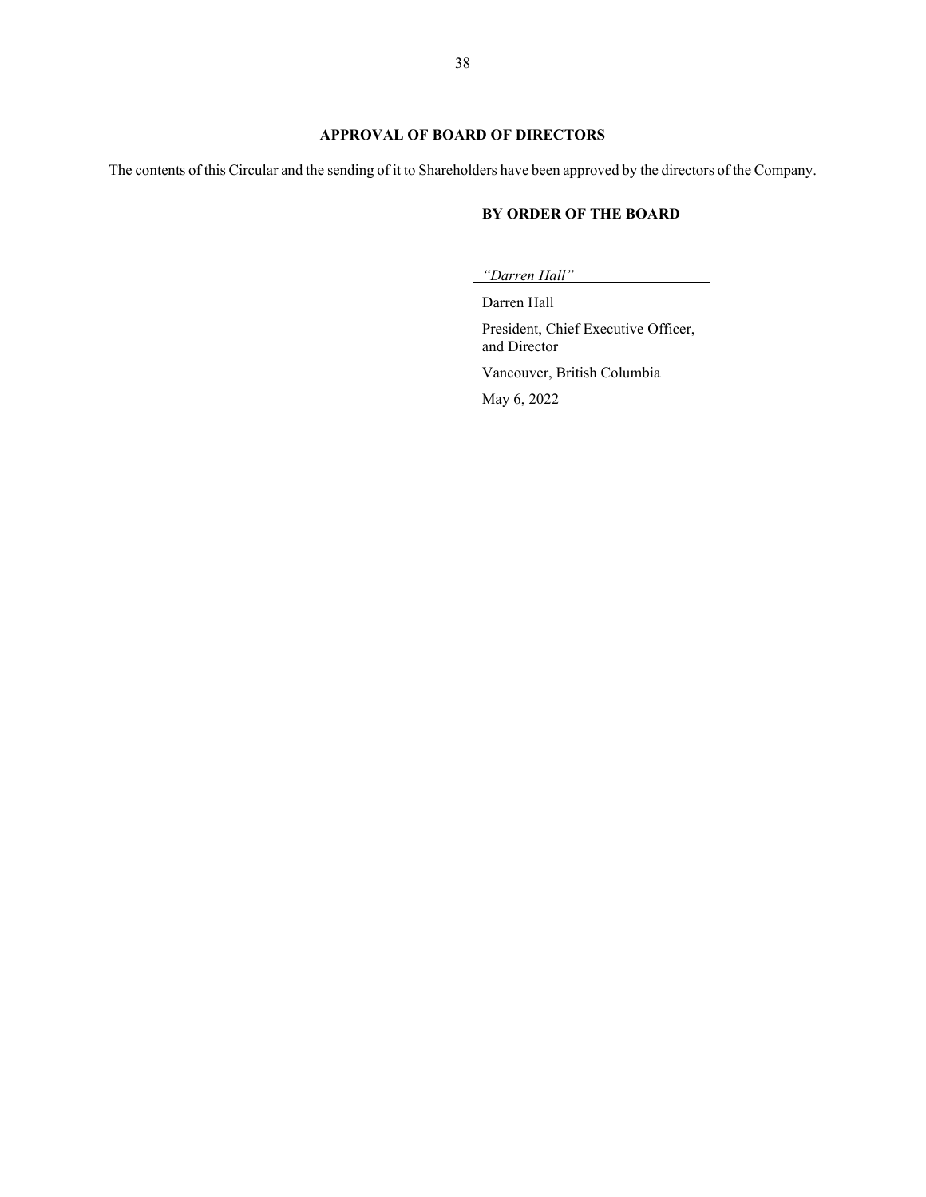## APPROVAL OF BOARD OF DIRECTORS

The contents of this Circular and the sending of it to Shareholders have been approved by the directors of the Company.

**BY ORDER OF THE BOARD**

*"Darren Hall"*

Darren Hall

President, Chief Executive Officer, and Director

Vancouver, British Columbia

May 6, 2022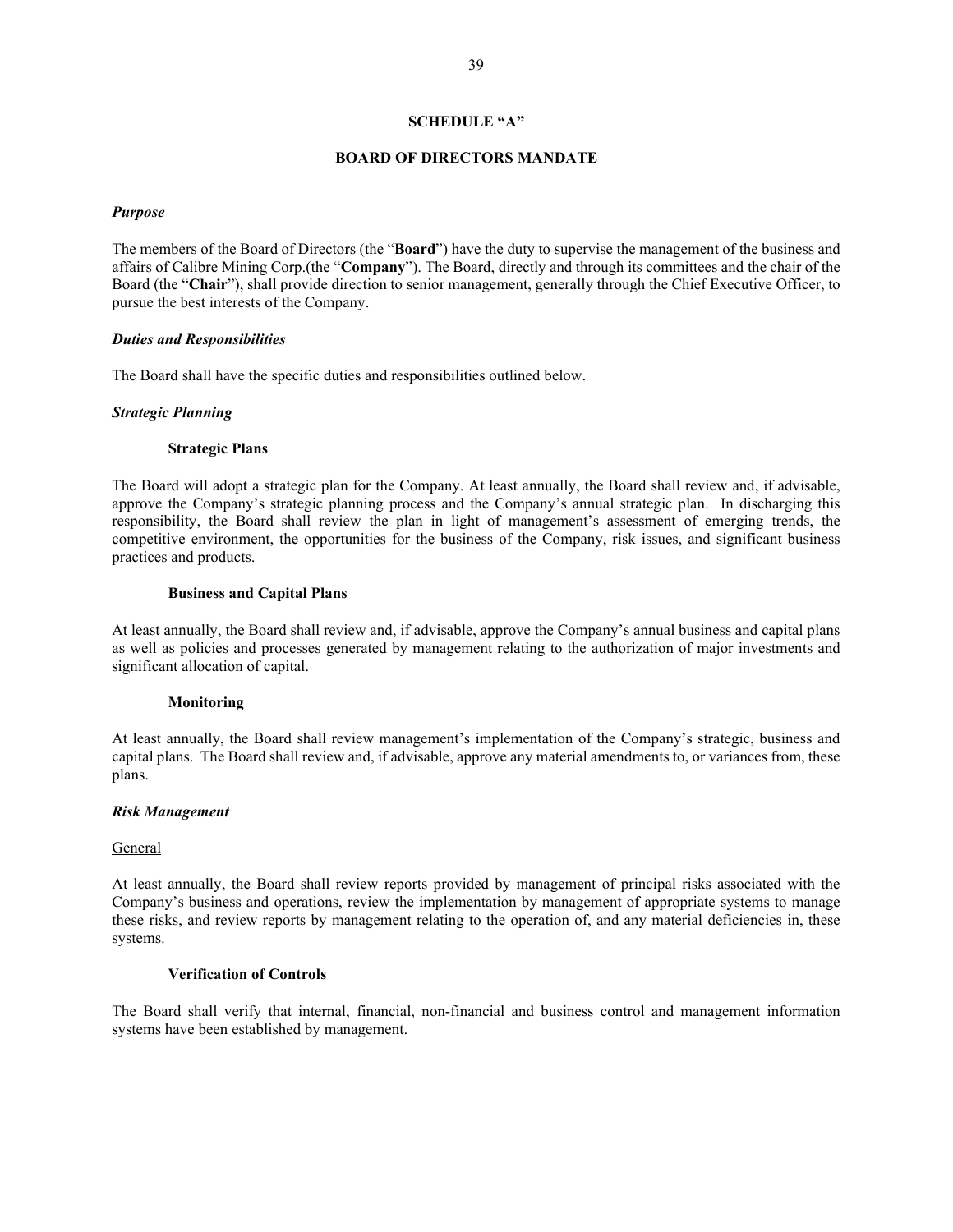# SCHEDULE "A"

## BOARD OF DIRECTORS MANDATE

***Purpose***

The members of the Board of Directors (the "**Board**") have the duty to supervise the management of the business and affairs of Calibre Mining Corp.(the "**Company**"). The Board, directly and through its committees and the chair of the Board (the "**Chair**"), shall provide direction to senior management, generally through the Chief Executive Officer, to pursue the best interests of the Company.

***Duties and Responsibilities***

The Board shall have the specific duties and responsibilities outlined below.

***Strategic Planning***

**Strategic Plans**

The Board will adopt a strategic plan for the Company. At least annually, the Board shall review and, if advisable, approve the Company's strategic planning process and the Company's annual strategic plan. In discharging this responsibility, the Board shall review the plan in light of management's assessment of emerging trends, the competitive environment, the opportunities for the business of the Company, risk issues, and significant business practices and products.

**Business and Capital Plans**

At least annually, the Board shall review and, if advisable, approve the Company's annual business and capital plans as well as policies and processes generated by management relating to the authorization of major investments and significant allocation of capital.

**Monitoring**

At least annually, the Board shall review management's implementation of the Company's strategic, business and capital plans. The Board shall review and, if advisable, approve any material amendments to, or variances from, these plans.

***Risk Management***

General

At least annually, the Board shall review reports provided by management of principal risks associated with the Company's business and operations, review the implementation by management of appropriate systems to manage these risks, and review reports by management relating to the operation of, and any material deficiencies in, these systems.

**Verification of Controls**

The Board shall verify that internal, financial, non-financial and business control and management information systems have been established by management.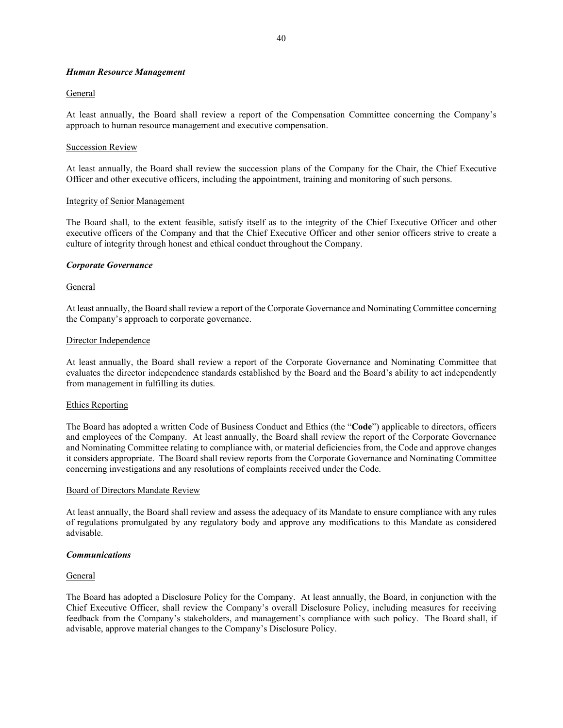***Human Resource Management***

General

At least annually, the Board shall review a report of the Compensation Committee concerning the Company's approach to human resource management and executive compensation.

Succession Review

At least annually, the Board shall review the succession plans of the Company for the Chair, the Chief Executive Officer and other executive officers, including the appointment, training and monitoring of such persons.

Integrity of Senior Management

The Board shall, to the extent feasible, satisfy itself as to the integrity of the Chief Executive Officer and other executive officers of the Company and that the Chief Executive Officer and other senior officers strive to create a culture of integrity through honest and ethical conduct throughout the Company.

***Corporate Governance***

General

At least annually, the Board shall review a report of the Corporate Governance and Nominating Committee concerning the Company's approach to corporate governance.

Director Independence

At least annually, the Board shall review a report of the Corporate Governance and Nominating Committee that evaluates the director independence standards established by the Board and the Board's ability to act independently from management in fulfilling its duties.

Ethics Reporting

The Board has adopted a written Code of Business Conduct and Ethics (the "**Code**") applicable to directors, officers and employees of the Company. At least annually, the Board shall review the report of the Corporate Governance and Nominating Committee relating to compliance with, or material deficiencies from, the Code and approve changes it considers appropriate. The Board shall review reports from the Corporate Governance and Nominating Committee concerning investigations and any resolutions of complaints received under the Code.

Board of Directors Mandate Review

At least annually, the Board shall review and assess the adequacy of its Mandate to ensure compliance with any rules of regulations promulgated by any regulatory body and approve any modifications to this Mandate as considered advisable.

***Communications***

General

The Board has adopted a Disclosure Policy for the Company. At least annually, the Board, in conjunction with the Chief Executive Officer, shall review the Company's overall Disclosure Policy, including measures for receiving feedback from the Company's stakeholders, and management's compliance with such policy. The Board shall, if advisable, approve material changes to the Company's Disclosure Policy.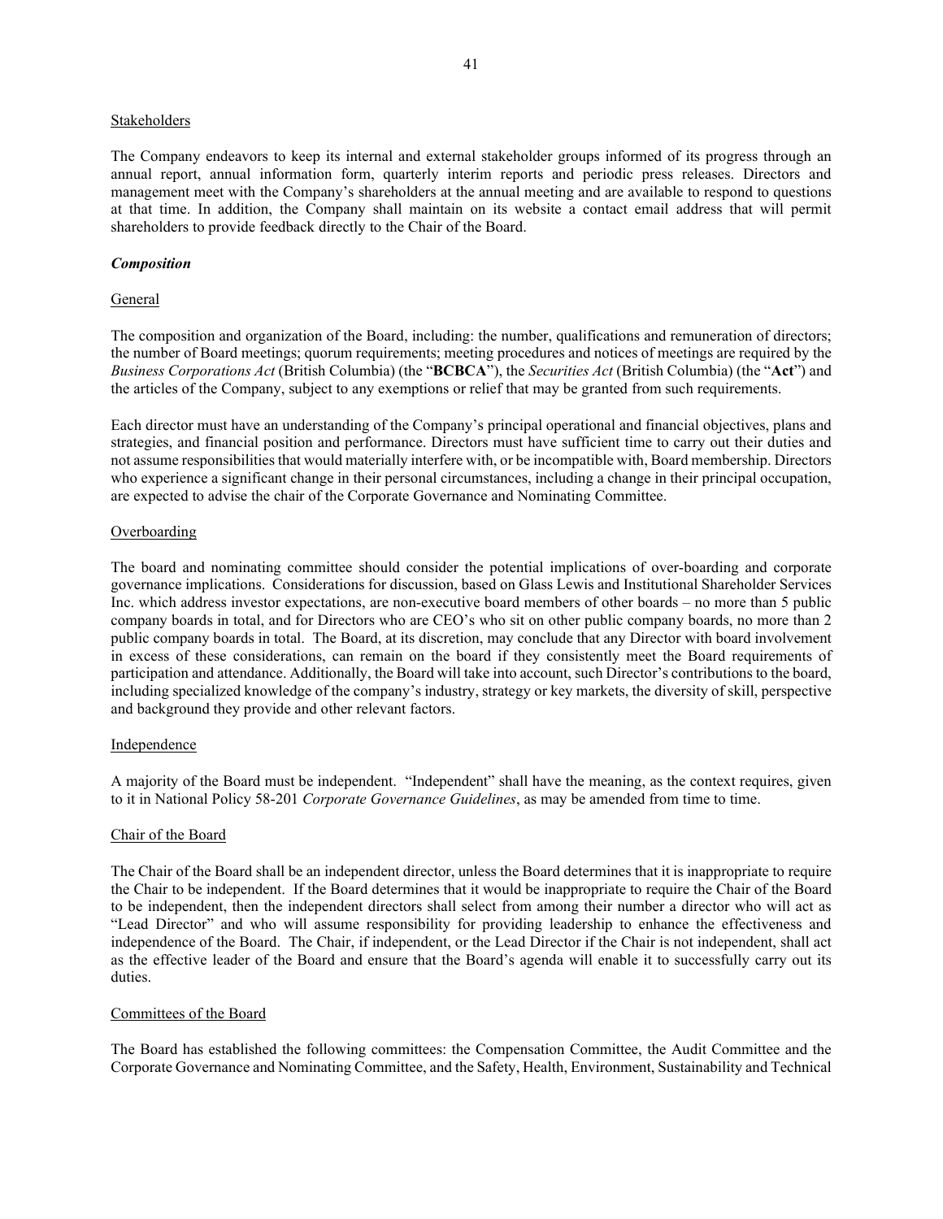Stakeholders

The Company endeavors to keep its internal and external stakeholder groups informed of its progress through an annual report, annual information form, quarterly interim reports and periodic press releases. Directors and management meet with the Company's shareholders at the annual meeting and are available to respond to questions at that time. In addition, the Company shall maintain on its website a contact email address that will permit shareholders to provide feedback directly to the Chair of the Board.

***Composition***

General

The composition and organization of the Board, including: the number, qualifications and remuneration of directors; the number of Board meetings; quorum requirements; meeting procedures and notices of meetings are required by the *Business Corporations Act* (British Columbia) (the "**BCBCA**"), the *Securities Act* (British Columbia) (the "**Act**") and the articles of the Company, subject to any exemptions or relief that may be granted from such requirements.

Each director must have an understanding of the Company's principal operational and financial objectives, plans and strategies, and financial position and performance. Directors must have sufficient time to carry out their duties and not assume responsibilities that would materially interfere with, or be incompatible with, Board membership. Directors who experience a significant change in their personal circumstances, including a change in their principal occupation, are expected to advise the chair of the Corporate Governance and Nominating Committee.

Overboarding

The board and nominating committee should consider the potential implications of over-boarding and corporate governance implications. Considerations for discussion, based on Glass Lewis and Institutional Shareholder Services Inc. which address investor expectations, are non-executive board members of other boards – no more than 5 public company boards in total, and for Directors who are CEO's who sit on other public company boards, no more than 2 public company boards in total. The Board, at its discretion, may conclude that any Director with board involvement in excess of these considerations, can remain on the board if they consistently meet the Board requirements of participation and attendance. Additionally, the Board will take into account, such Director's contributions to the board, including specialized knowledge of the company's industry, strategy or key markets, the diversity of skill, perspective and background they provide and other relevant factors.

Independence

A majority of the Board must be independent. "Independent" shall have the meaning, as the context requires, given to it in National Policy 58-201 *Corporate Governance Guidelines*, as may be amended from time to time.

Chair of the Board

The Chair of the Board shall be an independent director, unless the Board determines that it is inappropriate to require the Chair to be independent. If the Board determines that it would be inappropriate to require the Chair of the Board to be independent, then the independent directors shall select from among their number a director who will act as "Lead Director" and who will assume responsibility for providing leadership to enhance the effectiveness and independence of the Board. The Chair, if independent, or the Lead Director if the Chair is not independent, shall act as the effective leader of the Board and ensure that the Board's agenda will enable it to successfully carry out its duties.

Committees of the Board

The Board has established the following committees: the Compensation Committee, the Audit Committee and the Corporate Governance and Nominating Committee, and the Safety, Health, Environment, Sustainability and Technical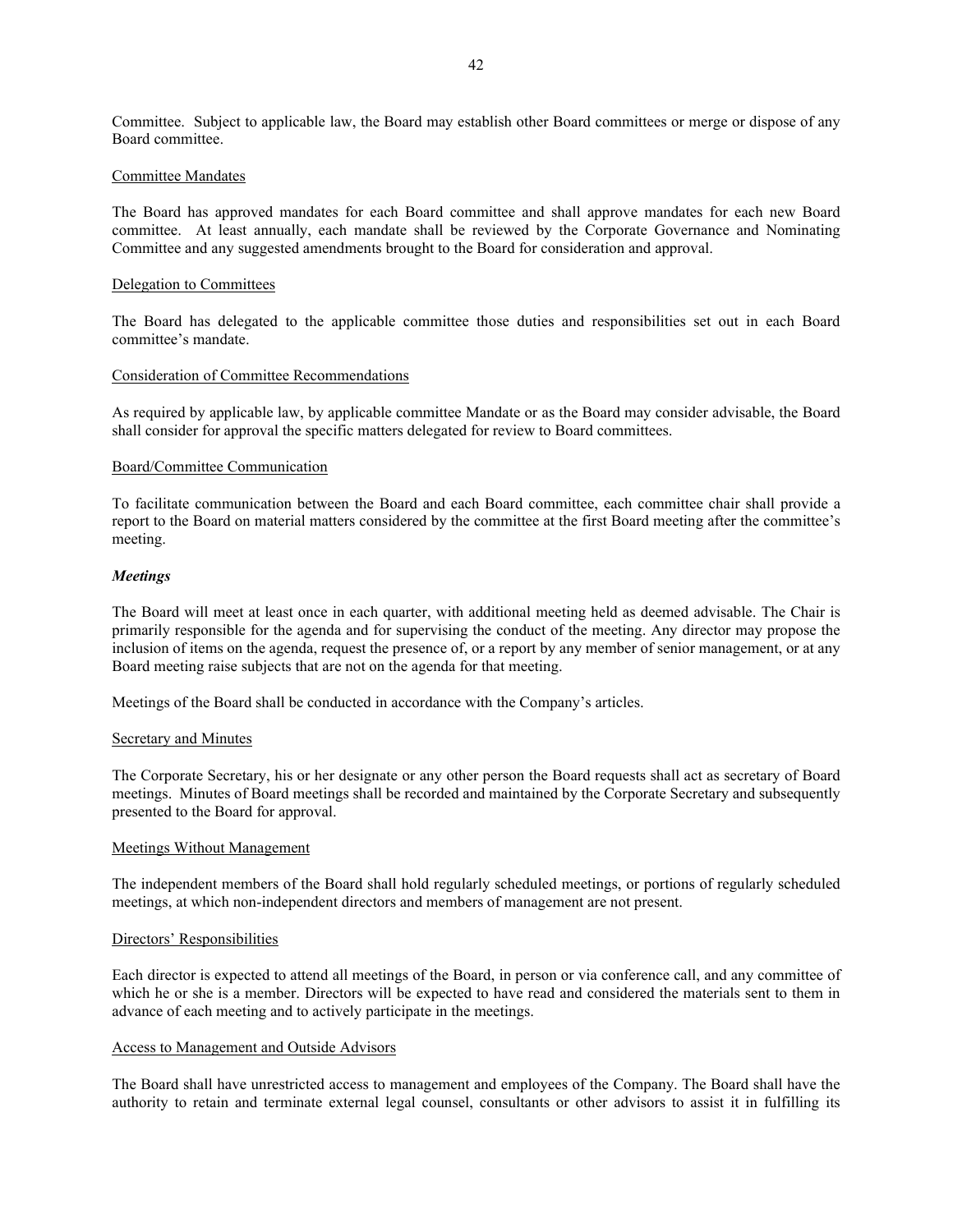Committee. Subject to applicable law, the Board may establish other Board committees or merge or dispose of any Board committee.

Committee Mandates

The Board has approved mandates for each Board committee and shall approve mandates for each new Board committee. At least annually, each mandate shall be reviewed by the Corporate Governance and Nominating Committee and any suggested amendments brought to the Board for consideration and approval.

Delegation to Committees

The Board has delegated to the applicable committee those duties and responsibilities set out in each Board committee's mandate.

Consideration of Committee Recommendations

As required by applicable law, by applicable committee Mandate or as the Board may consider advisable, the Board shall consider for approval the specific matters delegated for review to Board committees.

Board/Committee Communication

To facilitate communication between the Board and each Board committee, each committee chair shall provide a report to the Board on material matters considered by the committee at the first Board meeting after the committee's meeting.

***Meetings***

The Board will meet at least once in each quarter, with additional meeting held as deemed advisable. The Chair is primarily responsible for the agenda and for supervising the conduct of the meeting. Any director may propose the inclusion of items on the agenda, request the presence of, or a report by any member of senior management, or at any Board meeting raise subjects that are not on the agenda for that meeting.

Meetings of the Board shall be conducted in accordance with the Company's articles.

Secretary and Minutes

The Corporate Secretary, his or her designate or any other person the Board requests shall act as secretary of Board meetings. Minutes of Board meetings shall be recorded and maintained by the Corporate Secretary and subsequently presented to the Board for approval.

Meetings Without Management

The independent members of the Board shall hold regularly scheduled meetings, or portions of regularly scheduled meetings, at which non-independent directors and members of management are not present.

Directors' Responsibilities

Each director is expected to attend all meetings of the Board, in person or via conference call, and any committee of which he or she is a member. Directors will be expected to have read and considered the materials sent to them in advance of each meeting and to actively participate in the meetings.

Access to Management and Outside Advisors

The Board shall have unrestricted access to management and employees of the Company. The Board shall have the authority to retain and terminate external legal counsel, consultants or other advisors to assist it in fulfilling its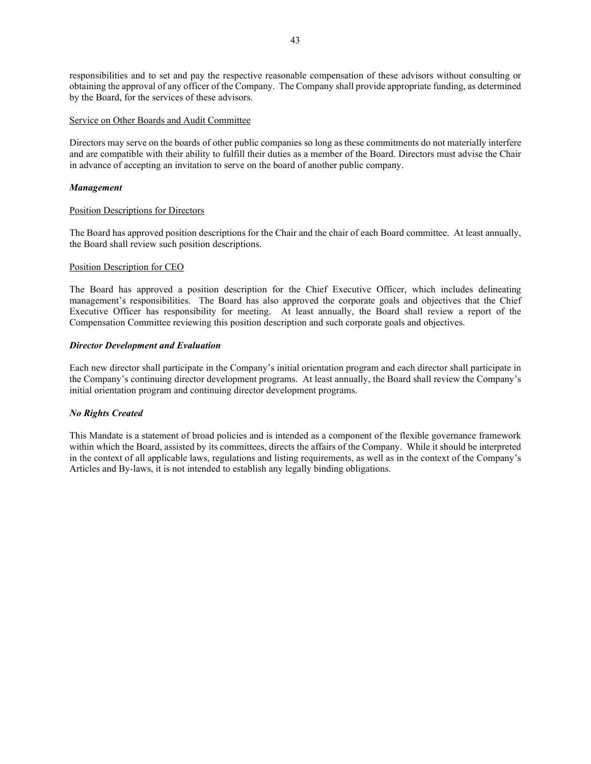responsibilities and to set and pay the respective reasonable compensation of these advisors without consulting or obtaining the approval of any officer of the Company. The Company shall provide appropriate funding, as determined by the Board, for the services of these advisors.

<u>Service on Other Boards and Audit Committee</u>

Directors may serve on the boards of other public companies so long as these commitments do not materially interfere and are compatible with their ability to fulfill their duties as a member of the Board. Directors must advise the Chair in advance of accepting an invitation to serve on the board of another public company.

***Management***

<u>Position Descriptions for Directors</u>

The Board has approved position descriptions for the Chair and the chair of each Board committee. At least annually, the Board shall review such position descriptions.

<u>Position Description for CEO</u>

The Board has approved a position description for the Chief Executive Officer, which includes delineating management's responsibilities. The Board has also approved the corporate goals and objectives that the Chief Executive Officer has responsibility for meeting. At least annually, the Board shall review a report of the Compensation Committee reviewing this position description and such corporate goals and objectives.

***Director Development and Evaluation***

Each new director shall participate in the Company's initial orientation program and each director shall participate in the Company's continuing director development programs. At least annually, the Board shall review the Company's initial orientation program and continuing director development programs.

***No Rights Created***

This Mandate is a statement of broad policies and is intended as a component of the flexible governance framework within which the Board, assisted by its committees, directs the affairs of the Company. While it should be interpreted in the context of all applicable laws, regulations and listing requirements, as well as in the context of the Company's Articles and By-laws, it is not intended to establish any legally binding obligations.